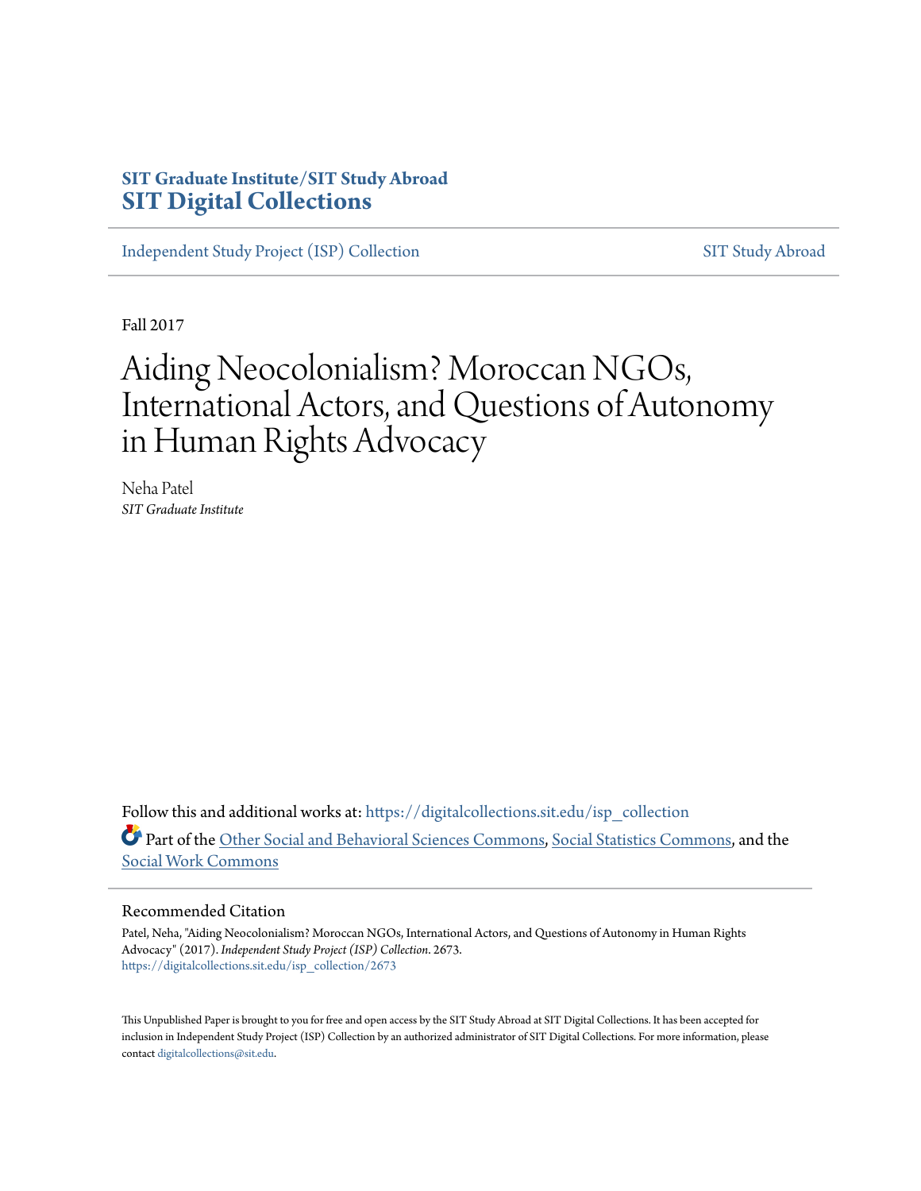SIT Graduate Institute/SIT Study Abroad
**SIT Digital Collections**

Independent Study Project (ISP) Collection | SIT Study Abroad

Fall 2017

# Aiding Neocolonialism? Moroccan NGOs, International Actors, and Questions of Autonomy in Human Rights Advocacy

Neha Patel
*SIT Graduate Institute*

Follow this and additional works at: https://digitalcollections.sit.edu/isp_collection

Part of the Other Social and Behavioral Sciences Commons, Social Statistics Commons, and the Social Work Commons

## Recommended Citation

Patel, Neha, "Aiding Neocolonialism? Moroccan NGOs, International Actors, and Questions of Autonomy in Human Rights Advocacy" (2017). *Independent Study Project (ISP) Collection*. 2673.
https://digitalcollections.sit.edu/isp_collection/2673

This Unpublished Paper is brought to you for free and open access by the SIT Study Abroad at SIT Digital Collections. It has been accepted for inclusion in Independent Study Project (ISP) Collection by an authorized administrator of SIT Digital Collections. For more information, please contact digitalcollections@sit.edu.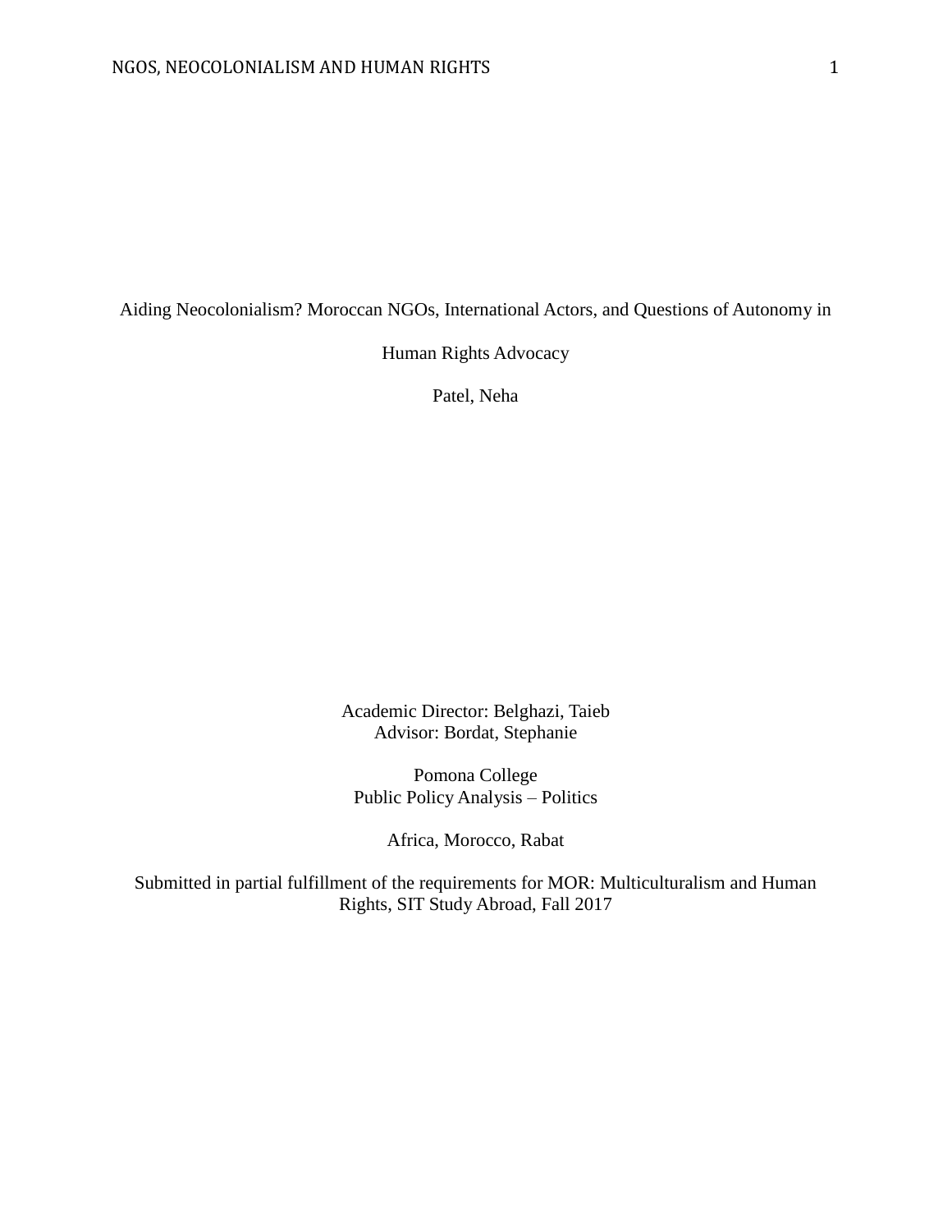Aiding Neocolonialism? Moroccan NGOs, International Actors, and Questions of Autonomy in Human Rights Advocacy

Patel, Neha

Academic Director: Belghazi, Taieb
Advisor: Bordat, Stephanie

Pomona College
Public Policy Analysis – Politics

Africa, Morocco, Rabat

Submitted in partial fulfillment of the requirements for MOR: Multiculturalism and Human Rights, SIT Study Abroad, Fall 2017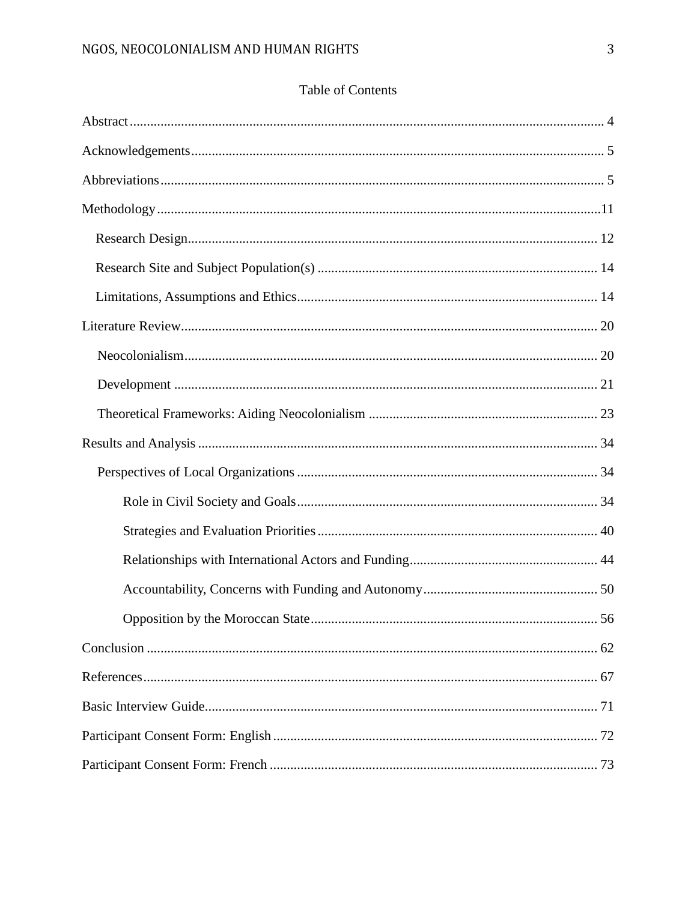# Table of Contents

Abstract ........................................................................................................................ 4

Acknowledgements ...................................................................................................... 5

Abbreviations ............................................................................................................... 5

Methodology ...............................................................................................................11

- Research Design ...................................................................................................... 12
- Research Site and Subject Population(s) ................................................................. 14
- Limitations, Assumptions and Ethics ...................................................................... 14

Literature Review ........................................................................................................ 20

- Neocolonialism ........................................................................................................ 20
- Development ............................................................................................................ 21
- Theoretical Frameworks: Aiding Neocolonialism ................................................... 23

Results and Analysis .................................................................................................... 34

- Perspectives of Local Organizations ....................................................................... 34
  - Role in Civil Society and Goals ........................................................................ 34
  - Strategies and Evaluation Priorities .................................................................. 40
  - Relationships with International Actors and Funding ....................................... 44
  - Accountability, Concerns with Funding and Autonomy ................................... 50
  - Opposition by the Moroccan State .................................................................... 56

Conclusion ................................................................................................................... 62

References .................................................................................................................... 67

Basic Interview Guide .................................................................................................. 71

Participant Consent Form: English .............................................................................. 72

Participant Consent Form: French ............................................................................... 73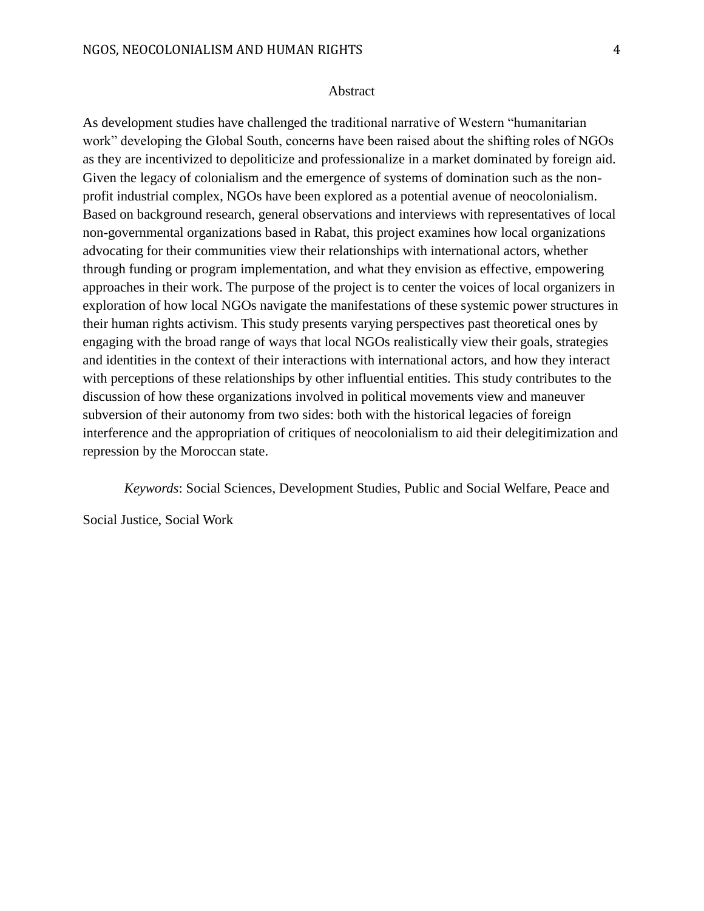## Abstract

As development studies have challenged the traditional narrative of Western "humanitarian work" developing the Global South, concerns have been raised about the shifting roles of NGOs as they are incentivized to depoliticize and professionalize in a market dominated by foreign aid. Given the legacy of colonialism and the emergence of systems of domination such as the non-profit industrial complex, NGOs have been explored as a potential avenue of neocolonialism. Based on background research, general observations and interviews with representatives of local non-governmental organizations based in Rabat, this project examines how local organizations advocating for their communities view their relationships with international actors, whether through funding or program implementation, and what they envision as effective, empowering approaches in their work. The purpose of the project is to center the voices of local organizers in exploration of how local NGOs navigate the manifestations of these systemic power structures in their human rights activism. This study presents varying perspectives past theoretical ones by engaging with the broad range of ways that local NGOs realistically view their goals, strategies and identities in the context of their interactions with international actors, and how they interact with perceptions of these relationships by other influential entities. This study contributes to the discussion of how these organizations involved in political movements view and maneuver subversion of their autonomy from two sides: both with the historical legacies of foreign interference and the appropriation of critiques of neocolonialism to aid their delegitimization and repression by the Moroccan state.

*Keywords*: Social Sciences, Development Studies, Public and Social Welfare, Peace and Social Justice, Social Work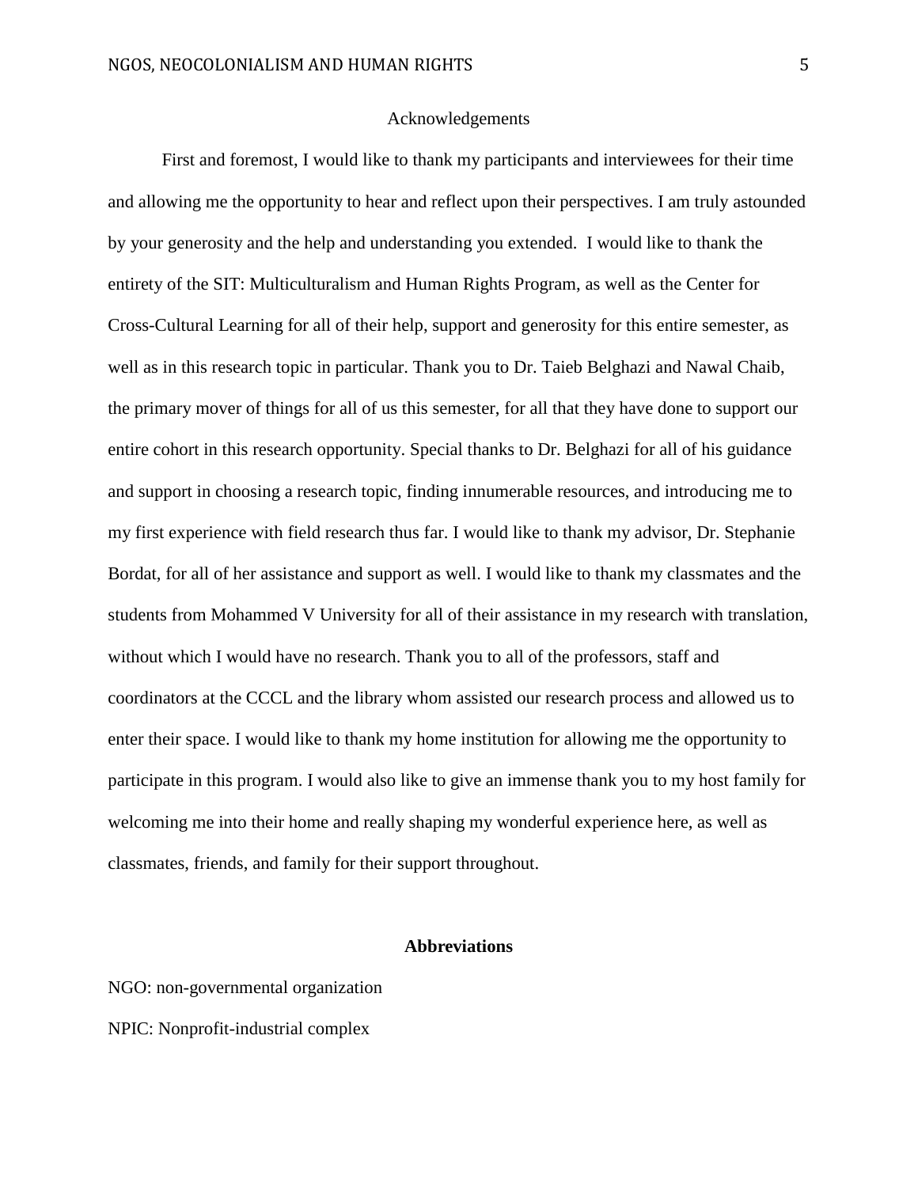## Acknowledgements

First and foremost, I would like to thank my participants and interviewees for their time and allowing me the opportunity to hear and reflect upon their perspectives. I am truly astounded by your generosity and the help and understanding you extended. I would like to thank the entirety of the SIT: Multiculturalism and Human Rights Program, as well as the Center for Cross-Cultural Learning for all of their help, support and generosity for this entire semester, as well as in this research topic in particular. Thank you to Dr. Taieb Belghazi and Nawal Chaib, the primary mover of things for all of us this semester, for all that they have done to support our entire cohort in this research opportunity. Special thanks to Dr. Belghazi for all of his guidance and support in choosing a research topic, finding innumerable resources, and introducing me to my first experience with field research thus far. I would like to thank my advisor, Dr. Stephanie Bordat, for all of her assistance and support as well. I would like to thank my classmates and the students from Mohammed V University for all of their assistance in my research with translation, without which I would have no research. Thank you to all of the professors, staff and coordinators at the CCCL and the library whom assisted our research process and allowed us to enter their space. I would like to thank my home institution for allowing me the opportunity to participate in this program. I would also like to give an immense thank you to my host family for welcoming me into their home and really shaping my wonderful experience here, as well as classmates, friends, and family for their support throughout.

## Abbreviations

NGO: non-governmental organization

NPIC: Nonprofit-industrial complex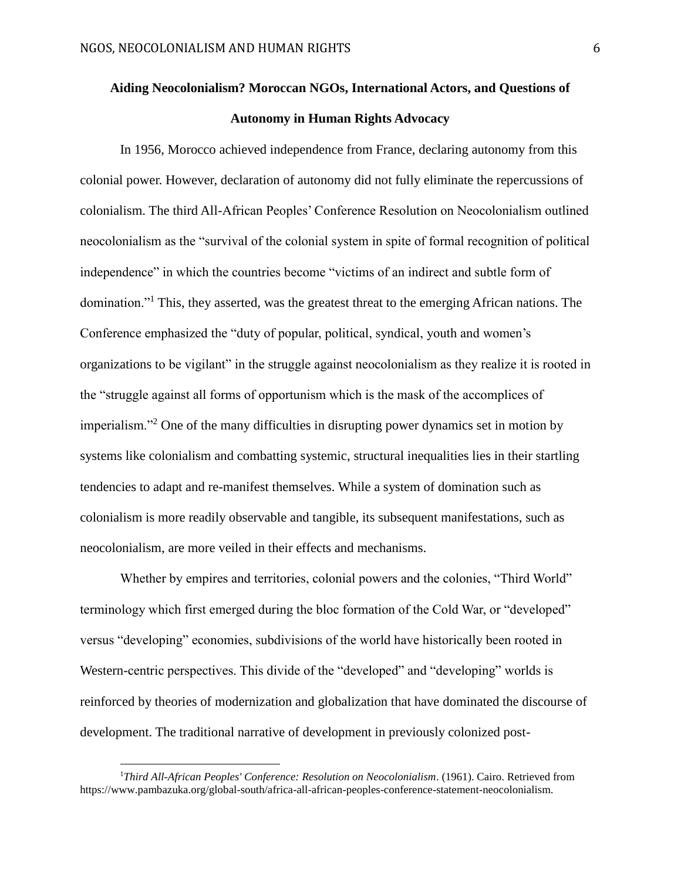**Aiding Neocolonialism? Moroccan NGOs, International Actors, and Questions of Autonomy in Human Rights Advocacy**

In 1956, Morocco achieved independence from France, declaring autonomy from this colonial power. However, declaration of autonomy did not fully eliminate the repercussions of colonialism. The third All-African Peoples' Conference Resolution on Neocolonialism outlined neocolonialism as the "survival of the colonial system in spite of formal recognition of political independence" in which the countries become "victims of an indirect and subtle form of domination."[1] This, they asserted, was the greatest threat to the emerging African nations. The Conference emphasized the "duty of popular, political, syndical, youth and women's organizations to be vigilant" in the struggle against neocolonialism as they realize it is rooted in the "struggle against all forms of opportunism which is the mask of the accomplices of imperialism."[2] One of the many difficulties in disrupting power dynamics set in motion by systems like colonialism and combatting systemic, structural inequalities lies in their startling tendencies to adapt and re-manifest themselves. While a system of domination such as colonialism is more readily observable and tangible, its subsequent manifestations, such as neocolonialism, are more veiled in their effects and mechanisms.

Whether by empires and territories, colonial powers and the colonies, "Third World" terminology which first emerged during the bloc formation of the Cold War, or "developed" versus "developing" economies, subdivisions of the world have historically been rooted in Western-centric perspectives. This divide of the "developed" and "developing" worlds is reinforced by theories of modernization and globalization that have dominated the discourse of development. The traditional narrative of development in previously colonized post-

---

[1]*Third All-African Peoples' Conference: Resolution on Neocolonialism*. (1961). Cairo. Retrieved from https://www.pambazuka.org/global-south/africa-all-african-peoples-conference-statement-neocolonialism.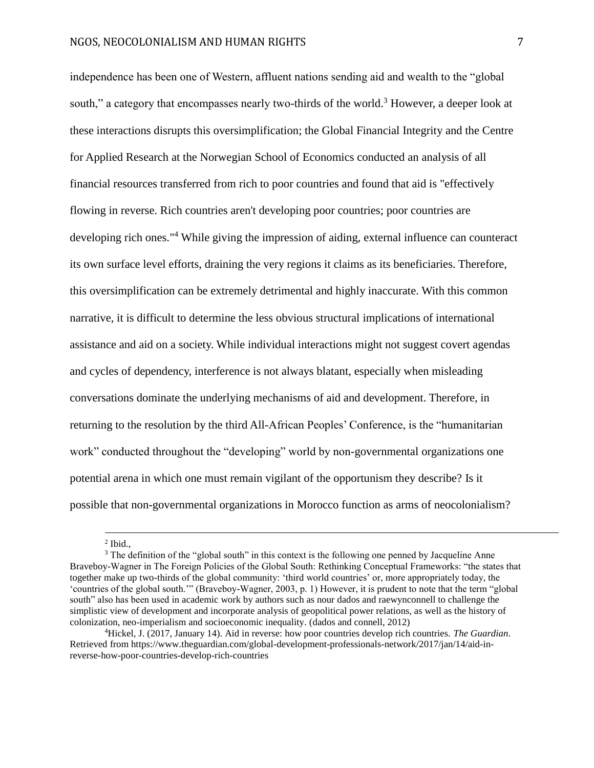independence has been one of Western, affluent nations sending aid and wealth to the "global south," a category that encompasses nearly two-thirds of the world.[3] However, a deeper look at these interactions disrupts this oversimplification; the Global Financial Integrity and the Centre for Applied Research at the Norwegian School of Economics conducted an analysis of all financial resources transferred from rich to poor countries and found that aid is "effectively flowing in reverse. Rich countries aren't developing poor countries; poor countries are developing rich ones."[4] While giving the impression of aiding, external influence can counteract its own surface level efforts, draining the very regions it claims as its beneficiaries. Therefore, this oversimplification can be extremely detrimental and highly inaccurate. With this common narrative, it is difficult to determine the less obvious structural implications of international assistance and aid on a society. While individual interactions might not suggest covert agendas and cycles of dependency, interference is not always blatant, especially when misleading conversations dominate the underlying mechanisms of aid and development. Therefore, in returning to the resolution by the third All-African Peoples' Conference, is the "humanitarian work" conducted throughout the "developing" world by non-governmental organizations one potential arena in which one must remain vigilant of the opportunism they describe? Is it possible that non-governmental organizations in Morocco function as arms of neocolonialism?

---

[2] Ibid.,

[3] The definition of the "global south" in this context is the following one penned by Jacqueline Anne Braveboy-Wagner in The Foreign Policies of the Global South: Rethinking Conceptual Frameworks: "the states that together make up two-thirds of the global community: 'third world countries' or, more appropriately today, the 'countries of the global south.'" (Braveboy-Wagner, 2003, p. 1) However, it is prudent to note that the term "global south" also has been used in academic work by authors such as nour dados and raewynconnell to challenge the simplistic view of development and incorporate analysis of geopolitical power relations, as well as the history of colonization, neo-imperialism and socioeconomic inequality. (dados and connell, 2012)

[4] Hickel, J. (2017, January 14). Aid in reverse: how poor countries develop rich countries. *The Guardian*. Retrieved from https://www.theguardian.com/global-development-professionals-network/2017/jan/14/aid-in-reverse-how-poor-countries-develop-rich-countries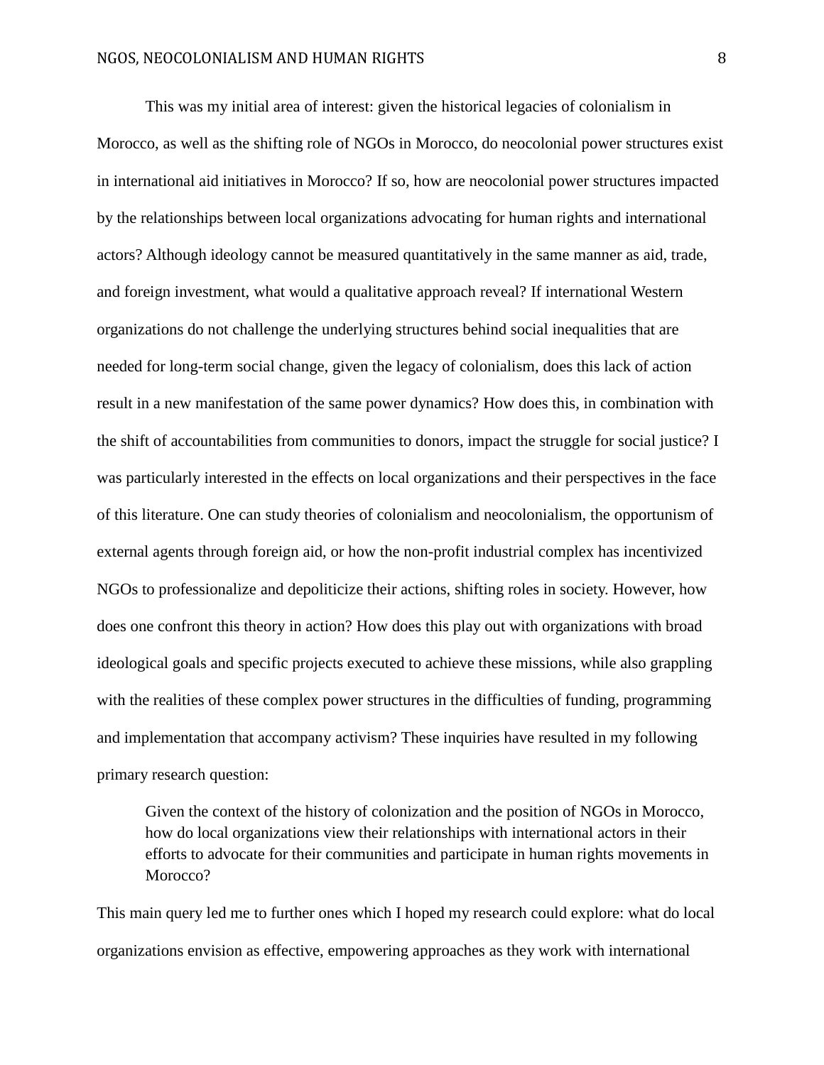This was my initial area of interest: given the historical legacies of colonialism in Morocco, as well as the shifting role of NGOs in Morocco, do neocolonial power structures exist in international aid initiatives in Morocco? If so, how are neocolonial power structures impacted by the relationships between local organizations advocating for human rights and international actors? Although ideology cannot be measured quantitatively in the same manner as aid, trade, and foreign investment, what would a qualitative approach reveal? If international Western organizations do not challenge the underlying structures behind social inequalities that are needed for long-term social change, given the legacy of colonialism, does this lack of action result in a new manifestation of the same power dynamics? How does this, in combination with the shift of accountabilities from communities to donors, impact the struggle for social justice? I was particularly interested in the effects on local organizations and their perspectives in the face of this literature. One can study theories of colonialism and neocolonialism, the opportunism of external agents through foreign aid, or how the non-profit industrial complex has incentivized NGOs to professionalize and depoliticize their actions, shifting roles in society. However, how does one confront this theory in action? How does this play out with organizations with broad ideological goals and specific projects executed to achieve these missions, while also grappling with the realities of these complex power structures in the difficulties of funding, programming and implementation that accompany activism? These inquiries have resulted in my following primary research question:

> Given the context of the history of colonization and the position of NGOs in Morocco, how do local organizations view their relationships with international actors in their efforts to advocate for their communities and participate in human rights movements in Morocco?

This main query led me to further ones which I hoped my research could explore: what do local organizations envision as effective, empowering approaches as they work with international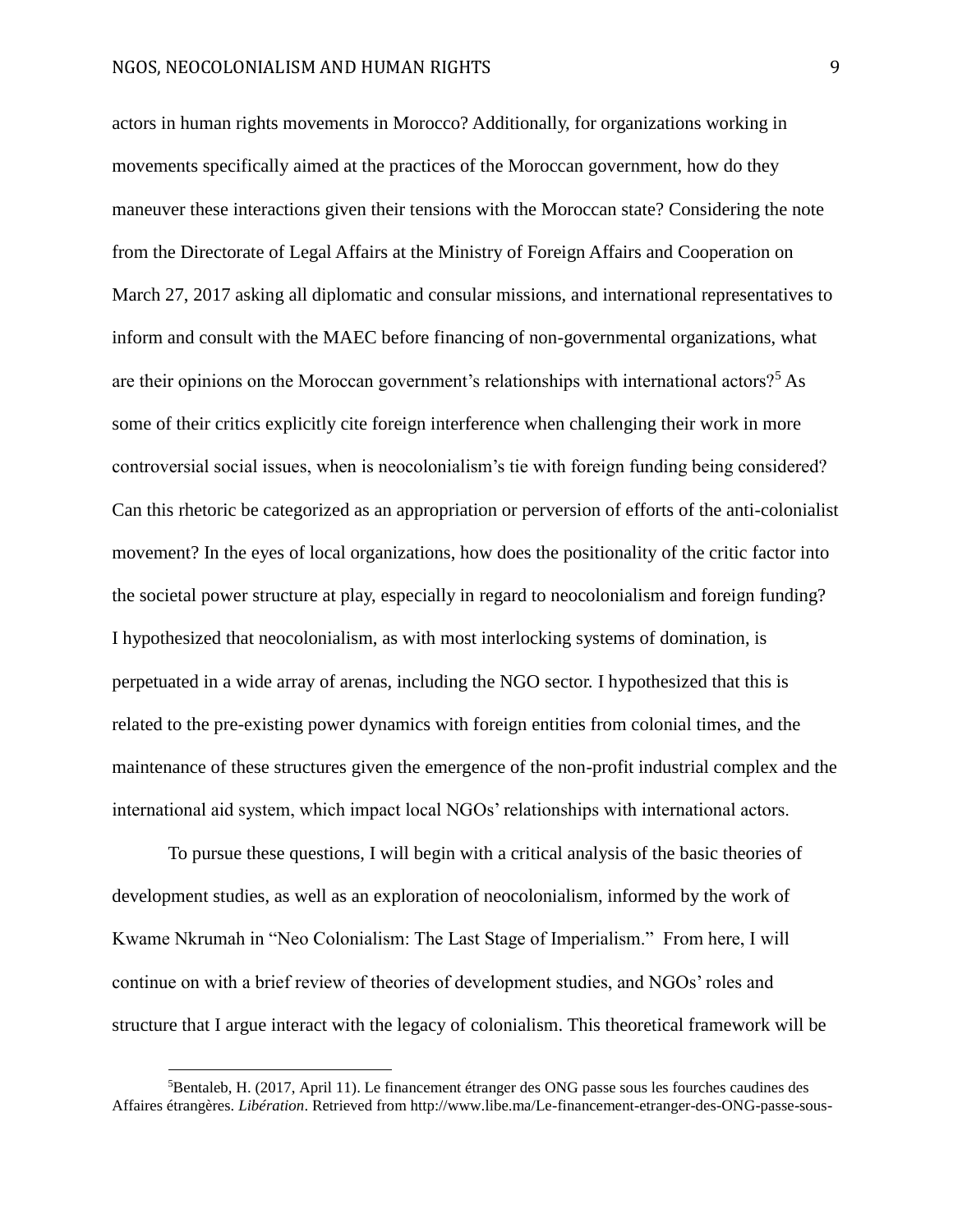actors in human rights movements in Morocco? Additionally, for organizations working in movements specifically aimed at the practices of the Moroccan government, how do they maneuver these interactions given their tensions with the Moroccan state? Considering the note from the Directorate of Legal Affairs at the Ministry of Foreign Affairs and Cooperation on March 27, 2017 asking all diplomatic and consular missions, and international representatives to inform and consult with the MAEC before financing of non-governmental organizations, what are their opinions on the Moroccan government's relationships with international actors?[5] As some of their critics explicitly cite foreign interference when challenging their work in more controversial social issues, when is neocolonialism's tie with foreign funding being considered? Can this rhetoric be categorized as an appropriation or perversion of efforts of the anti-colonialist movement? In the eyes of local organizations, how does the positionality of the critic factor into the societal power structure at play, especially in regard to neocolonialism and foreign funding? I hypothesized that neocolonialism, as with most interlocking systems of domination, is perpetuated in a wide array of arenas, including the NGO sector. I hypothesized that this is related to the pre-existing power dynamics with foreign entities from colonial times, and the maintenance of these structures given the emergence of the non-profit industrial complex and the international aid system, which impact local NGOs' relationships with international actors.

To pursue these questions, I will begin with a critical analysis of the basic theories of development studies, as well as an exploration of neocolonialism, informed by the work of Kwame Nkrumah in "Neo Colonialism: The Last Stage of Imperialism." From here, I will continue on with a brief review of theories of development studies, and NGOs' roles and structure that I argue interact with the legacy of colonialism. This theoretical framework will be

[5] Bentaleb, H. (2017, April 11). Le financement étranger des ONG passe sous les fourches caudines des Affaires étrangères. *Libération*. Retrieved from http://www.libe.ma/Le-financement-etranger-des-ONG-passe-sous-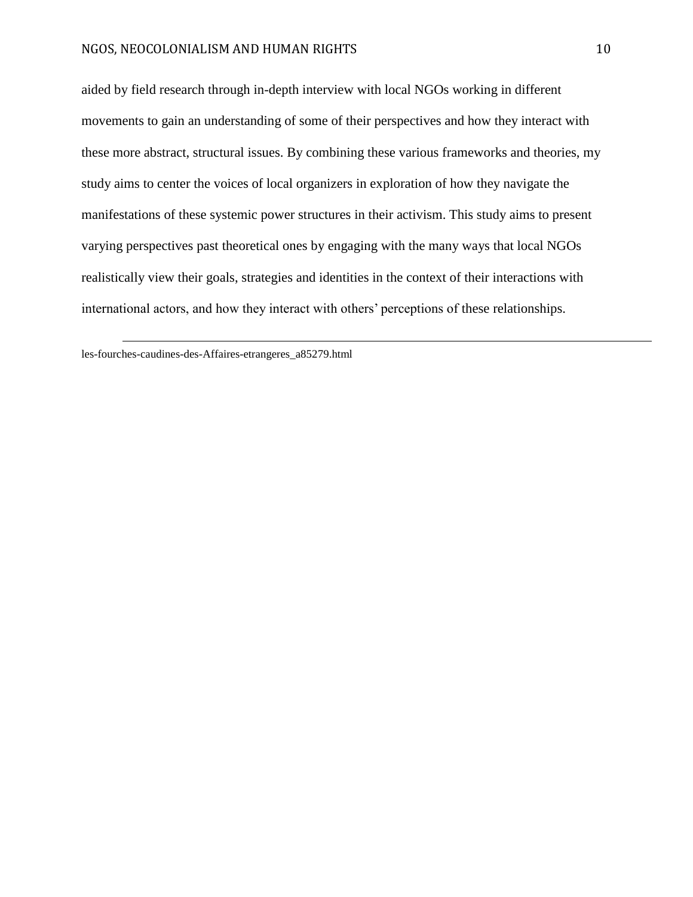aided by field research through in-depth interview with local NGOs working in different movements to gain an understanding of some of their perspectives and how they interact with these more abstract, structural issues. By combining these various frameworks and theories, my study aims to center the voices of local organizers in exploration of how they navigate the manifestations of these systemic power structures in their activism. This study aims to present varying perspectives past theoretical ones by engaging with the many ways that local NGOs realistically view their goals, strategies and identities in the context of their interactions with international actors, and how they interact with others' perceptions of these relationships.

---

les-fourches-caudines-des-Affaires-etrangeres_a85279.html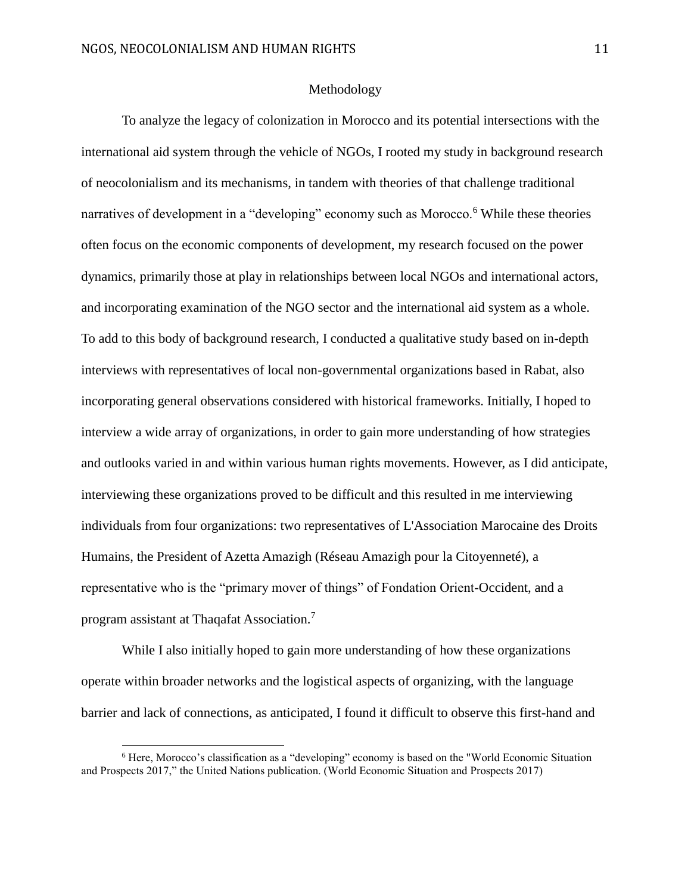## Methodology

To analyze the legacy of colonization in Morocco and its potential intersections with the international aid system through the vehicle of NGOs, I rooted my study in background research of neocolonialism and its mechanisms, in tandem with theories of that challenge traditional narratives of development in a "developing" economy such as Morocco.[6] While these theories often focus on the economic components of development, my research focused on the power dynamics, primarily those at play in relationships between local NGOs and international actors, and incorporating examination of the NGO sector and the international aid system as a whole. To add to this body of background research, I conducted a qualitative study based on in-depth interviews with representatives of local non-governmental organizations based in Rabat, also incorporating general observations considered with historical frameworks. Initially, I hoped to interview a wide array of organizations, in order to gain more understanding of how strategies and outlooks varied in and within various human rights movements. However, as I did anticipate, interviewing these organizations proved to be difficult and this resulted in me interviewing individuals from four organizations: two representatives of L'Association Marocaine des Droits Humains, the President of Azetta Amazigh (Réseau Amazigh pour la Citoyenneté), a representative who is the "primary mover of things" of Fondation Orient-Occident, and a program assistant at Thaqafat Association.[7]

While I also initially hoped to gain more understanding of how these organizations operate within broader networks and the logistical aspects of organizing, with the language barrier and lack of connections, as anticipated, I found it difficult to observe this first-hand and

---

[6] Here, Morocco's classification as a "developing" economy is based on the "World Economic Situation and Prospects 2017," the United Nations publication. (World Economic Situation and Prospects 2017)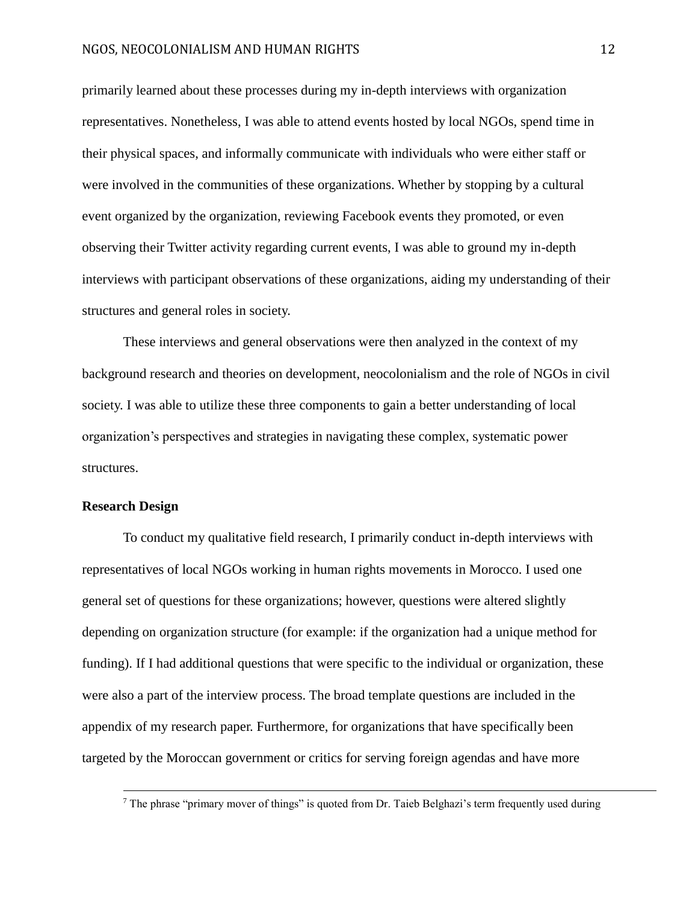primarily learned about these processes during my in-depth interviews with organization representatives. Nonetheless, I was able to attend events hosted by local NGOs, spend time in their physical spaces, and informally communicate with individuals who were either staff or were involved in the communities of these organizations. Whether by stopping by a cultural event organized by the organization, reviewing Facebook events they promoted, or even observing their Twitter activity regarding current events, I was able to ground my in-depth interviews with participant observations of these organizations, aiding my understanding of their structures and general roles in society.

These interviews and general observations were then analyzed in the context of my background research and theories on development, neocolonialism and the role of NGOs in civil society. I was able to utilize these three components to gain a better understanding of local organization's perspectives and strategies in navigating these complex, systematic power structures.

**Research Design**

To conduct my qualitative field research, I primarily conduct in-depth interviews with representatives of local NGOs working in human rights movements in Morocco. I used one general set of questions for these organizations; however, questions were altered slightly depending on organization structure (for example: if the organization had a unique method for funding). If I had additional questions that were specific to the individual or organization, these were also a part of the interview process. The broad template questions are included in the appendix of my research paper. Furthermore, for organizations that have specifically been targeted by the Moroccan government or critics for serving foreign agendas and have more

---

[7] The phrase "primary mover of things" is quoted from Dr. Taieb Belghazi's term frequently used during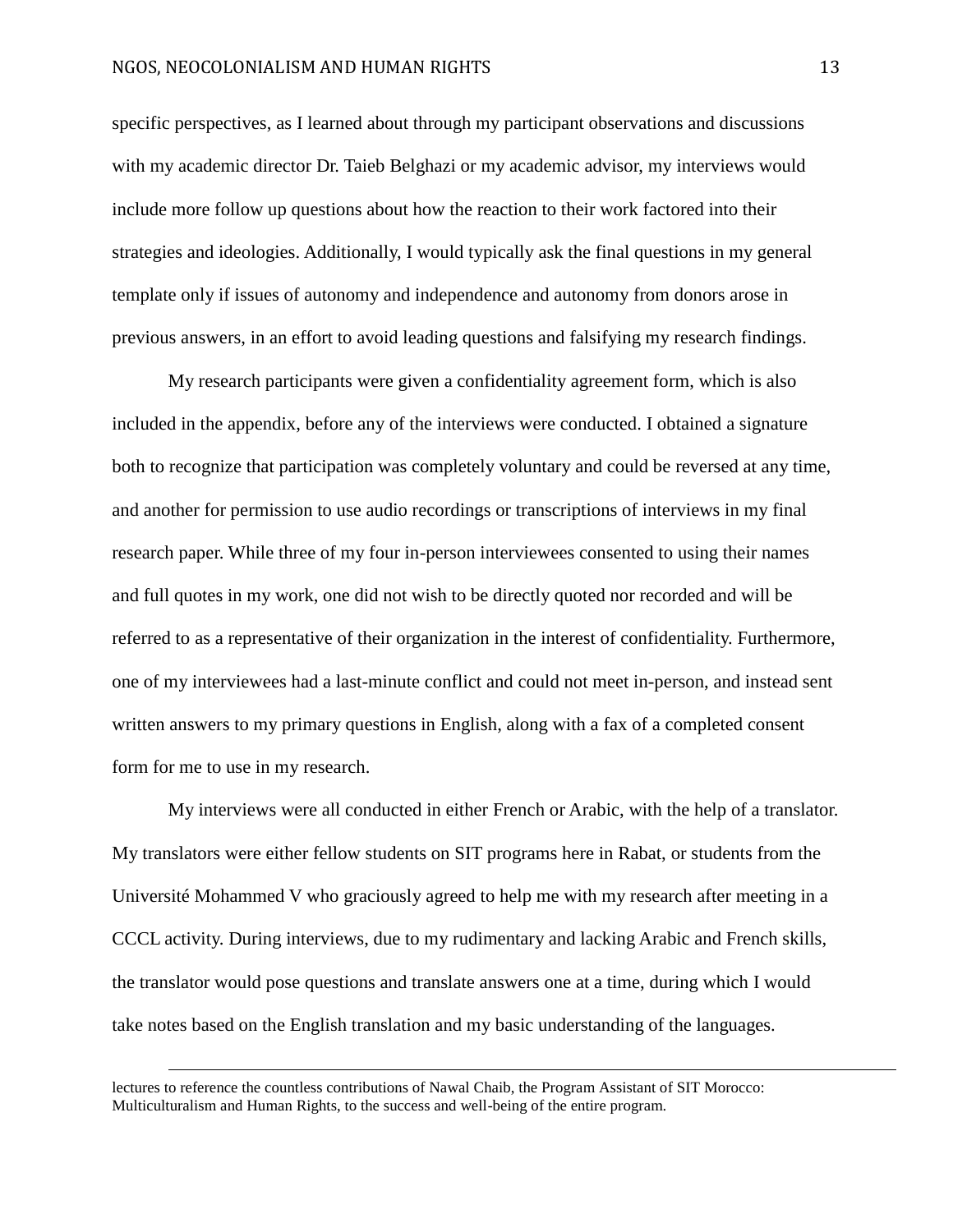specific perspectives, as I learned about through my participant observations and discussions with my academic director Dr. Taieb Belghazi or my academic advisor, my interviews would include more follow up questions about how the reaction to their work factored into their strategies and ideologies. Additionally, I would typically ask the final questions in my general template only if issues of autonomy and independence and autonomy from donors arose in previous answers, in an effort to avoid leading questions and falsifying my research findings.

My research participants were given a confidentiality agreement form, which is also included in the appendix, before any of the interviews were conducted. I obtained a signature both to recognize that participation was completely voluntary and could be reversed at any time, and another for permission to use audio recordings or transcriptions of interviews in my final research paper. While three of my four in-person interviewees consented to using their names and full quotes in my work, one did not wish to be directly quoted nor recorded and will be referred to as a representative of their organization in the interest of confidentiality. Furthermore, one of my interviewees had a last-minute conflict and could not meet in-person, and instead sent written answers to my primary questions in English, along with a fax of a completed consent form for me to use in my research.

My interviews were all conducted in either French or Arabic, with the help of a translator. My translators were either fellow students on SIT programs here in Rabat, or students from the Université Mohammed V who graciously agreed to help me with my research after meeting in a CCCL activity. During interviews, due to my rudimentary and lacking Arabic and French skills, the translator would pose questions and translate answers one at a time, during which I would take notes based on the English translation and my basic understanding of the languages.

---

lectures to reference the countless contributions of Nawal Chaib, the Program Assistant of SIT Morocco: Multiculturalism and Human Rights, to the success and well-being of the entire program.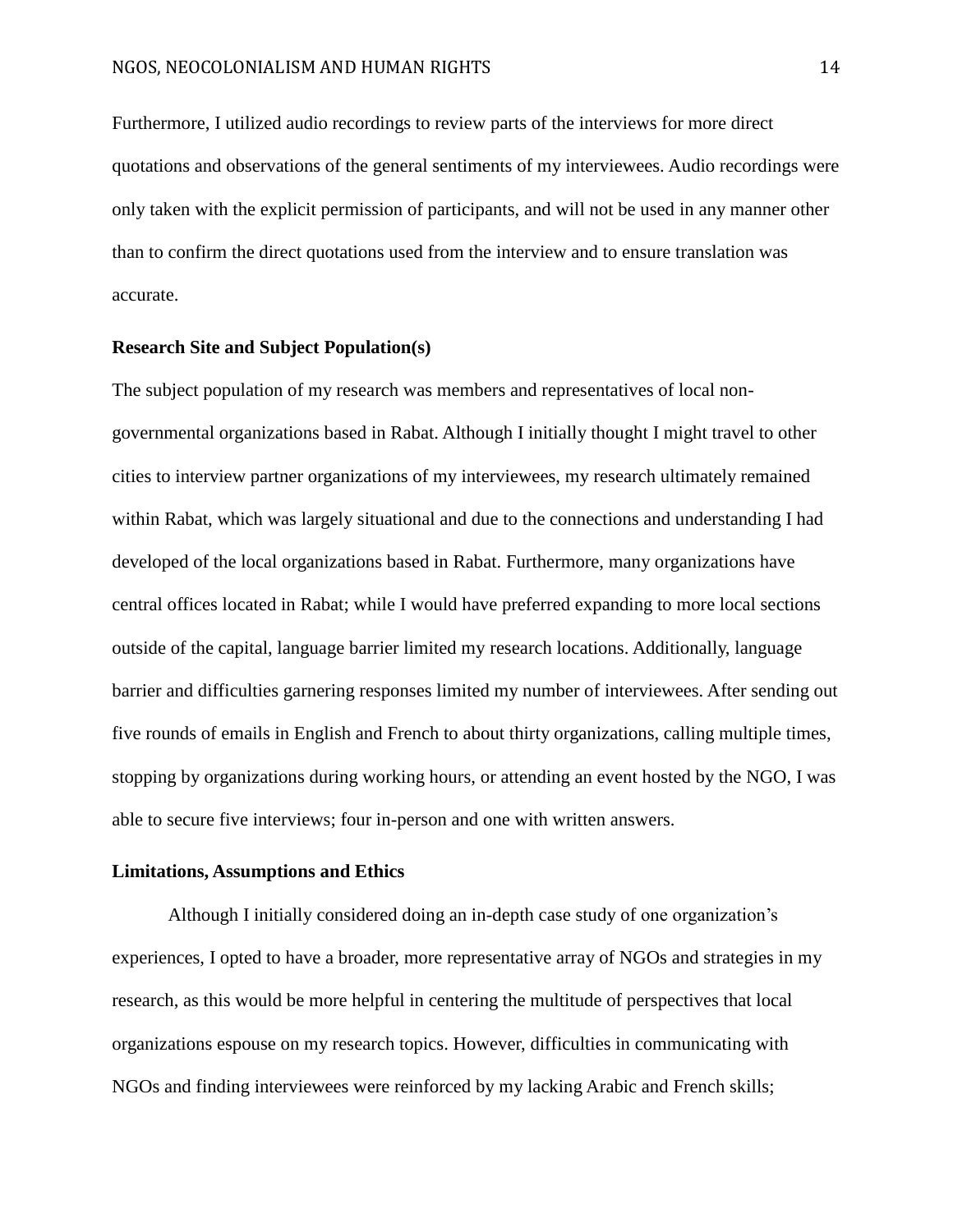Furthermore, I utilized audio recordings to review parts of the interviews for more direct quotations and observations of the general sentiments of my interviewees. Audio recordings were only taken with the explicit permission of participants, and will not be used in any manner other than to confirm the direct quotations used from the interview and to ensure translation was accurate.

**Research Site and Subject Population(s)**

The subject population of my research was members and representatives of local non-governmental organizations based in Rabat. Although I initially thought I might travel to other cities to interview partner organizations of my interviewees, my research ultimately remained within Rabat, which was largely situational and due to the connections and understanding I had developed of the local organizations based in Rabat. Furthermore, many organizations have central offices located in Rabat; while I would have preferred expanding to more local sections outside of the capital, language barrier limited my research locations. Additionally, language barrier and difficulties garnering responses limited my number of interviewees. After sending out five rounds of emails in English and French to about thirty organizations, calling multiple times, stopping by organizations during working hours, or attending an event hosted by the NGO, I was able to secure five interviews; four in-person and one with written answers.

**Limitations, Assumptions and Ethics**

Although I initially considered doing an in-depth case study of one organization's experiences, I opted to have a broader, more representative array of NGOs and strategies in my research, as this would be more helpful in centering the multitude of perspectives that local organizations espouse on my research topics. However, difficulties in communicating with NGOs and finding interviewees were reinforced by my lacking Arabic and French skills;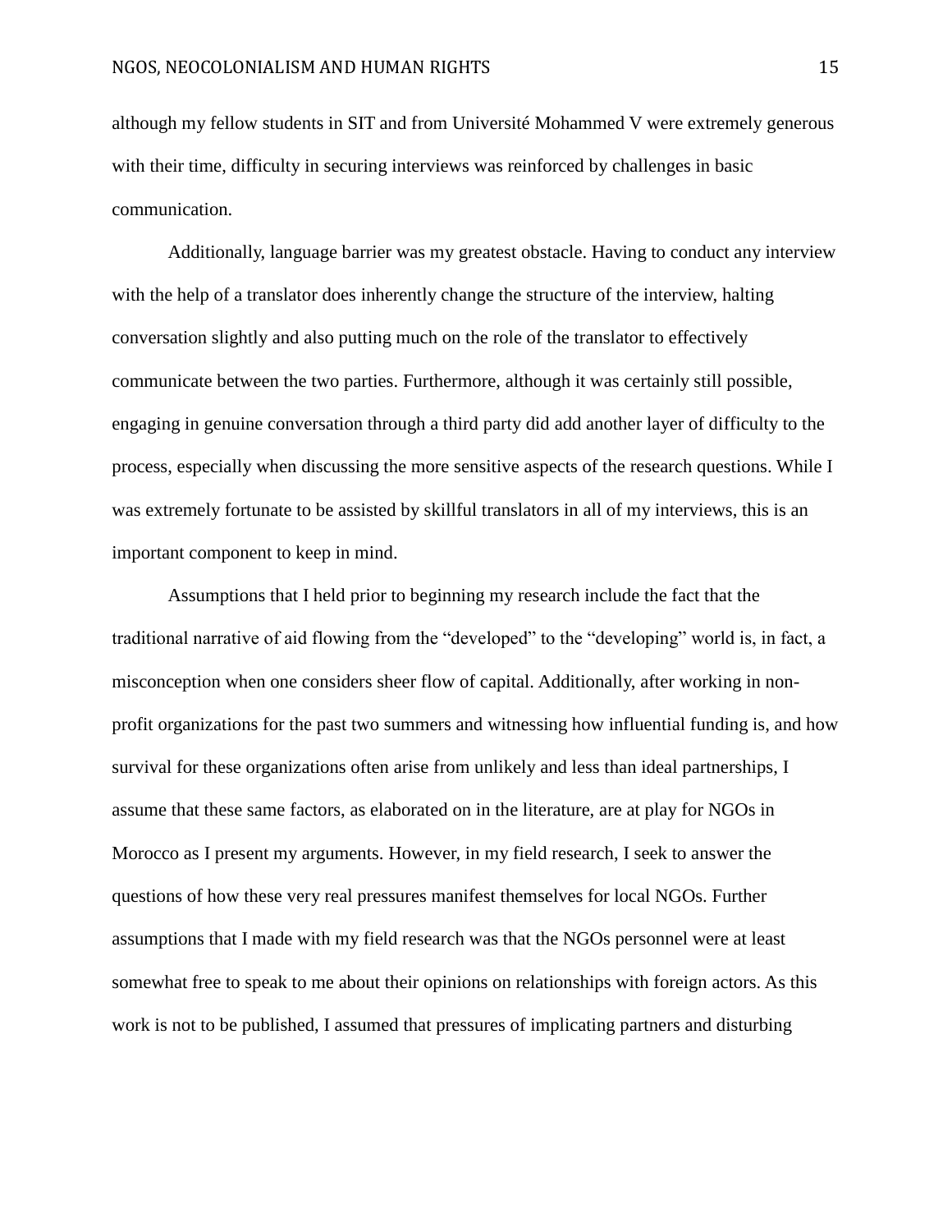although my fellow students in SIT and from Université Mohammed V were extremely generous with their time, difficulty in securing interviews was reinforced by challenges in basic communication.

Additionally, language barrier was my greatest obstacle. Having to conduct any interview with the help of a translator does inherently change the structure of the interview, halting conversation slightly and also putting much on the role of the translator to effectively communicate between the two parties. Furthermore, although it was certainly still possible, engaging in genuine conversation through a third party did add another layer of difficulty to the process, especially when discussing the more sensitive aspects of the research questions. While I was extremely fortunate to be assisted by skillful translators in all of my interviews, this is an important component to keep in mind.

Assumptions that I held prior to beginning my research include the fact that the traditional narrative of aid flowing from the "developed" to the "developing" world is, in fact, a misconception when one considers sheer flow of capital. Additionally, after working in non-profit organizations for the past two summers and witnessing how influential funding is, and how survival for these organizations often arise from unlikely and less than ideal partnerships, I assume that these same factors, as elaborated on in the literature, are at play for NGOs in Morocco as I present my arguments. However, in my field research, I seek to answer the questions of how these very real pressures manifest themselves for local NGOs. Further assumptions that I made with my field research was that the NGOs personnel were at least somewhat free to speak to me about their opinions on relationships with foreign actors. As this work is not to be published, I assumed that pressures of implicating partners and disturbing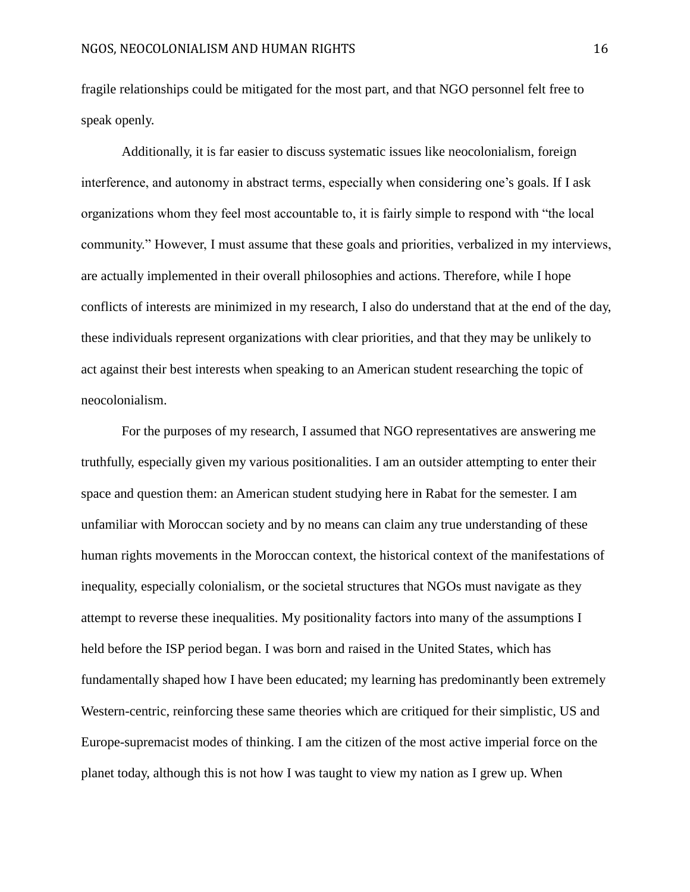fragile relationships could be mitigated for the most part, and that NGO personnel felt free to speak openly.

Additionally, it is far easier to discuss systematic issues like neocolonialism, foreign interference, and autonomy in abstract terms, especially when considering one's goals. If I ask organizations whom they feel most accountable to, it is fairly simple to respond with "the local community." However, I must assume that these goals and priorities, verbalized in my interviews, are actually implemented in their overall philosophies and actions. Therefore, while I hope conflicts of interests are minimized in my research, I also do understand that at the end of the day, these individuals represent organizations with clear priorities, and that they may be unlikely to act against their best interests when speaking to an American student researching the topic of neocolonialism.

For the purposes of my research, I assumed that NGO representatives are answering me truthfully, especially given my various positionalities. I am an outsider attempting to enter their space and question them: an American student studying here in Rabat for the semester. I am unfamiliar with Moroccan society and by no means can claim any true understanding of these human rights movements in the Moroccan context, the historical context of the manifestations of inequality, especially colonialism, or the societal structures that NGOs must navigate as they attempt to reverse these inequalities. My positionality factors into many of the assumptions I held before the ISP period began. I was born and raised in the United States, which has fundamentally shaped how I have been educated; my learning has predominantly been extremely Western-centric, reinforcing these same theories which are critiqued for their simplistic, US and Europe-supremacist modes of thinking. I am the citizen of the most active imperial force on the planet today, although this is not how I was taught to view my nation as I grew up. When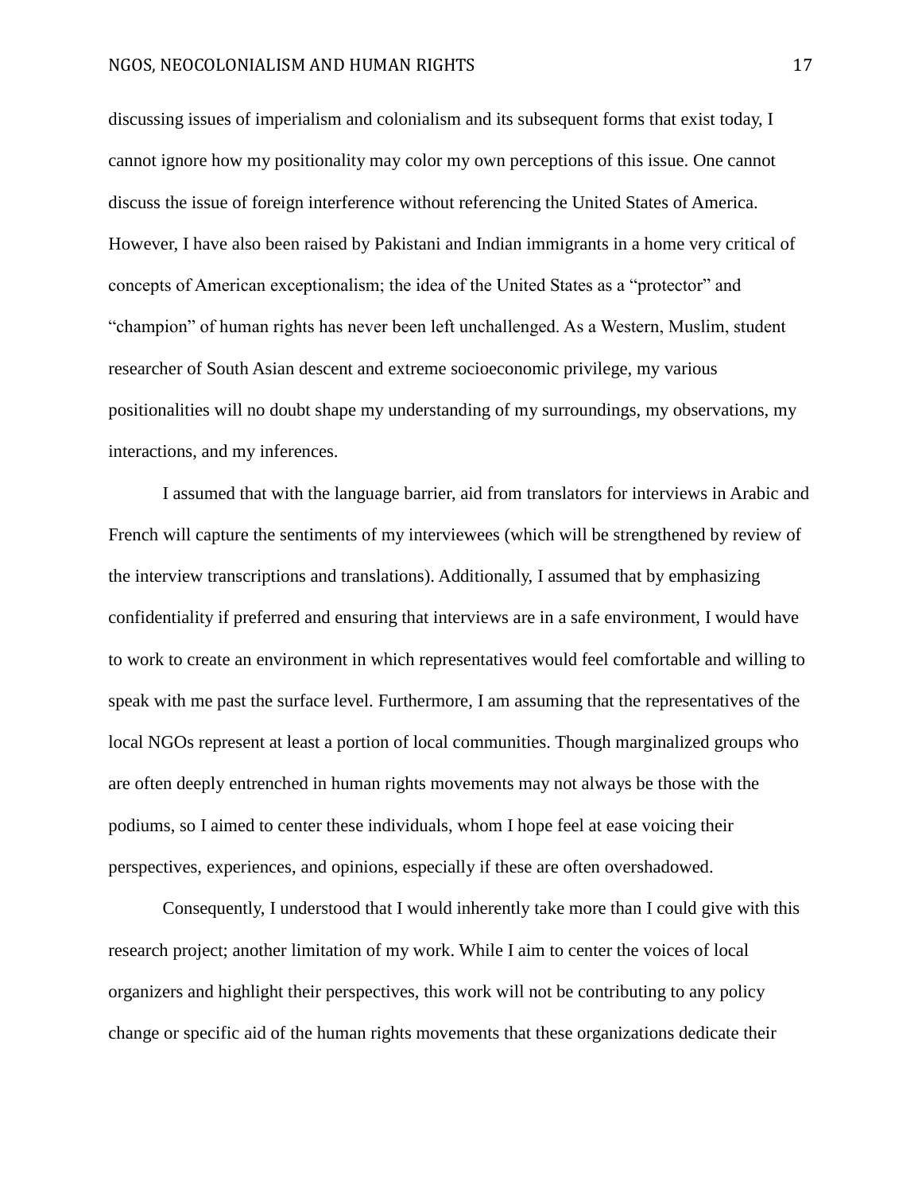discussing issues of imperialism and colonialism and its subsequent forms that exist today, I cannot ignore how my positionality may color my own perceptions of this issue. One cannot discuss the issue of foreign interference without referencing the United States of America. However, I have also been raised by Pakistani and Indian immigrants in a home very critical of concepts of American exceptionalism; the idea of the United States as a "protector" and "champion" of human rights has never been left unchallenged. As a Western, Muslim, student researcher of South Asian descent and extreme socioeconomic privilege, my various positionalities will no doubt shape my understanding of my surroundings, my observations, my interactions, and my inferences.

I assumed that with the language barrier, aid from translators for interviews in Arabic and French will capture the sentiments of my interviewees (which will be strengthened by review of the interview transcriptions and translations). Additionally, I assumed that by emphasizing confidentiality if preferred and ensuring that interviews are in a safe environment, I would have to work to create an environment in which representatives would feel comfortable and willing to speak with me past the surface level. Furthermore, I am assuming that the representatives of the local NGOs represent at least a portion of local communities. Though marginalized groups who are often deeply entrenched in human rights movements may not always be those with the podiums, so I aimed to center these individuals, whom I hope feel at ease voicing their perspectives, experiences, and opinions, especially if these are often overshadowed.

Consequently, I understood that I would inherently take more than I could give with this research project; another limitation of my work. While I aim to center the voices of local organizers and highlight their perspectives, this work will not be contributing to any policy change or specific aid of the human rights movements that these organizations dedicate their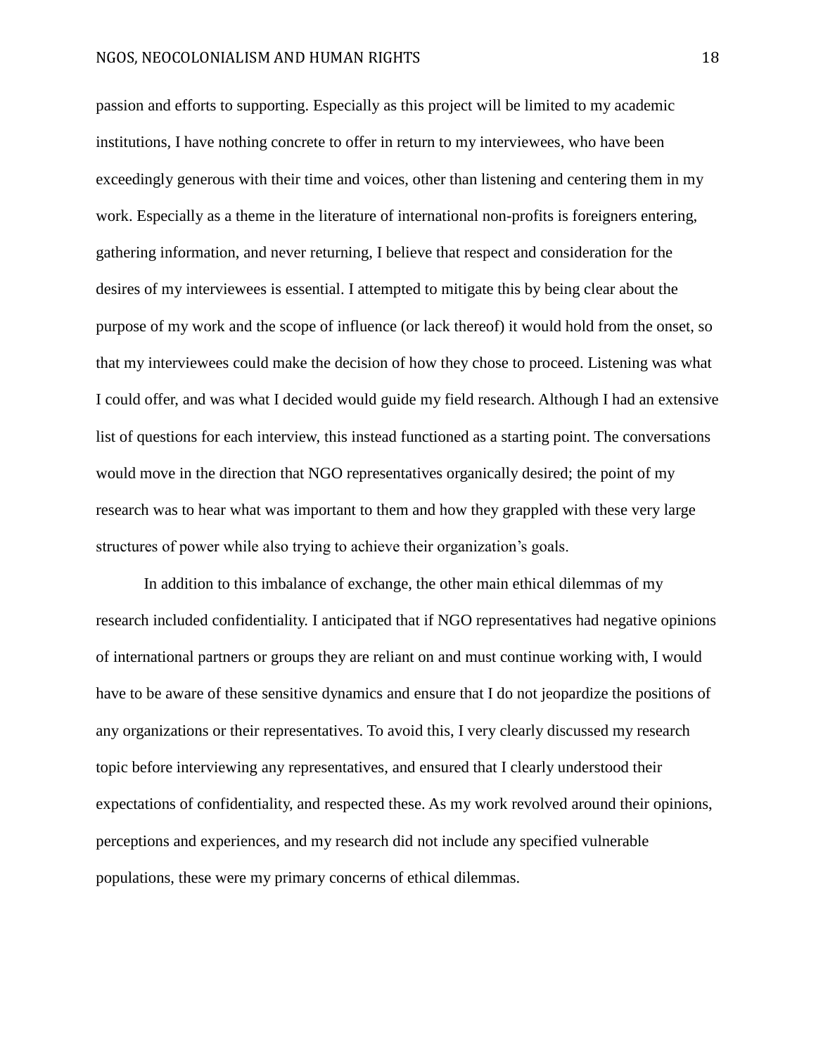passion and efforts to supporting. Especially as this project will be limited to my academic institutions, I have nothing concrete to offer in return to my interviewees, who have been exceedingly generous with their time and voices, other than listening and centering them in my work. Especially as a theme in the literature of international non-profits is foreigners entering, gathering information, and never returning, I believe that respect and consideration for the desires of my interviewees is essential. I attempted to mitigate this by being clear about the purpose of my work and the scope of influence (or lack thereof) it would hold from the onset, so that my interviewees could make the decision of how they chose to proceed. Listening was what I could offer, and was what I decided would guide my field research. Although I had an extensive list of questions for each interview, this instead functioned as a starting point. The conversations would move in the direction that NGO representatives organically desired; the point of my research was to hear what was important to them and how they grappled with these very large structures of power while also trying to achieve their organization's goals.

In addition to this imbalance of exchange, the other main ethical dilemmas of my research included confidentiality. I anticipated that if NGO representatives had negative opinions of international partners or groups they are reliant on and must continue working with, I would have to be aware of these sensitive dynamics and ensure that I do not jeopardize the positions of any organizations or their representatives. To avoid this, I very clearly discussed my research topic before interviewing any representatives, and ensured that I clearly understood their expectations of confidentiality, and respected these. As my work revolved around their opinions, perceptions and experiences, and my research did not include any specified vulnerable populations, these were my primary concerns of ethical dilemmas.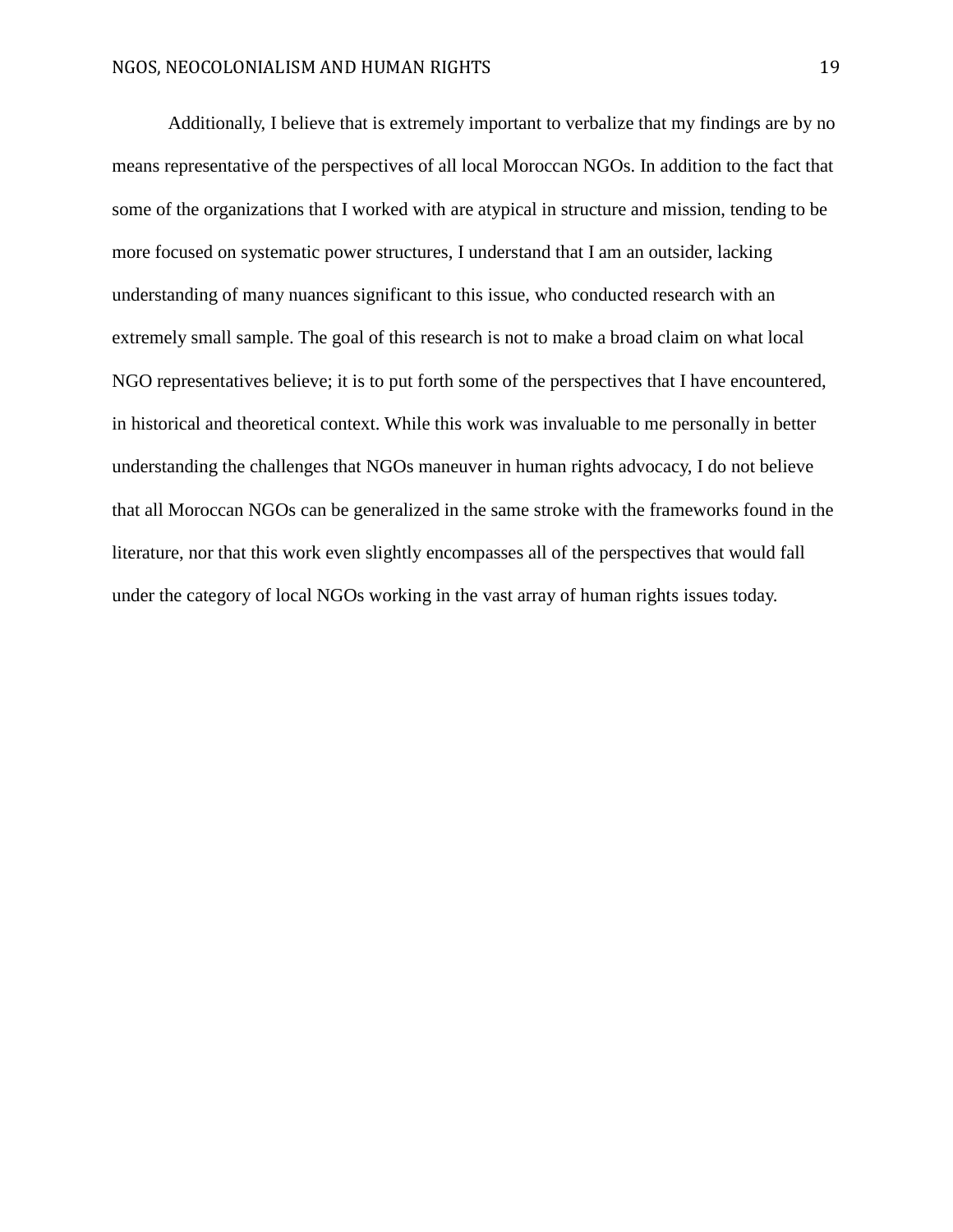Additionally, I believe that is extremely important to verbalize that my findings are by no means representative of the perspectives of all local Moroccan NGOs. In addition to the fact that some of the organizations that I worked with are atypical in structure and mission, tending to be more focused on systematic power structures, I understand that I am an outsider, lacking understanding of many nuances significant to this issue, who conducted research with an extremely small sample. The goal of this research is not to make a broad claim on what local NGO representatives believe; it is to put forth some of the perspectives that I have encountered, in historical and theoretical context. While this work was invaluable to me personally in better understanding the challenges that NGOs maneuver in human rights advocacy, I do not believe that all Moroccan NGOs can be generalized in the same stroke with the frameworks found in the literature, nor that this work even slightly encompasses all of the perspectives that would fall under the category of local NGOs working in the vast array of human rights issues today.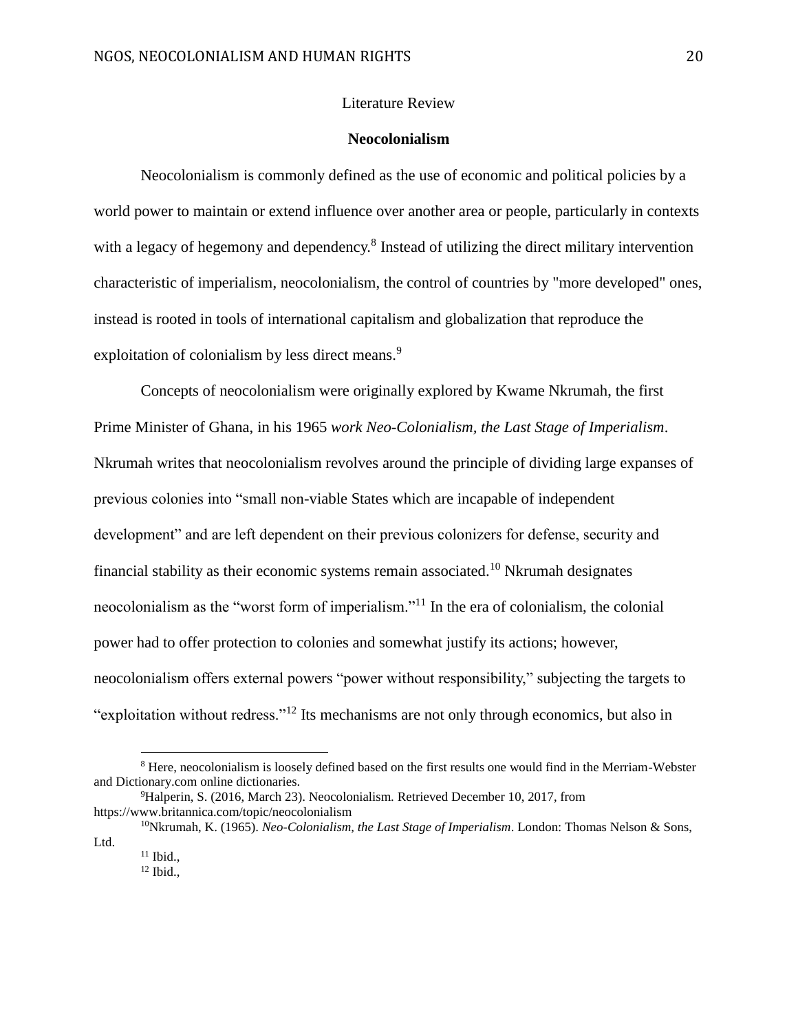Literature Review

## Neocolonialism

Neocolonialism is commonly defined as the use of economic and political policies by a world power to maintain or extend influence over another area or people, particularly in contexts with a legacy of hegemony and dependency.[8] Instead of utilizing the direct military intervention characteristic of imperialism, neocolonialism, the control of countries by "more developed" ones, instead is rooted in tools of international capitalism and globalization that reproduce the exploitation of colonialism by less direct means.[9]

Concepts of neocolonialism were originally explored by Kwame Nkrumah, the first Prime Minister of Ghana, in his 1965 *work Neo-Colonialism, the Last Stage of Imperialism*. Nkrumah writes that neocolonialism revolves around the principle of dividing large expanses of previous colonies into "small non-viable States which are incapable of independent development" and are left dependent on their previous colonizers for defense, security and financial stability as their economic systems remain associated.[10] Nkrumah designates neocolonialism as the "worst form of imperialism."[11] In the era of colonialism, the colonial power had to offer protection to colonies and somewhat justify its actions; however, neocolonialism offers external powers "power without responsibility," subjecting the targets to "exploitation without redress."[12] Its mechanisms are not only through economics, but also in

---

[8] Here, neocolonialism is loosely defined based on the first results one would find in the Merriam-Webster and Dictionary.com online dictionaries.

[9] Halperin, S. (2016, March 23). Neocolonialism. Retrieved December 10, 2017, from https://www.britannica.com/topic/neocolonialism

[10] Nkrumah, K. (1965). *Neo-Colonialism, the Last Stage of Imperialism*. London: Thomas Nelson & Sons, Ltd.

[11] Ibid.,

[12] Ibid.,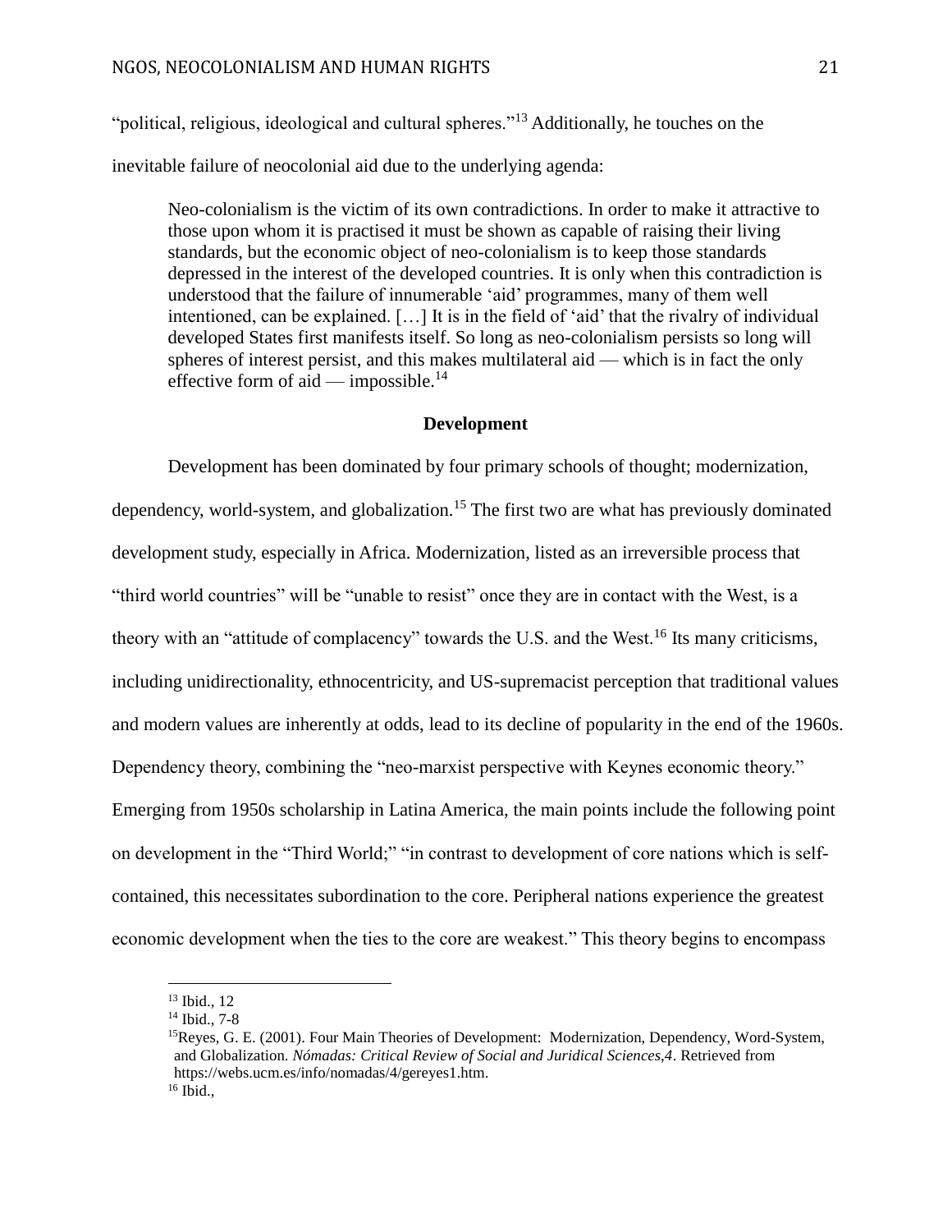"political, religious, ideological and cultural spheres."[13] Additionally, he touches on the inevitable failure of neocolonial aid due to the underlying agenda:

> Neo-colonialism is the victim of its own contradictions. In order to make it attractive to those upon whom it is practised it must be shown as capable of raising their living standards, but the economic object of neo-colonialism is to keep those standards depressed in the interest of the developed countries. It is only when this contradiction is understood that the failure of innumerable 'aid' programmes, many of them well intentioned, can be explained. […] It is in the field of 'aid' that the rivalry of individual developed States first manifests itself. So long as neo-colonialism persists so long will spheres of interest persist, and this makes multilateral aid — which is in fact the only effective form of aid — impossible.[14]

## Development

Development has been dominated by four primary schools of thought; modernization, dependency, world-system, and globalization.[15] The first two are what has previously dominated development study, especially in Africa. Modernization, listed as an irreversible process that "third world countries" will be "unable to resist" once they are in contact with the West, is a theory with an "attitude of complacency" towards the U.S. and the West.[16] Its many criticisms, including unidirectionality, ethnocentricity, and US-supremacist perception that traditional values and modern values are inherently at odds, lead to its decline of popularity in the end of the 1960s. Dependency theory, combining the "neo-marxist perspective with Keynes economic theory." Emerging from 1950s scholarship in Latina America, the main points include the following point on development in the "Third World;" "in contrast to development of core nations which is self-contained, this necessitates subordination to the core. Peripheral nations experience the greatest economic development when the ties to the core are weakest." This theory begins to encompass

---

[13] Ibid., 12

[14] Ibid., 7-8

[15] Reyes, G. E. (2001). Four Main Theories of Development: Modernization, Dependency, Word-System, and Globalization. *Nómadas: Critical Review of Social and Juridical Sciences,4*. Retrieved from https://webs.ucm.es/info/nomadas/4/gereyes1.htm.

[16] Ibid.,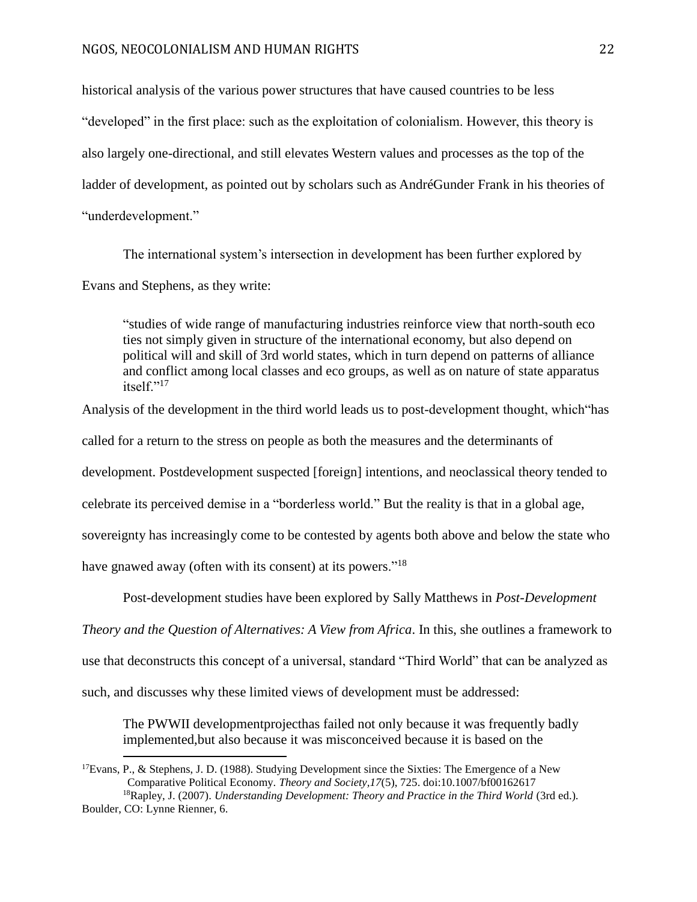historical analysis of the various power structures that have caused countries to be less "developed" in the first place: such as the exploitation of colonialism. However, this theory is also largely one-directional, and still elevates Western values and processes as the top of the ladder of development, as pointed out by scholars such as AndréGunder Frank in his theories of "underdevelopment."

The international system's intersection in development has been further explored by Evans and Stephens, as they write:

> "studies of wide range of manufacturing industries reinforce view that north-south eco ties not simply given in structure of the international economy, but also depend on political will and skill of 3rd world states, which in turn depend on patterns of alliance and conflict among local classes and eco groups, as well as on nature of state apparatus itself."[17]

Analysis of the development in the third world leads us to post-development thought, which"has called for a return to the stress on people as both the measures and the determinants of development. Postdevelopment suspected [foreign] intentions, and neoclassical theory tended to celebrate its perceived demise in a "borderless world." But the reality is that in a global age, sovereignty has increasingly come to be contested by agents both above and below the state who have gnawed away (often with its consent) at its powers."[18]

Post-development studies have been explored by Sally Matthews in *Post-Development Theory and the Question of Alternatives: A View from Africa*. In this, she outlines a framework to use that deconstructs this concept of a universal, standard "Third World" that can be analyzed as such, and discusses why these limited views of development must be addressed:

> The PWWII developmentprojecthas failed not only because it was frequently badly implemented,but also because it was misconceived because it is based on the

---

[17] Evans, P., & Stephens, J. D. (1988). Studying Development since the Sixties: The Emergence of a New Comparative Political Economy. *Theory and Society,17*(5), 725. doi:10.1007/bf00162617

[18] Rapley, J. (2007). *Understanding Development: Theory and Practice in the Third World* (3rd ed.). Boulder, CO: Lynne Rienner, 6.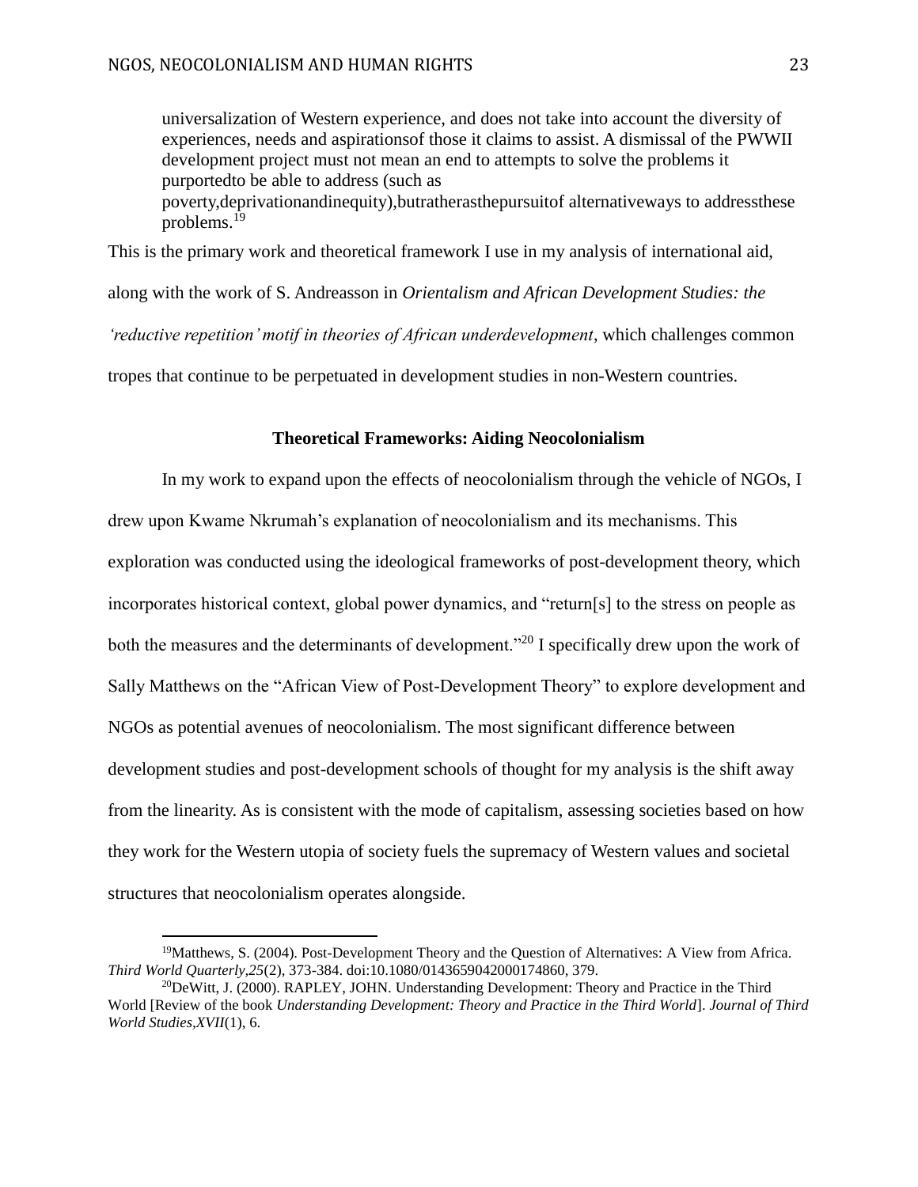> universalization of Western experience, and does not take into account the diversity of experiences, needs and aspirationsof those it claims to assist. A dismissal of the PWWII development project must not mean an end to attempts to solve the problems it purportedto be able to address (such as poverty,deprivationandinequity),butratherasthepursuitof alternativeways to addressthese problems.[19]

This is the primary work and theoretical framework I use in my analysis of international aid, along with the work of S. Andreasson in *Orientalism and African Development Studies: the 'reductive repetition' motif in theories of African underdevelopment*, which challenges common tropes that continue to be perpetuated in development studies in non-Western countries.

### Theoretical Frameworks: Aiding Neocolonialism

In my work to expand upon the effects of neocolonialism through the vehicle of NGOs, I drew upon Kwame Nkrumah's explanation of neocolonialism and its mechanisms. This exploration was conducted using the ideological frameworks of post-development theory, which incorporates historical context, global power dynamics, and "return[s] to the stress on people as both the measures and the determinants of development."[20] I specifically drew upon the work of Sally Matthews on the "African View of Post-Development Theory" to explore development and NGOs as potential avenues of neocolonialism. The most significant difference between development studies and post-development schools of thought for my analysis is the shift away from the linearity. As is consistent with the mode of capitalism, assessing societies based on how they work for the Western utopia of society fuels the supremacy of Western values and societal structures that neocolonialism operates alongside.

---

[19] Matthews, S. (2004). Post-Development Theory and the Question of Alternatives: A View from Africa. *Third World Quarterly*,*25*(2), 373-384. doi:10.1080/0143659042000174860, 379.

[20] DeWitt, J. (2000). RAPLEY, JOHN. Understanding Development: Theory and Practice in the Third World [Review of the book *Understanding Development: Theory and Practice in the Third World*]. *Journal of Third World Studies*,*XVII*(1), 6.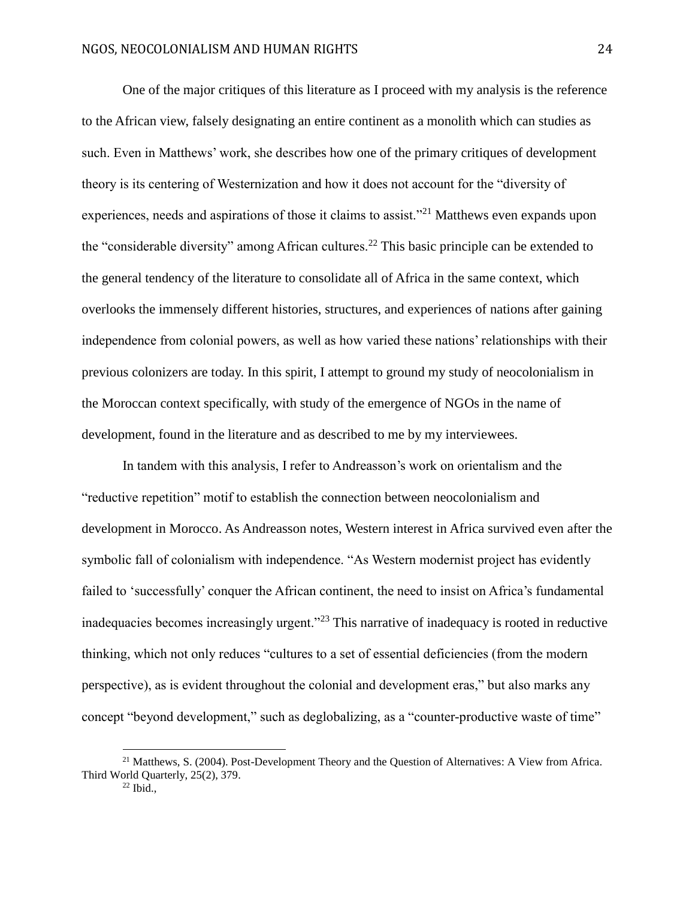One of the major critiques of this literature as I proceed with my analysis is the reference to the African view, falsely designating an entire continent as a monolith which can studies as such. Even in Matthews' work, she describes how one of the primary critiques of development theory is its centering of Westernization and how it does not account for the "diversity of experiences, needs and aspirations of those it claims to assist."[21] Matthews even expands upon the "considerable diversity" among African cultures.[22] This basic principle can be extended to the general tendency of the literature to consolidate all of Africa in the same context, which overlooks the immensely different histories, structures, and experiences of nations after gaining independence from colonial powers, as well as how varied these nations' relationships with their previous colonizers are today. In this spirit, I attempt to ground my study of neocolonialism in the Moroccan context specifically, with study of the emergence of NGOs in the name of development, found in the literature and as described to me by my interviewees.

In tandem with this analysis, I refer to Andreasson's work on orientalism and the "reductive repetition" motif to establish the connection between neocolonialism and development in Morocco. As Andreasson notes, Western interest in Africa survived even after the symbolic fall of colonialism with independence. "As Western modernist project has evidently failed to 'successfully' conquer the African continent, the need to insist on Africa's fundamental inadequacies becomes increasingly urgent."[23] This narrative of inadequacy is rooted in reductive thinking, which not only reduces "cultures to a set of essential deficiencies (from the modern perspective), as is evident throughout the colonial and development eras," but also marks any concept "beyond development," such as deglobalizing, as a "counter-productive waste of time"

---

[21] Matthews, S. (2004). Post-Development Theory and the Question of Alternatives: A View from Africa. Third World Quarterly, 25(2), 379.

[22] Ibid.,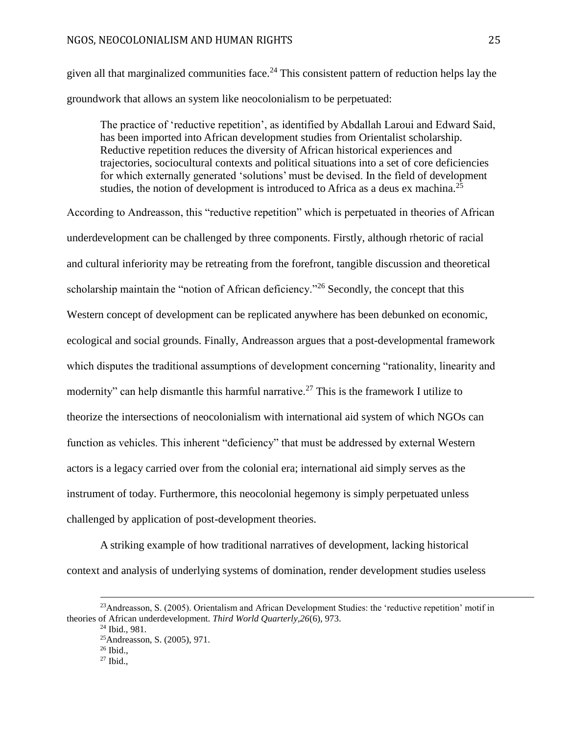given all that marginalized communities face.[24] This consistent pattern of reduction helps lay the groundwork that allows an system like neocolonialism to be perpetuated:

> The practice of 'reductive repetition', as identified by Abdallah Laroui and Edward Said, has been imported into African development studies from Orientalist scholarship. Reductive repetition reduces the diversity of African historical experiences and trajectories, sociocultural contexts and political situations into a set of core deficiencies for which externally generated 'solutions' must be devised. In the field of development studies, the notion of development is introduced to Africa as a deus ex machina.[25]

According to Andreasson, this "reductive repetition" which is perpetuated in theories of African underdevelopment can be challenged by three components. Firstly, although rhetoric of racial and cultural inferiority may be retreating from the forefront, tangible discussion and theoretical scholarship maintain the "notion of African deficiency."[26] Secondly, the concept that this Western concept of development can be replicated anywhere has been debunked on economic, ecological and social grounds. Finally, Andreasson argues that a post-developmental framework which disputes the traditional assumptions of development concerning "rationality, linearity and modernity" can help dismantle this harmful narrative.[27] This is the framework I utilize to theorize the intersections of neocolonialism with international aid system of which NGOs can function as vehicles. This inherent "deficiency" that must be addressed by external Western actors is a legacy carried over from the colonial era; international aid simply serves as the instrument of today. Furthermore, this neocolonial hegemony is simply perpetuated unless challenged by application of post-development theories.

A striking example of how traditional narratives of development, lacking historical context and analysis of underlying systems of domination, render development studies useless

---

[23] Andreasson, S. (2005). Orientalism and African Development Studies: the 'reductive repetition' motif in theories of African underdevelopment. *Third World Quarterly*, *26*(6), 973.

[24] Ibid., 981.

[25] Andreasson, S. (2005), 971.

[26] Ibid.,

[27] Ibid.,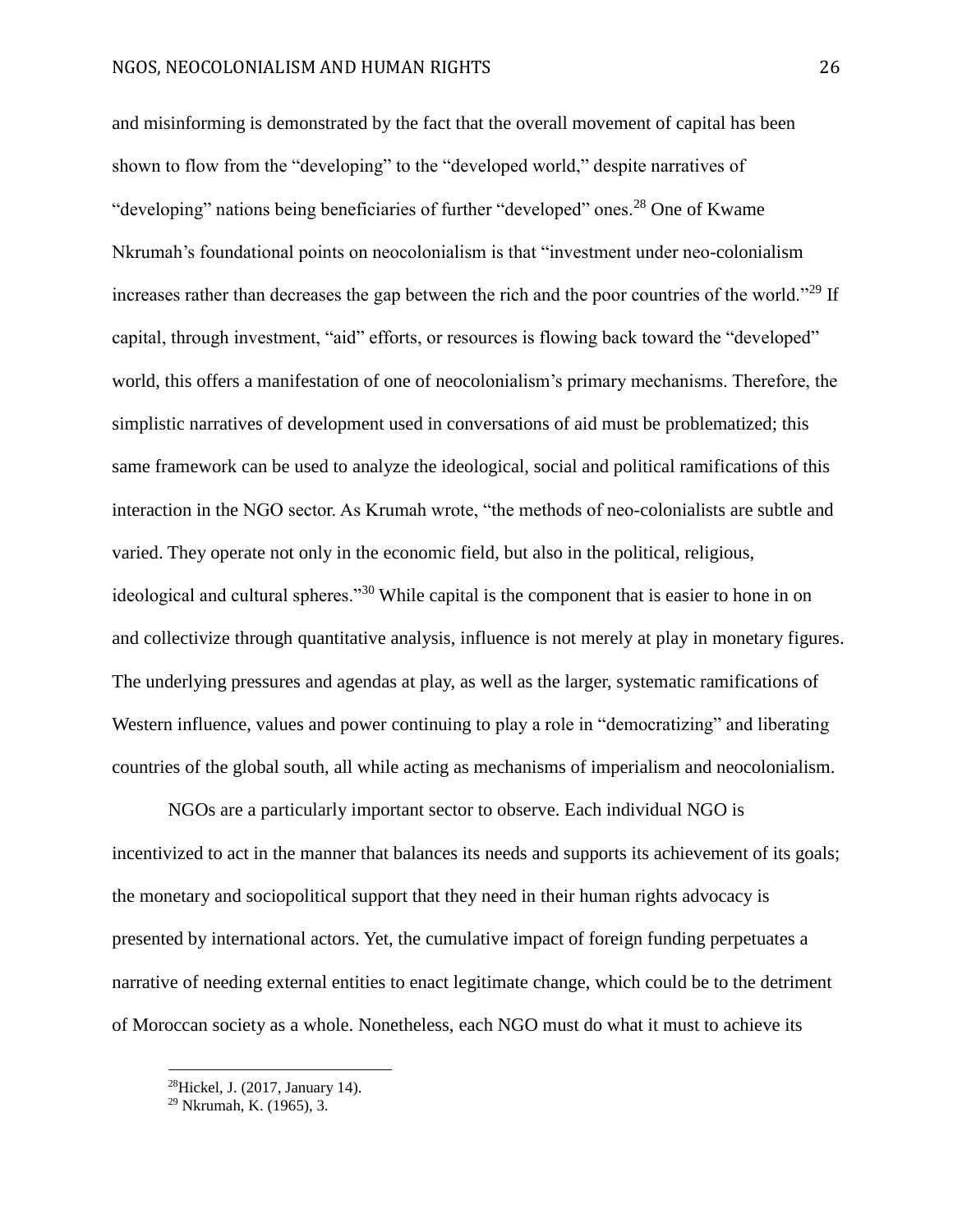and misinforming is demonstrated by the fact that the overall movement of capital has been shown to flow from the "developing" to the "developed world," despite narratives of "developing" nations being beneficiaries of further "developed" ones.[28] One of Kwame Nkrumah's foundational points on neocolonialism is that "investment under neo-colonialism increases rather than decreases the gap between the rich and the poor countries of the world."[29] If capital, through investment, "aid" efforts, or resources is flowing back toward the "developed" world, this offers a manifestation of one of neocolonialism's primary mechanisms. Therefore, the simplistic narratives of development used in conversations of aid must be problematized; this same framework can be used to analyze the ideological, social and political ramifications of this interaction in the NGO sector. As Krumah wrote, "the methods of neo-colonialists are subtle and varied. They operate not only in the economic field, but also in the political, religious, ideological and cultural spheres."[30] While capital is the component that is easier to hone in on and collectivize through quantitative analysis, influence is not merely at play in monetary figures. The underlying pressures and agendas at play, as well as the larger, systematic ramifications of Western influence, values and power continuing to play a role in "democratizing" and liberating countries of the global south, all while acting as mechanisms of imperialism and neocolonialism.

NGOs are a particularly important sector to observe. Each individual NGO is incentivized to act in the manner that balances its needs and supports its achievement of its goals; the monetary and sociopolitical support that they need in their human rights advocacy is presented by international actors. Yet, the cumulative impact of foreign funding perpetuates a narrative of needing external entities to enact legitimate change, which could be to the detriment of Moroccan society as a whole. Nonetheless, each NGO must do what it must to achieve its

---

[28]Hickel, J. (2017, January 14).

[29] Nkrumah, K. (1965), 3.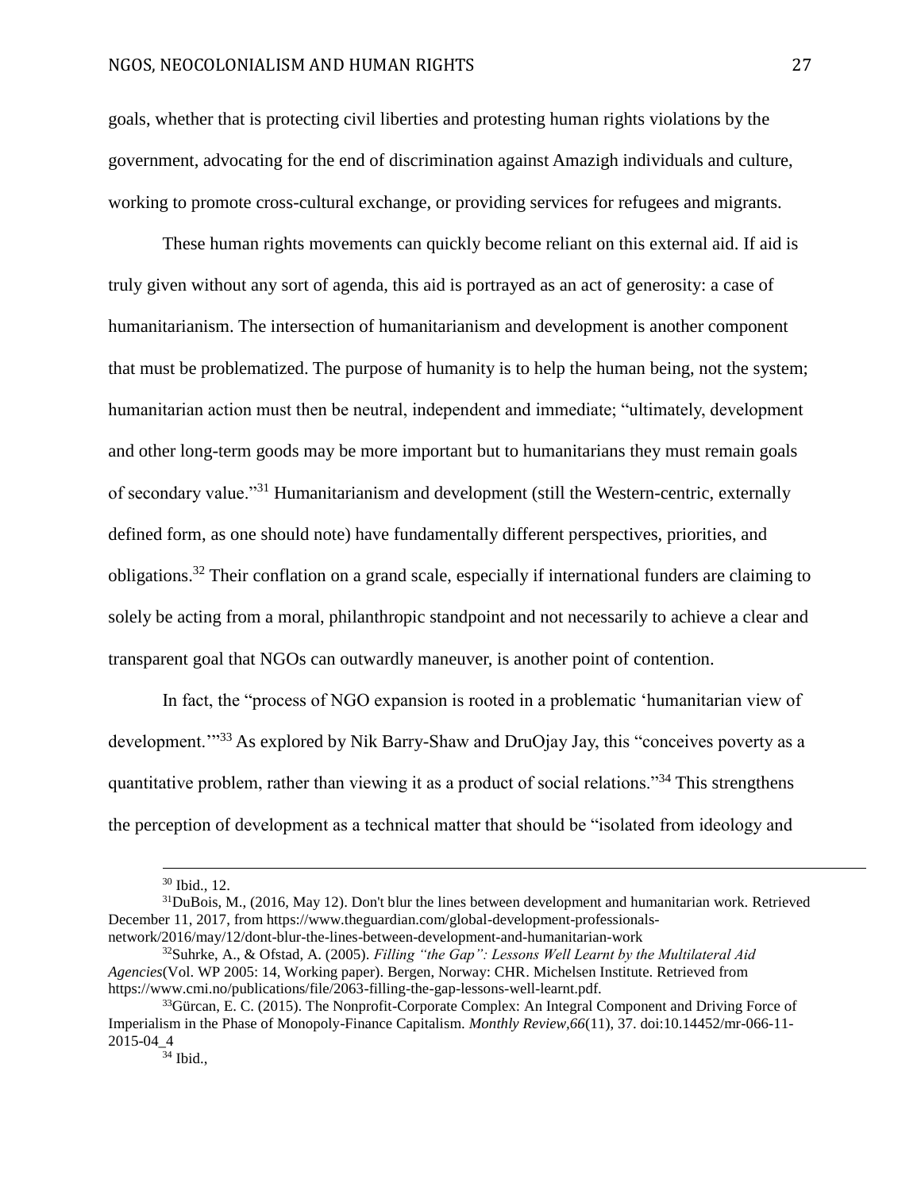goals, whether that is protecting civil liberties and protesting human rights violations by the government, advocating for the end of discrimination against Amazigh individuals and culture, working to promote cross-cultural exchange, or providing services for refugees and migrants.

These human rights movements can quickly become reliant on this external aid. If aid is truly given without any sort of agenda, this aid is portrayed as an act of generosity: a case of humanitarianism. The intersection of humanitarianism and development is another component that must be problematized. The purpose of humanity is to help the human being, not the system; humanitarian action must then be neutral, independent and immediate; "ultimately, development and other long-term goods may be more important but to humanitarians they must remain goals of secondary value."[31] Humanitarianism and development (still the Western-centric, externally defined form, as one should note) have fundamentally different perspectives, priorities, and obligations.[32] Their conflation on a grand scale, especially if international funders are claiming to solely be acting from a moral, philanthropic standpoint and not necessarily to achieve a clear and transparent goal that NGOs can outwardly maneuver, is another point of contention.

In fact, the "process of NGO expansion is rooted in a problematic 'humanitarian view of development.'"[33] As explored by Nik Barry-Shaw and DruOjay Jay, this "conceives poverty as a quantitative problem, rather than viewing it as a product of social relations."[34] This strengthens the perception of development as a technical matter that should be "isolated from ideology and

---

[30] Ibid., 12.

[31] DuBois, M., (2016, May 12). Don't blur the lines between development and humanitarian work. Retrieved December 11, 2017, from https://www.theguardian.com/global-development-professionals-network/2016/may/12/dont-blur-the-lines-between-development-and-humanitarian-work

[32] Suhrke, A., & Ofstad, A. (2005). *Filling "the Gap": Lessons Well Learnt by the Multilateral Aid Agencies*(Vol. WP 2005: 14, Working paper). Bergen, Norway: CHR. Michelsen Institute. Retrieved from https://www.cmi.no/publications/file/2063-filling-the-gap-lessons-well-learnt.pdf.

[33] Gürcan, E. C. (2015). The Nonprofit-Corporate Complex: An Integral Component and Driving Force of Imperialism in the Phase of Monopoly-Finance Capitalism. *Monthly Review,66*(11), 37. doi:10.14452/mr-066-11-2015-04_4

[34] Ibid.,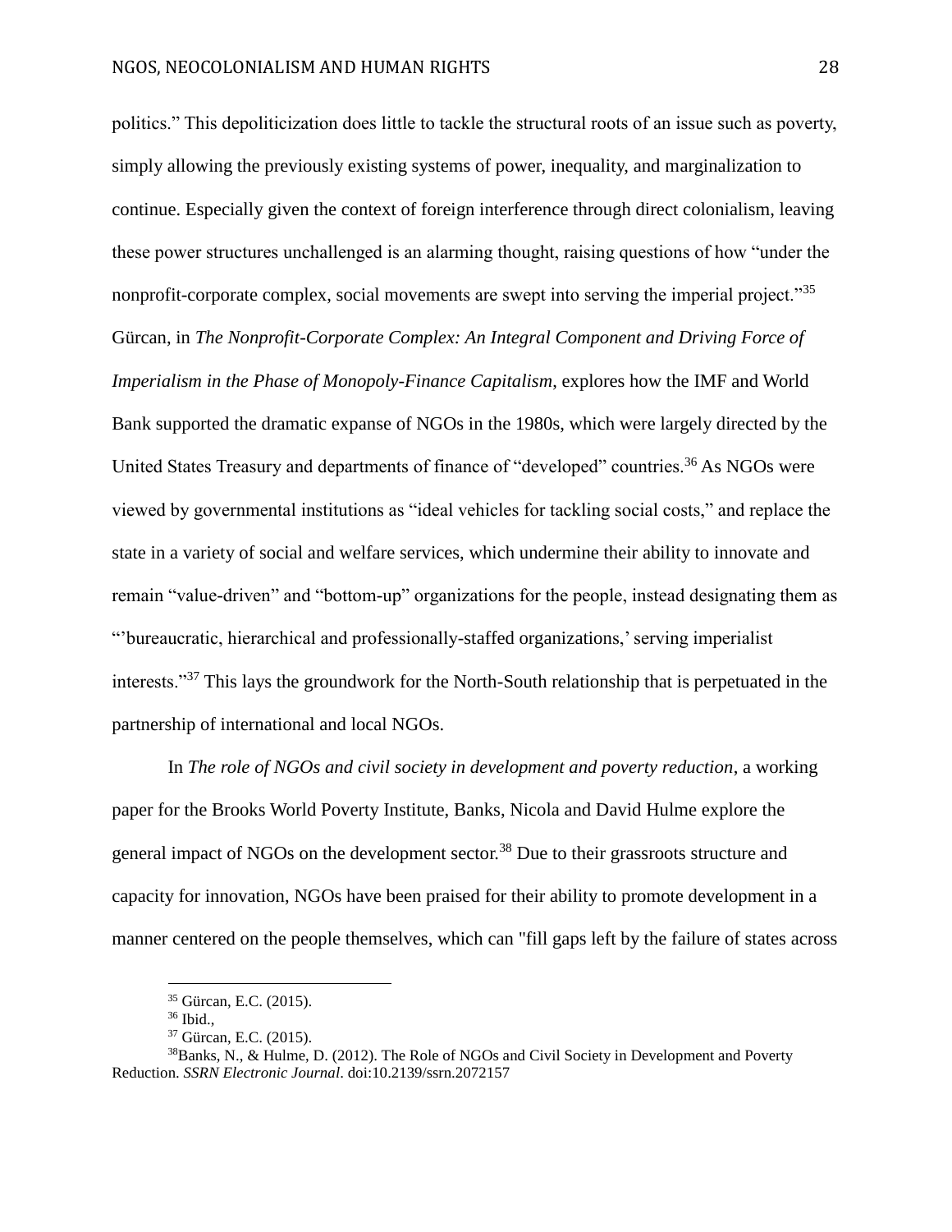politics." This depoliticization does little to tackle the structural roots of an issue such as poverty, simply allowing the previously existing systems of power, inequality, and marginalization to continue. Especially given the context of foreign interference through direct colonialism, leaving these power structures unchallenged is an alarming thought, raising questions of how "under the nonprofit-corporate complex, social movements are swept into serving the imperial project."[35] Gürcan, in *The Nonprofit-Corporate Complex: An Integral Component and Driving Force of Imperialism in the Phase of Monopoly-Finance Capitalism*, explores how the IMF and World Bank supported the dramatic expanse of NGOs in the 1980s, which were largely directed by the United States Treasury and departments of finance of "developed" countries.[36] As NGOs were viewed by governmental institutions as "ideal vehicles for tackling social costs," and replace the state in a variety of social and welfare services, which undermine their ability to innovate and remain "value-driven" and "bottom-up" organizations for the people, instead designating them as "'bureaucratic, hierarchical and professionally-staffed organizations,' serving imperialist interests."[37] This lays the groundwork for the North-South relationship that is perpetuated in the partnership of international and local NGOs.

In *The role of NGOs and civil society in development and poverty reduction*, a working paper for the Brooks World Poverty Institute, Banks, Nicola and David Hulme explore the general impact of NGOs on the development sector.[38] Due to their grassroots structure and capacity for innovation, NGOs have been praised for their ability to promote development in a manner centered on the people themselves, which can "fill gaps left by the failure of states across

---

[35] Gürcan, E.C. (2015).

[36] Ibid.,

[37] Gürcan, E.C. (2015).

[38] Banks, N., & Hulme, D. (2012). The Role of NGOs and Civil Society in Development and Poverty Reduction. *SSRN Electronic Journal*. doi:10.2139/ssrn.2072157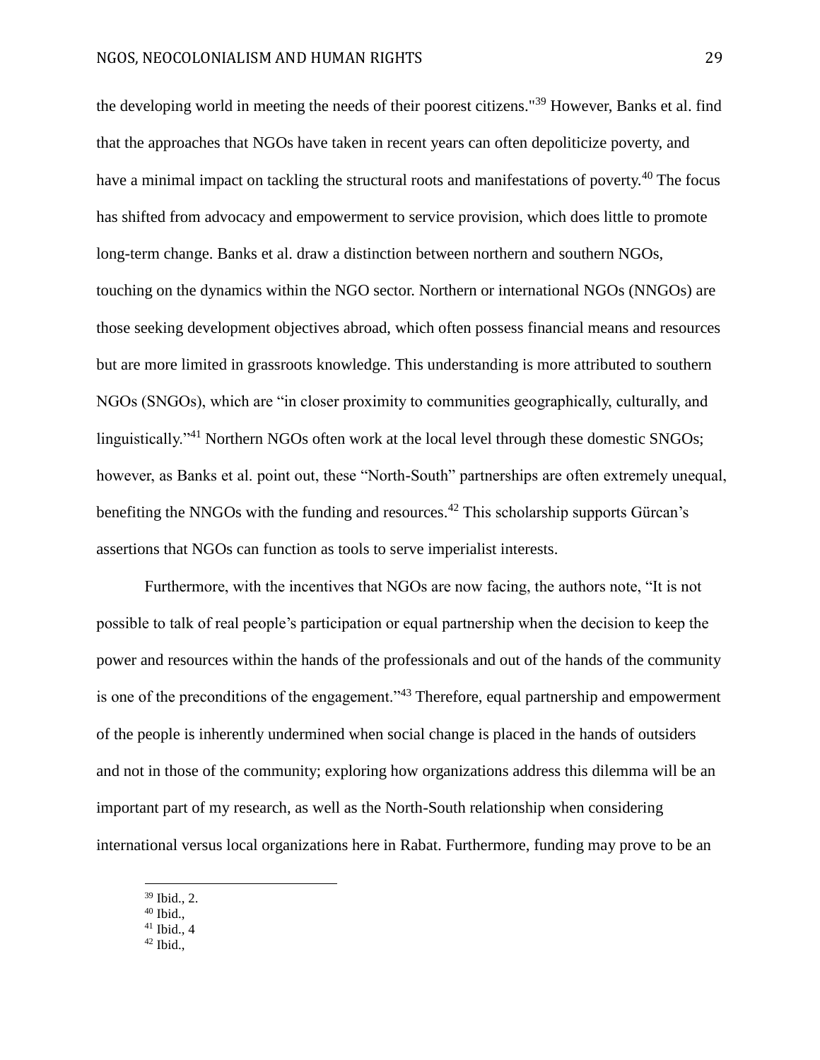the developing world in meeting the needs of their poorest citizens."[39] However, Banks et al. find that the approaches that NGOs have taken in recent years can often depoliticize poverty, and have a minimal impact on tackling the structural roots and manifestations of poverty.[40] The focus has shifted from advocacy and empowerment to service provision, which does little to promote long-term change. Banks et al. draw a distinction between northern and southern NGOs, touching on the dynamics within the NGO sector. Northern or international NGOs (NNGOs) are those seeking development objectives abroad, which often possess financial means and resources but are more limited in grassroots knowledge. This understanding is more attributed to southern NGOs (SNGOs), which are "in closer proximity to communities geographically, culturally, and linguistically."[41] Northern NGOs often work at the local level through these domestic SNGOs; however, as Banks et al. point out, these "North-South" partnerships are often extremely unequal, benefiting the NNGOs with the funding and resources.[42] This scholarship supports Gürcan's assertions that NGOs can function as tools to serve imperialist interests.

Furthermore, with the incentives that NGOs are now facing, the authors note, "It is not possible to talk of real people's participation or equal partnership when the decision to keep the power and resources within the hands of the professionals and out of the hands of the community is one of the preconditions of the engagement."[43] Therefore, equal partnership and empowerment of the people is inherently undermined when social change is placed in the hands of outsiders and not in those of the community; exploring how organizations address this dilemma will be an important part of my research, as well as the North-South relationship when considering international versus local organizations here in Rabat. Furthermore, funding may prove to be an

---

[39] Ibid., 2.
[40] Ibid.,
[41] Ibid., 4
[42] Ibid.,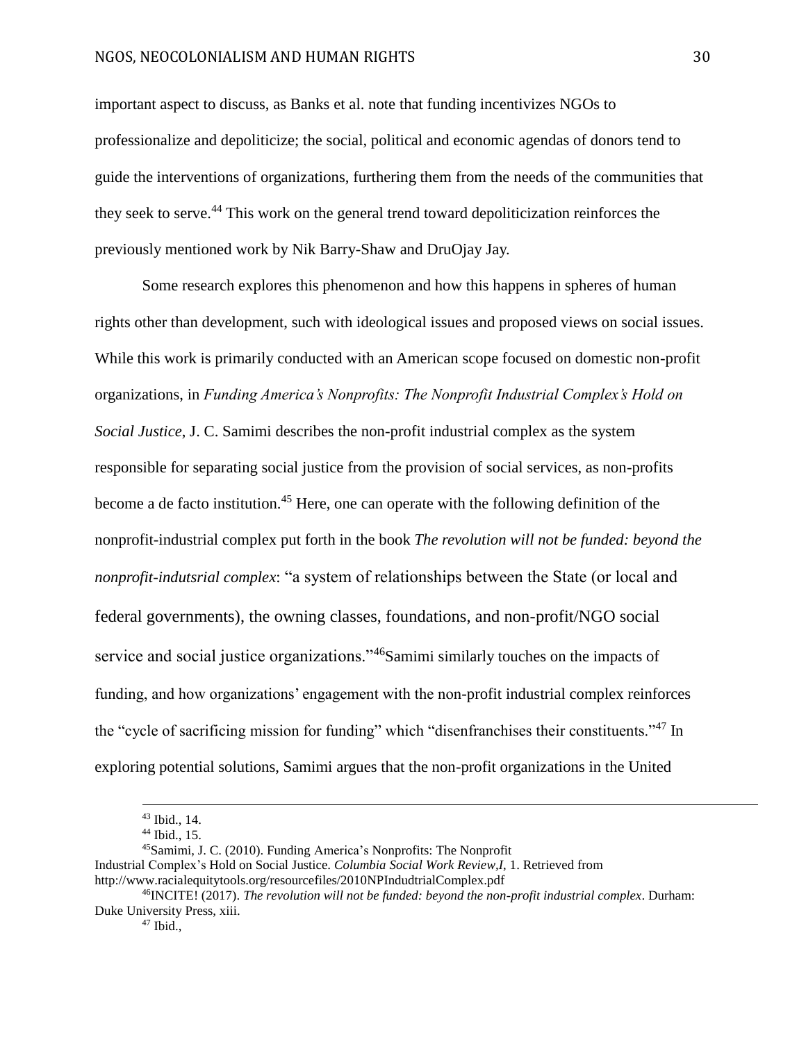important aspect to discuss, as Banks et al. note that funding incentivizes NGOs to professionalize and depoliticize; the social, political and economic agendas of donors tend to guide the interventions of organizations, furthering them from the needs of the communities that they seek to serve.[44] This work on the general trend toward depoliticization reinforces the previously mentioned work by Nik Barry-Shaw and DruOjay Jay.

Some research explores this phenomenon and how this happens in spheres of human rights other than development, such with ideological issues and proposed views on social issues. While this work is primarily conducted with an American scope focused on domestic non-profit organizations, in *Funding America's Nonprofits: The Nonprofit Industrial Complex's Hold on Social Justice*, J. C. Samimi describes the non-profit industrial complex as the system responsible for separating social justice from the provision of social services, as non-profits become a de facto institution.[45] Here, one can operate with the following definition of the nonprofit-industrial complex put forth in the book *The revolution will not be funded: beyond the nonprofit-indutsrial complex*: "a system of relationships between the State (or local and federal governments), the owning classes, foundations, and non-profit/NGO social service and social justice organizations."[46]Samimi similarly touches on the impacts of funding, and how organizations' engagement with the non-profit industrial complex reinforces the "cycle of sacrificing mission for funding" which "disenfranchises their constituents."[47] In exploring potential solutions, Samimi argues that the non-profit organizations in the United

---

[43] Ibid., 14.

[44] Ibid., 15.

[45]Samimi, J. C. (2010). Funding America's Nonprofits: The Nonprofit Industrial Complex's Hold on Social Justice. *Columbia Social Work Review,I*, 1. Retrieved from http://www.racialequitytools.org/resourcefiles/2010NPIndudtrialComplex.pdf

[46]INCITE! (2017). *The revolution will not be funded: beyond the non-profit industrial complex*. Durham: Duke University Press, xiii.

[47] Ibid.,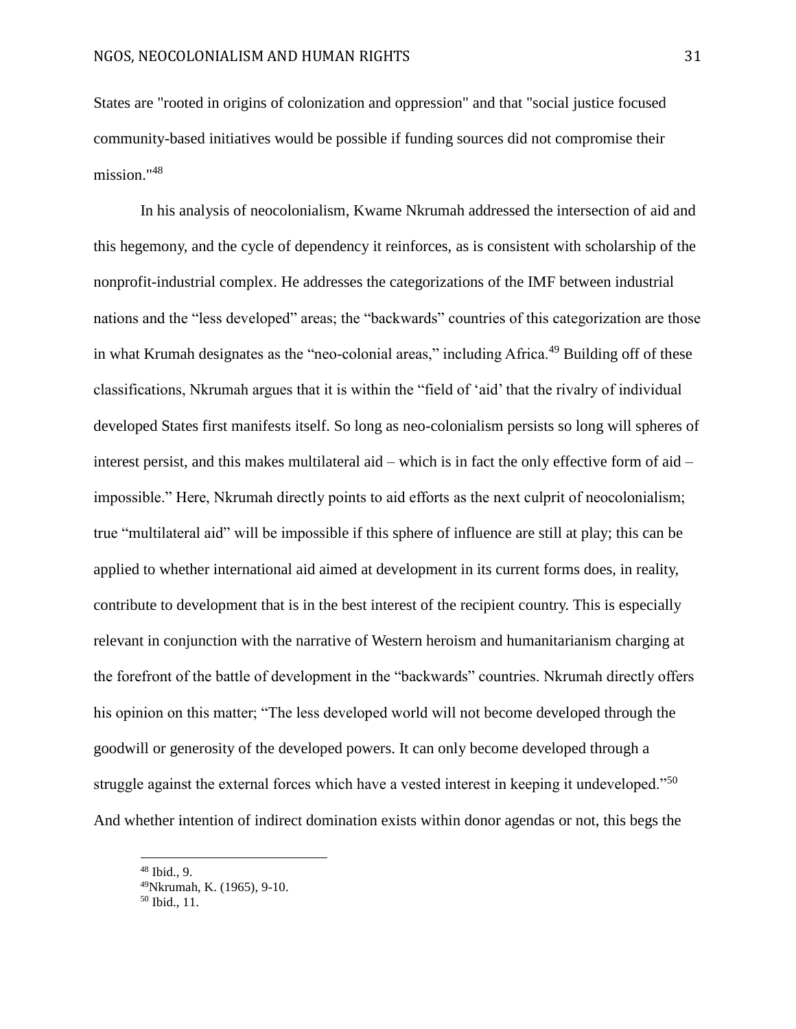States are "rooted in origins of colonization and oppression" and that "social justice focused community-based initiatives would be possible if funding sources did not compromise their mission."[48]

In his analysis of neocolonialism, Kwame Nkrumah addressed the intersection of aid and this hegemony, and the cycle of dependency it reinforces, as is consistent with scholarship of the nonprofit-industrial complex. He addresses the categorizations of the IMF between industrial nations and the "less developed" areas; the "backwards" countries of this categorization are those in what Krumah designates as the "neo-colonial areas," including Africa.[49] Building off of these classifications, Nkrumah argues that it is within the "field of 'aid' that the rivalry of individual developed States first manifests itself. So long as neo-colonialism persists so long will spheres of interest persist, and this makes multilateral aid – which is in fact the only effective form of aid – impossible." Here, Nkrumah directly points to aid efforts as the next culprit of neocolonialism; true "multilateral aid" will be impossible if this sphere of influence are still at play; this can be applied to whether international aid aimed at development in its current forms does, in reality, contribute to development that is in the best interest of the recipient country. This is especially relevant in conjunction with the narrative of Western heroism and humanitarianism charging at the forefront of the battle of development in the "backwards" countries. Nkrumah directly offers his opinion on this matter; "The less developed world will not become developed through the goodwill or generosity of the developed powers. It can only become developed through a struggle against the external forces which have a vested interest in keeping it undeveloped."[50] And whether intention of indirect domination exists within donor agendas or not, this begs the

---

[48] Ibid., 9.

[49] Nkrumah, K. (1965), 9-10.

[50] Ibid., 11.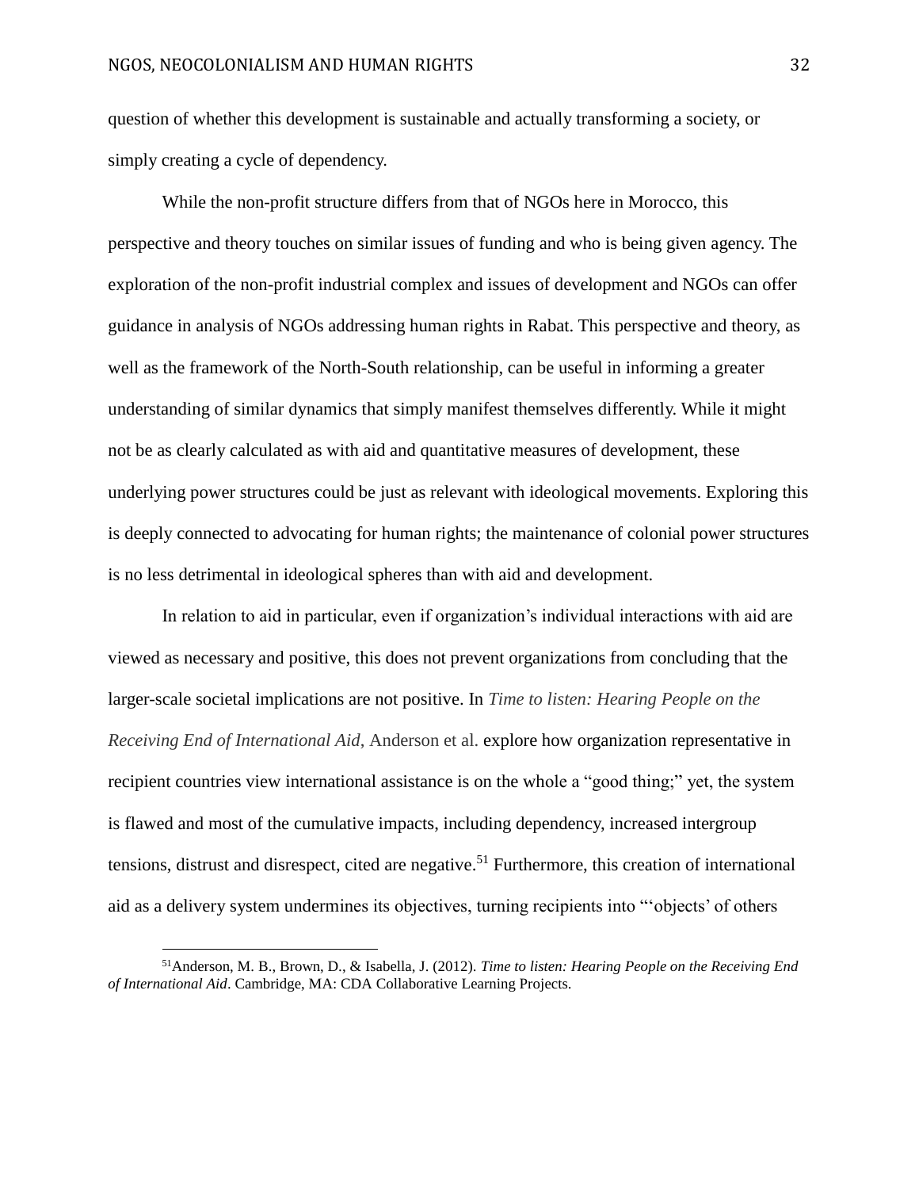question of whether this development is sustainable and actually transforming a society, or simply creating a cycle of dependency.

While the non-profit structure differs from that of NGOs here in Morocco, this perspective and theory touches on similar issues of funding and who is being given agency. The exploration of the non-profit industrial complex and issues of development and NGOs can offer guidance in analysis of NGOs addressing human rights in Rabat. This perspective and theory, as well as the framework of the North-South relationship, can be useful in informing a greater understanding of similar dynamics that simply manifest themselves differently. While it might not be as clearly calculated as with aid and quantitative measures of development, these underlying power structures could be just as relevant with ideological movements. Exploring this is deeply connected to advocating for human rights; the maintenance of colonial power structures is no less detrimental in ideological spheres than with aid and development.

In relation to aid in particular, even if organization's individual interactions with aid are viewed as necessary and positive, this does not prevent organizations from concluding that the larger-scale societal implications are not positive. In *Time to listen: Hearing People on the Receiving End of International Aid*, Anderson et al. explore how organization representative in recipient countries view international assistance is on the whole a "good thing;" yet, the system is flawed and most of the cumulative impacts, including dependency, increased intergroup tensions, distrust and disrespect, cited are negative.[51] Furthermore, this creation of international aid as a delivery system undermines its objectives, turning recipients into "'objects' of others

[51]Anderson, M. B., Brown, D., & Isabella, J. (2012). *Time to listen: Hearing People on the Receiving End of International Aid*. Cambridge, MA: CDA Collaborative Learning Projects.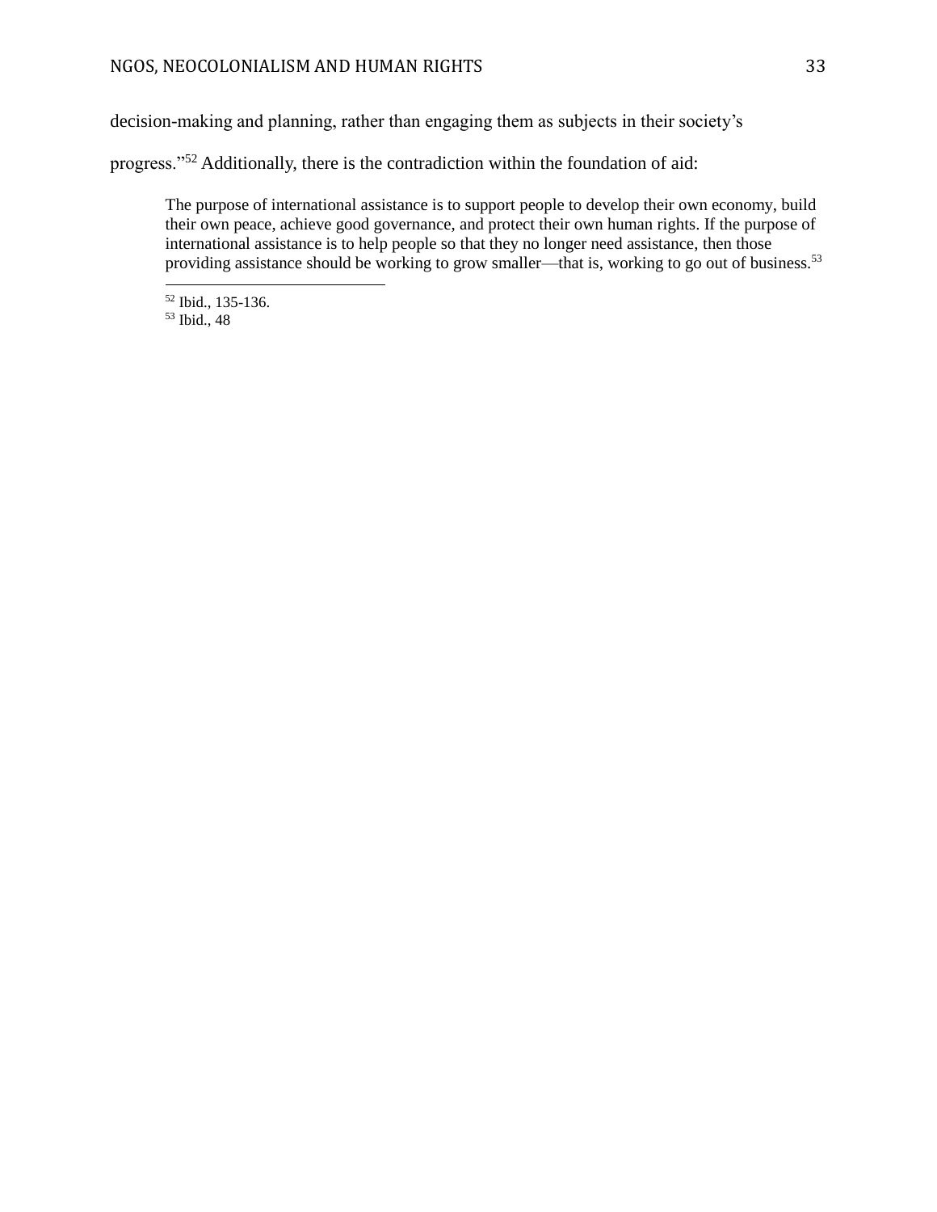decision-making and planning, rather than engaging them as subjects in their society's progress."[52] Additionally, there is the contradiction within the foundation of aid:

> The purpose of international assistance is to support people to develop their own economy, build their own peace, achieve good governance, and protect their own human rights. If the purpose of international assistance is to help people so that they no longer need assistance, then those providing assistance should be working to grow smaller—that is, working to go out of business.[53]

---

[52] Ibid., 135-136.
[53] Ibid., 48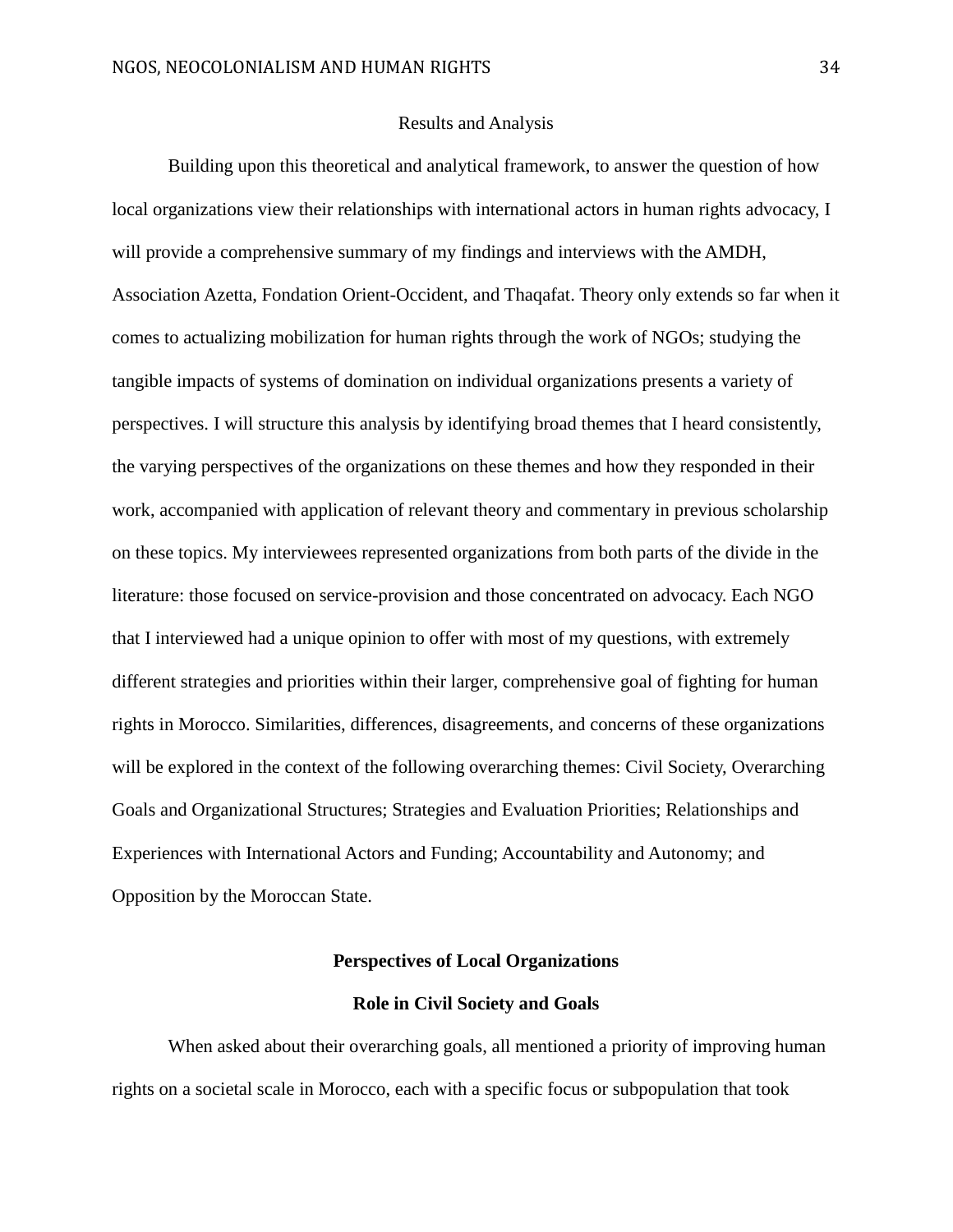Results and Analysis

Building upon this theoretical and analytical framework, to answer the question of how local organizations view their relationships with international actors in human rights advocacy, I will provide a comprehensive summary of my findings and interviews with the AMDH, Association Azetta, Fondation Orient-Occident, and Thaqafat. Theory only extends so far when it comes to actualizing mobilization for human rights through the work of NGOs; studying the tangible impacts of systems of domination on individual organizations presents a variety of perspectives. I will structure this analysis by identifying broad themes that I heard consistently, the varying perspectives of the organizations on these themes and how they responded in their work, accompanied with application of relevant theory and commentary in previous scholarship on these topics. My interviewees represented organizations from both parts of the divide in the literature: those focused on service-provision and those concentrated on advocacy. Each NGO that I interviewed had a unique opinion to offer with most of my questions, with extremely different strategies and priorities within their larger, comprehensive goal of fighting for human rights in Morocco. Similarities, differences, disagreements, and concerns of these organizations will be explored in the context of the following overarching themes: Civil Society, Overarching Goals and Organizational Structures; Strategies and Evaluation Priorities; Relationships and Experiences with International Actors and Funding; Accountability and Autonomy; and Opposition by the Moroccan State.

## Perspectives of Local Organizations

### Role in Civil Society and Goals

When asked about their overarching goals, all mentioned a priority of improving human rights on a societal scale in Morocco, each with a specific focus or subpopulation that took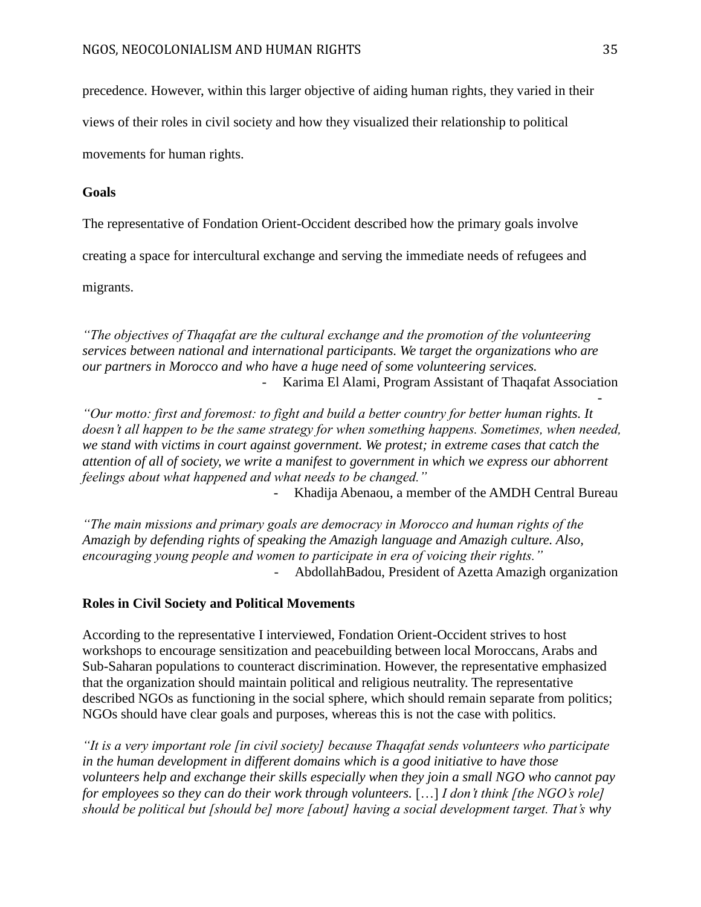precedence. However, within this larger objective of aiding human rights, they varied in their views of their roles in civil society and how they visualized their relationship to political movements for human rights.

**Goals**

The representative of Fondation Orient-Occident described how the primary goals involve creating a space for intercultural exchange and serving the immediate needs of refugees and migrants.

*"The objectives of Thaqafat are the cultural exchange and the promotion of the volunteering services between national and international participants. We target the organizations who are our partners in Morocco and who have a huge need of some volunteering services.*

- Karima El Alami, Program Assistant of Thaqafat Association

*"Our motto: first and foremost: to fight and build a better country for better human rights. It doesn't all happen to be the same strategy for when something happens. Sometimes, when needed, we stand with victims in court against government. We protest; in extreme cases that catch the attention of all of society, we write a manifest to government in which we express our abhorrent feelings about what happened and what needs to be changed."*

- Khadija Abenaou, a member of the AMDH Central Bureau

*"The main missions and primary goals are democracy in Morocco and human rights of the Amazigh by defending rights of speaking the Amazigh language and Amazigh culture. Also, encouraging young people and women to participate in era of voicing their rights."*

- AbdollahBadou, President of Azetta Amazigh organization

**Roles in Civil Society and Political Movements**

According to the representative I interviewed, Fondation Orient-Occident strives to host workshops to encourage sensitization and peacebuilding between local Moroccans, Arabs and Sub-Saharan populations to counteract discrimination. However, the representative emphasized that the organization should maintain political and religious neutrality. The representative described NGOs as functioning in the social sphere, which should remain separate from politics; NGOs should have clear goals and purposes, whereas this is not the case with politics.

*"It is a very important role [in civil society] because Thaqafat sends volunteers who participate in the human development in different domains which is a good initiative to have those volunteers help and exchange their skills especially when they join a small NGO who cannot pay for employees so they can do their work through volunteers.* […] *I don't think [the NGO's role] should be political but [should be] more [about] having a social development target. That's why*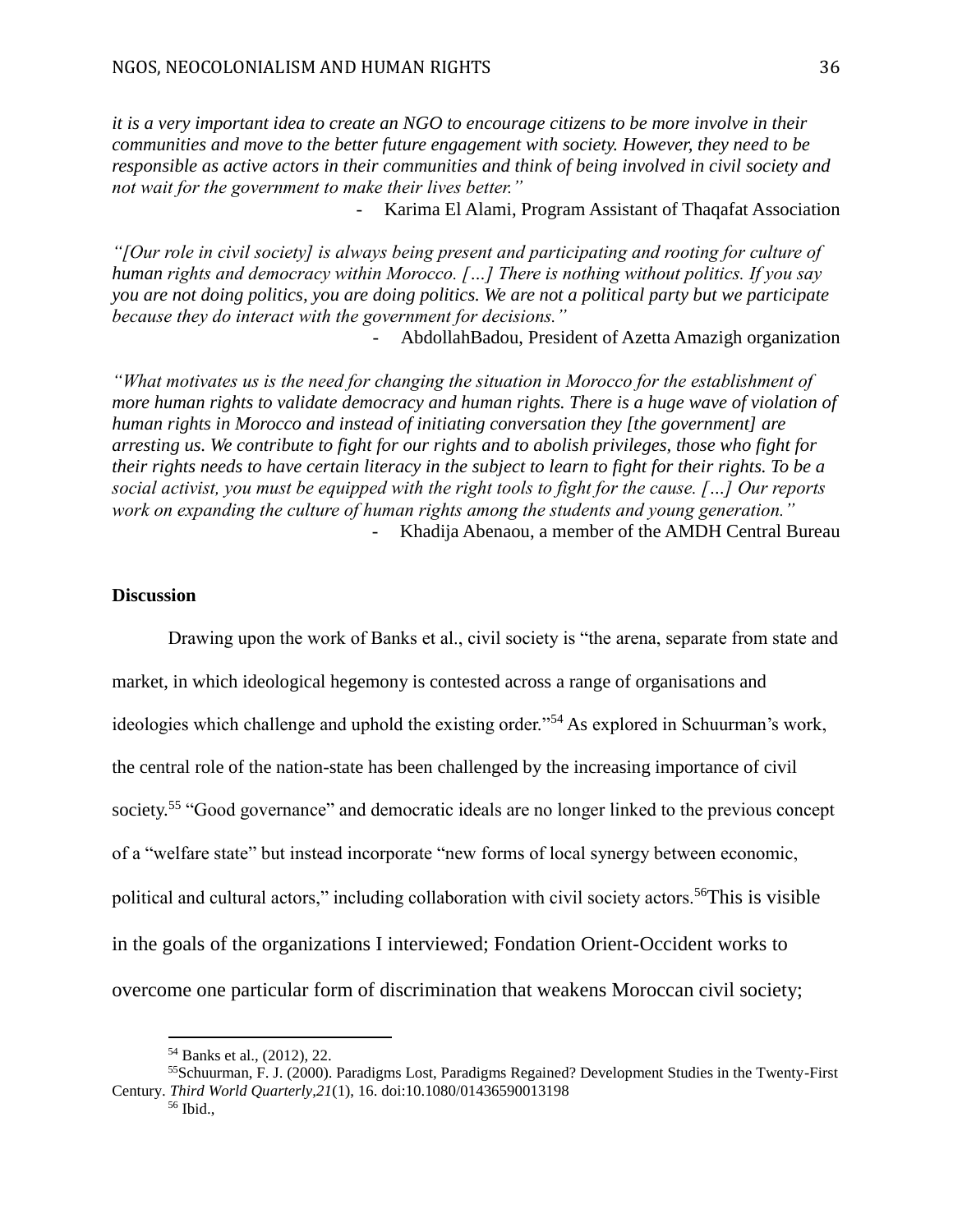*it is a very important idea to create an NGO to encourage citizens to be more involve in their communities and move to the better future engagement with society. However, they need to be responsible as active actors in their communities and think of being involved in civil society and not wait for the government to make their lives better."*

- Karima El Alami, Program Assistant of Thaqafat Association

*"[Our role in civil society] is always being present and participating and rooting for culture of human rights and democracy within Morocco. […] There is nothing without politics. If you say you are not doing politics, you are doing politics. We are not a political party but we participate because they do interact with the government for decisions."*

- AbdollahBadou, President of Azetta Amazigh organization

*"What motivates us is the need for changing the situation in Morocco for the establishment of more human rights to validate democracy and human rights. There is a huge wave of violation of human rights in Morocco and instead of initiating conversation they [the government] are arresting us. We contribute to fight for our rights and to abolish privileges, those who fight for their rights needs to have certain literacy in the subject to learn to fight for their rights. To be a social activist, you must be equipped with the right tools to fight for the cause. […] Our reports work on expanding the culture of human rights among the students and young generation."*

- Khadija Abenaou, a member of the AMDH Central Bureau

**Discussion**

Drawing upon the work of Banks et al., civil society is "the arena, separate from state and market, in which ideological hegemony is contested across a range of organisations and ideologies which challenge and uphold the existing order."[54] As explored in Schuurman's work, the central role of the nation-state has been challenged by the increasing importance of civil society.[55] "Good governance" and democratic ideals are no longer linked to the previous concept of a "welfare state" but instead incorporate "new forms of local synergy between economic, political and cultural actors," including collaboration with civil society actors.[56]This is visible in the goals of the organizations I interviewed; Fondation Orient-Occident works to overcome one particular form of discrimination that weakens Moroccan civil society;

---

[54] Banks et al., (2012), 22.

[55]Schuurman, F. J. (2000). Paradigms Lost, Paradigms Regained? Development Studies in the Twenty-First Century. *Third World Quarterly*,*21*(1), 16. doi:10.1080/01436590013198

[56] Ibid.,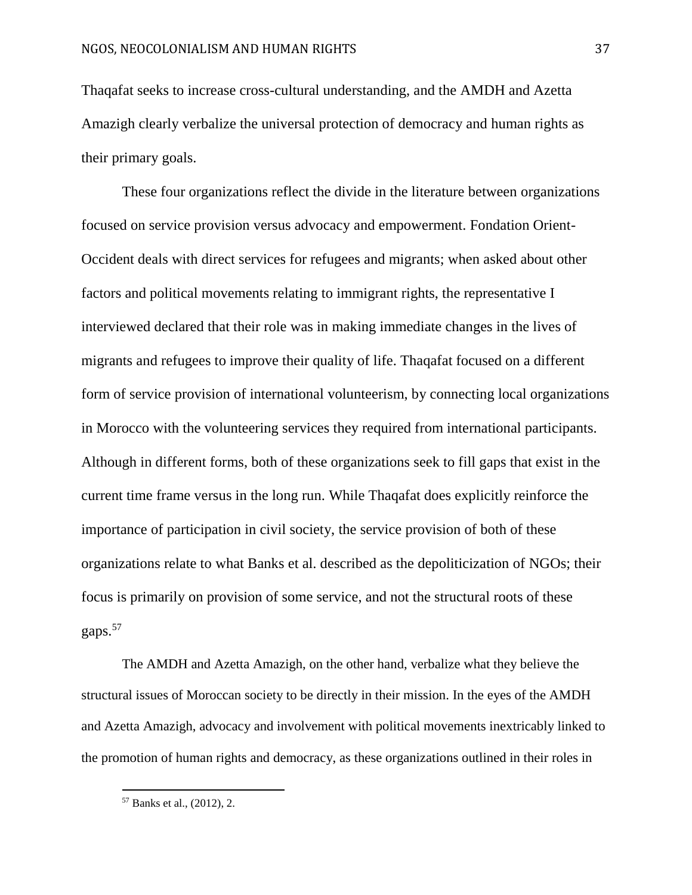Thaqafat seeks to increase cross-cultural understanding, and the AMDH and Azetta Amazigh clearly verbalize the universal protection of democracy and human rights as their primary goals.

These four organizations reflect the divide in the literature between organizations focused on service provision versus advocacy and empowerment. Fondation Orient-Occident deals with direct services for refugees and migrants; when asked about other factors and political movements relating to immigrant rights, the representative I interviewed declared that their role was in making immediate changes in the lives of migrants and refugees to improve their quality of life. Thaqafat focused on a different form of service provision of international volunteerism, by connecting local organizations in Morocco with the volunteering services they required from international participants. Although in different forms, both of these organizations seek to fill gaps that exist in the current time frame versus in the long run. While Thaqafat does explicitly reinforce the importance of participation in civil society, the service provision of both of these organizations relate to what Banks et al. described as the depoliticization of NGOs; their focus is primarily on provision of some service, and not the structural roots of these gaps.[57]

The AMDH and Azetta Amazigh, on the other hand, verbalize what they believe the structural issues of Moroccan society to be directly in their mission. In the eyes of the AMDH and Azetta Amazigh, advocacy and involvement with political movements inextricably linked to the promotion of human rights and democracy, as these organizations outlined in their roles in

[57] Banks et al., (2012), 2.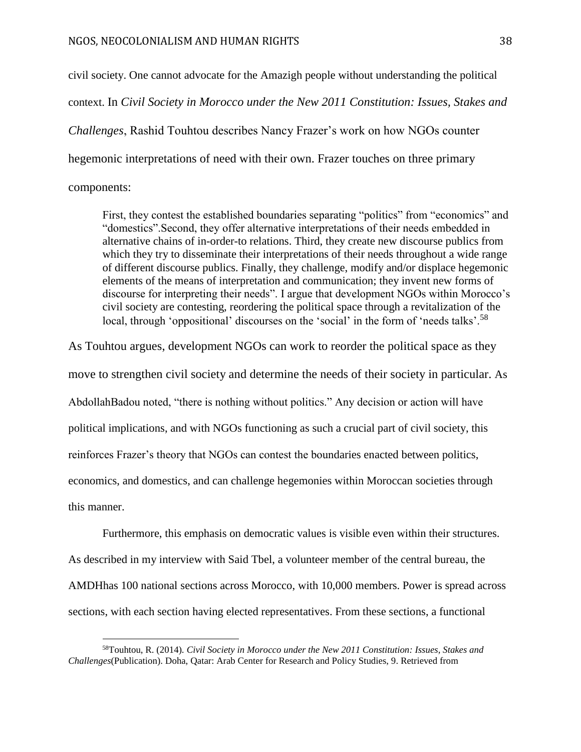civil society. One cannot advocate for the Amazigh people without understanding the political context. In *Civil Society in Morocco under the New 2011 Constitution: Issues, Stakes and Challenges*, Rashid Touhtou describes Nancy Frazer's work on how NGOs counter hegemonic interpretations of need with their own. Frazer touches on three primary components:

> First, they contest the established boundaries separating "politics" from "economics" and "domestics".Second, they offer alternative interpretations of their needs embedded in alternative chains of in-order-to relations. Third, they create new discourse publics from which they try to disseminate their interpretations of their needs throughout a wide range of different discourse publics. Finally, they challenge, modify and/or displace hegemonic elements of the means of interpretation and communication; they invent new forms of discourse for interpreting their needs". I argue that development NGOs within Morocco's civil society are contesting, reordering the political space through a revitalization of the local, through 'oppositional' discourses on the 'social' in the form of 'needs talks'.[58]

As Touhtou argues, development NGOs can work to reorder the political space as they move to strengthen civil society and determine the needs of their society in particular. As AbdollahBadou noted, "there is nothing without politics." Any decision or action will have political implications, and with NGOs functioning as such a crucial part of civil society, this reinforces Frazer's theory that NGOs can contest the boundaries enacted between politics, economics, and domestics, and can challenge hegemonies within Moroccan societies through this manner.

Furthermore, this emphasis on democratic values is visible even within their structures. As described in my interview with Said Tbel, a volunteer member of the central bureau, the AMDHhas 100 national sections across Morocco, with 10,000 members. Power is spread across sections, with each section having elected representatives. From these sections, a functional

[58] Touhtou, R. (2014). *Civil Society in Morocco under the New 2011 Constitution: Issues, Stakes and Challenges*(Publication). Doha, Qatar: Arab Center for Research and Policy Studies, 9. Retrieved from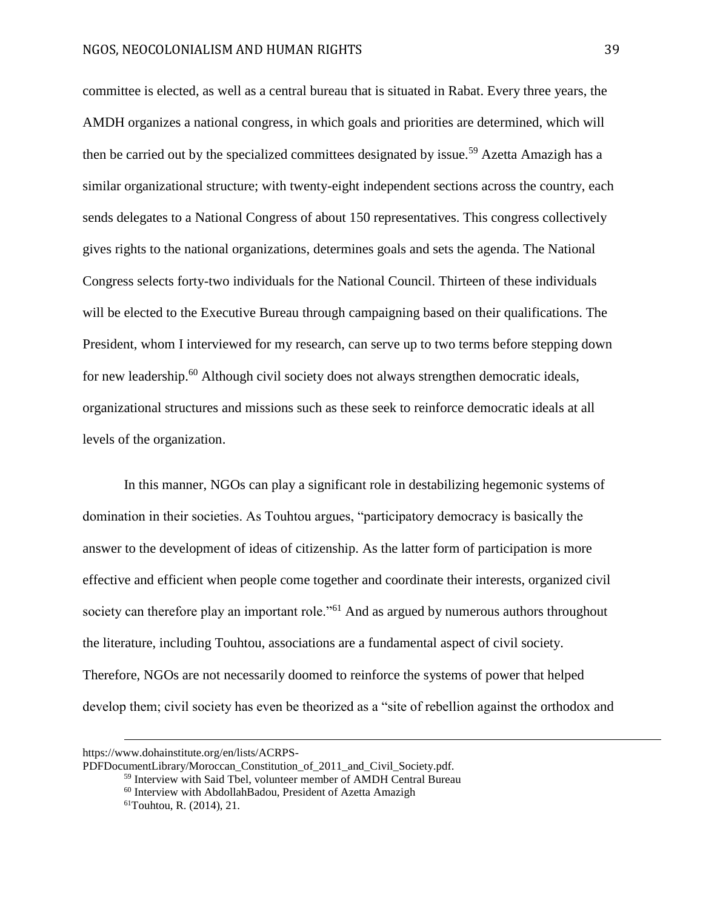committee is elected, as well as a central bureau that is situated in Rabat. Every three years, the AMDH organizes a national congress, in which goals and priorities are determined, which will then be carried out by the specialized committees designated by issue.[59] Azetta Amazigh has a similar organizational structure; with twenty-eight independent sections across the country, each sends delegates to a National Congress of about 150 representatives. This congress collectively gives rights to the national organizations, determines goals and sets the agenda. The National Congress selects forty-two individuals for the National Council. Thirteen of these individuals will be elected to the Executive Bureau through campaigning based on their qualifications. The President, whom I interviewed for my research, can serve up to two terms before stepping down for new leadership.[60] Although civil society does not always strengthen democratic ideals, organizational structures and missions such as these seek to reinforce democratic ideals at all levels of the organization.

In this manner, NGOs can play a significant role in destabilizing hegemonic systems of domination in their societies. As Touhtou argues, "participatory democracy is basically the answer to the development of ideas of citizenship. As the latter form of participation is more effective and efficient when people come together and coordinate their interests, organized civil society can therefore play an important role."[61] And as argued by numerous authors throughout the literature, including Touhtou, associations are a fundamental aspect of civil society. Therefore, NGOs are not necessarily doomed to reinforce the systems of power that helped develop them; civil society has even be theorized as a "site of rebellion against the orthodox and

---

https://www.dohainstitute.org/en/lists/ACRPS-PDFDocumentLibrary/Moroccan_Constitution_of_2011_and_Civil_Society.pdf.

[59] Interview with Said Tbel, volunteer member of AMDH Central Bureau

[60] Interview with AbdollahBadou, President of Azetta Amazigh

[61] Touhtou, R. (2014), 21.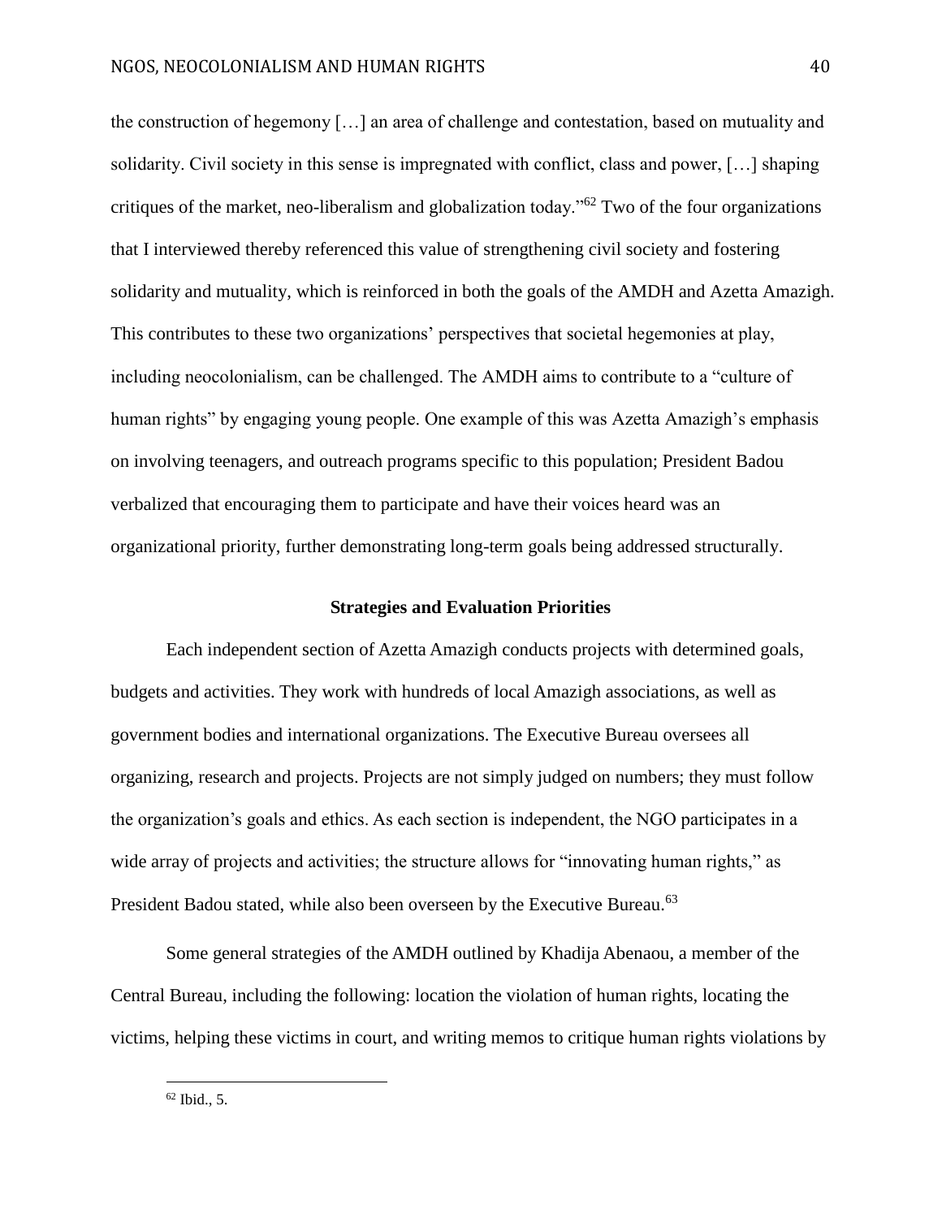the construction of hegemony […] an area of challenge and contestation, based on mutuality and solidarity. Civil society in this sense is impregnated with conflict, class and power, […] shaping critiques of the market, neo-liberalism and globalization today."[62] Two of the four organizations that I interviewed thereby referenced this value of strengthening civil society and fostering solidarity and mutuality, which is reinforced in both the goals of the AMDH and Azetta Amazigh. This contributes to these two organizations' perspectives that societal hegemonies at play, including neocolonialism, can be challenged. The AMDH aims to contribute to a "culture of human rights" by engaging young people. One example of this was Azetta Amazigh's emphasis on involving teenagers, and outreach programs specific to this population; President Badou verbalized that encouraging them to participate and have their voices heard was an organizational priority, further demonstrating long-term goals being addressed structurally.

### Strategies and Evaluation Priorities

Each independent section of Azetta Amazigh conducts projects with determined goals, budgets and activities. They work with hundreds of local Amazigh associations, as well as government bodies and international organizations. The Executive Bureau oversees all organizing, research and projects. Projects are not simply judged on numbers; they must follow the organization's goals and ethics. As each section is independent, the NGO participates in a wide array of projects and activities; the structure allows for "innovating human rights," as President Badou stated, while also been overseen by the Executive Bureau.[63]

Some general strategies of the AMDH outlined by Khadija Abenaou, a member of the Central Bureau, including the following: location the violation of human rights, locating the victims, helping these victims in court, and writing memos to critique human rights violations by

[62] Ibid., 5.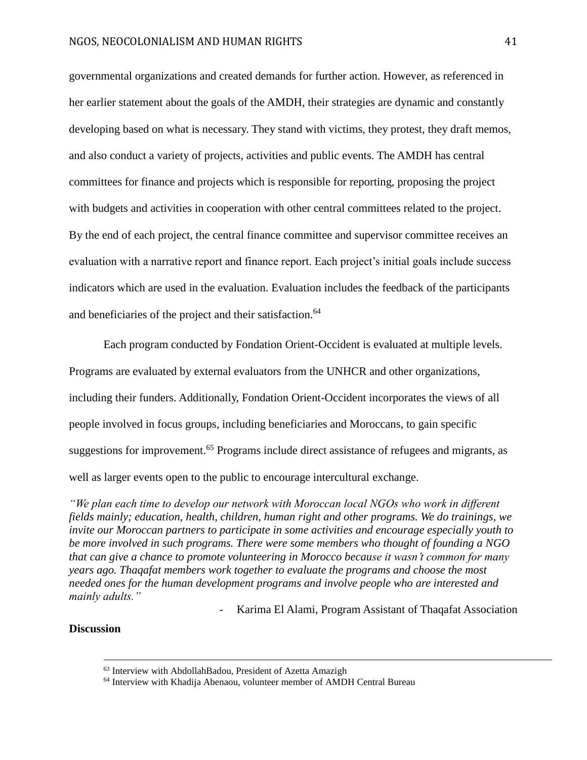governmental organizations and created demands for further action. However, as referenced in her earlier statement about the goals of the AMDH, their strategies are dynamic and constantly developing based on what is necessary. They stand with victims, they protest, they draft memos, and also conduct a variety of projects, activities and public events. The AMDH has central committees for finance and projects which is responsible for reporting, proposing the project with budgets and activities in cooperation with other central committees related to the project. By the end of each project, the central finance committee and supervisor committee receives an evaluation with a narrative report and finance report. Each project's initial goals include success indicators which are used in the evaluation. Evaluation includes the feedback of the participants and beneficiaries of the project and their satisfaction.[64]

Each program conducted by Fondation Orient-Occident is evaluated at multiple levels. Programs are evaluated by external evaluators from the UNHCR and other organizations, including their funders. Additionally, Fondation Orient-Occident incorporates the views of all people involved in focus groups, including beneficiaries and Moroccans, to gain specific suggestions for improvement.[65] Programs include direct assistance of refugees and migrants, as well as larger events open to the public to encourage intercultural exchange.

*"We plan each time to develop our network with Moroccan local NGOs who work in different fields mainly; education, health, children, human right and other programs. We do trainings, we invite our Moroccan partners to participate in some activities and encourage especially youth to be more involved in such programs. There were some members who thought of founding a NGO that can give a chance to promote volunteering in Morocco because it wasn't common for many years ago. Thaqafat members work together to evaluate the programs and choose the most needed ones for the human development programs and involve people who are interested and mainly adults."*

- Karima El Alami, Program Assistant of Thaqafat Association

**Discussion**

---

[63] Interview with AbdollahBadou, President of Azetta Amazigh

[64] Interview with Khadija Abenaou, volunteer member of AMDH Central Bureau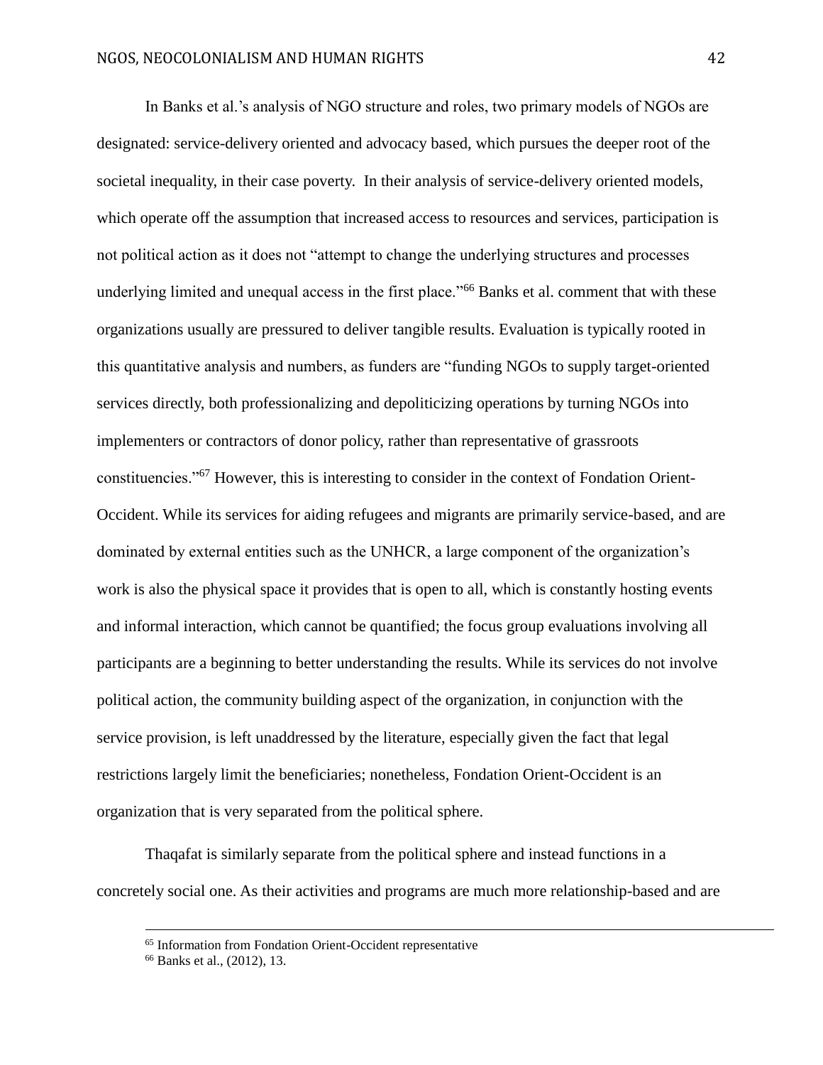In Banks et al.'s analysis of NGO structure and roles, two primary models of NGOs are designated: service-delivery oriented and advocacy based, which pursues the deeper root of the societal inequality, in their case poverty. In their analysis of service-delivery oriented models, which operate off the assumption that increased access to resources and services, participation is not political action as it does not "attempt to change the underlying structures and processes underlying limited and unequal access in the first place."[66] Banks et al. comment that with these organizations usually are pressured to deliver tangible results. Evaluation is typically rooted in this quantitative analysis and numbers, as funders are "funding NGOs to supply target-oriented services directly, both professionalizing and depoliticizing operations by turning NGOs into implementers or contractors of donor policy, rather than representative of grassroots constituencies."[67] However, this is interesting to consider in the context of Fondation Orient-Occident. While its services for aiding refugees and migrants are primarily service-based, and are dominated by external entities such as the UNHCR, a large component of the organization's work is also the physical space it provides that is open to all, which is constantly hosting events and informal interaction, which cannot be quantified; the focus group evaluations involving all participants are a beginning to better understanding the results. While its services do not involve political action, the community building aspect of the organization, in conjunction with the service provision, is left unaddressed by the literature, especially given the fact that legal restrictions largely limit the beneficiaries; nonetheless, Fondation Orient-Occident is an organization that is very separated from the political sphere.

Thaqafat is similarly separate from the political sphere and instead functions in a concretely social one. As their activities and programs are much more relationship-based and are

---

[65] Information from Fondation Orient-Occident representative

[66] Banks et al., (2012), 13.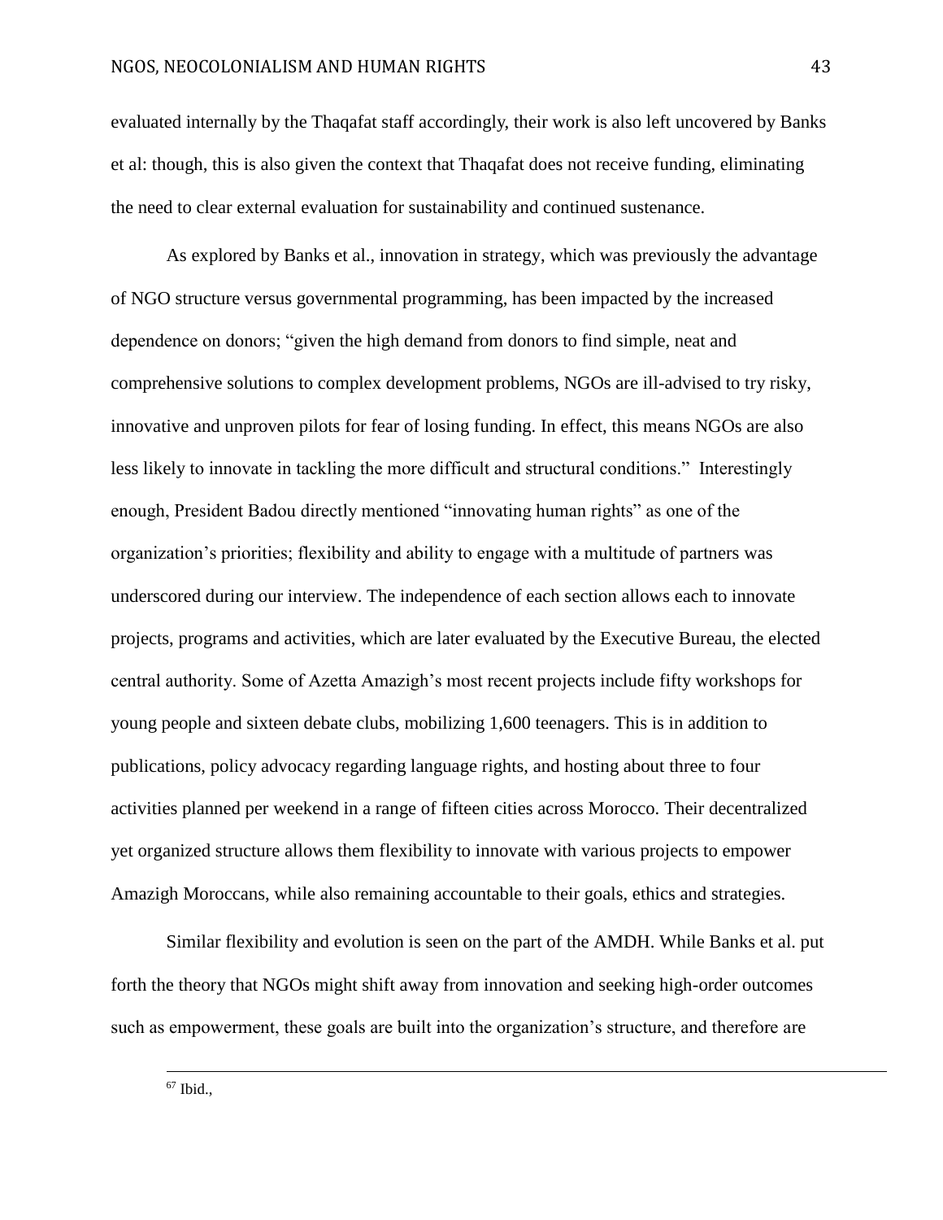evaluated internally by the Thaqafat staff accordingly, their work is also left uncovered by Banks et al: though, this is also given the context that Thaqafat does not receive funding, eliminating the need to clear external evaluation for sustainability and continued sustenance.

As explored by Banks et al., innovation in strategy, which was previously the advantage of NGO structure versus governmental programming, has been impacted by the increased dependence on donors; "given the high demand from donors to find simple, neat and comprehensive solutions to complex development problems, NGOs are ill-advised to try risky, innovative and unproven pilots for fear of losing funding. In effect, this means NGOs are also less likely to innovate in tackling the more difficult and structural conditions." Interestingly enough, President Badou directly mentioned "innovating human rights" as one of the organization's priorities; flexibility and ability to engage with a multitude of partners was underscored during our interview. The independence of each section allows each to innovate projects, programs and activities, which are later evaluated by the Executive Bureau, the elected central authority. Some of Azetta Amazigh's most recent projects include fifty workshops for young people and sixteen debate clubs, mobilizing 1,600 teenagers. This is in addition to publications, policy advocacy regarding language rights, and hosting about three to four activities planned per weekend in a range of fifteen cities across Morocco. Their decentralized yet organized structure allows them flexibility to innovate with various projects to empower Amazigh Moroccans, while also remaining accountable to their goals, ethics and strategies.

Similar flexibility and evolution is seen on the part of the AMDH. While Banks et al. put forth the theory that NGOs might shift away from innovation and seeking high-order outcomes such as empowerment, these goals are built into the organization's structure, and therefore are

---

[67] Ibid.,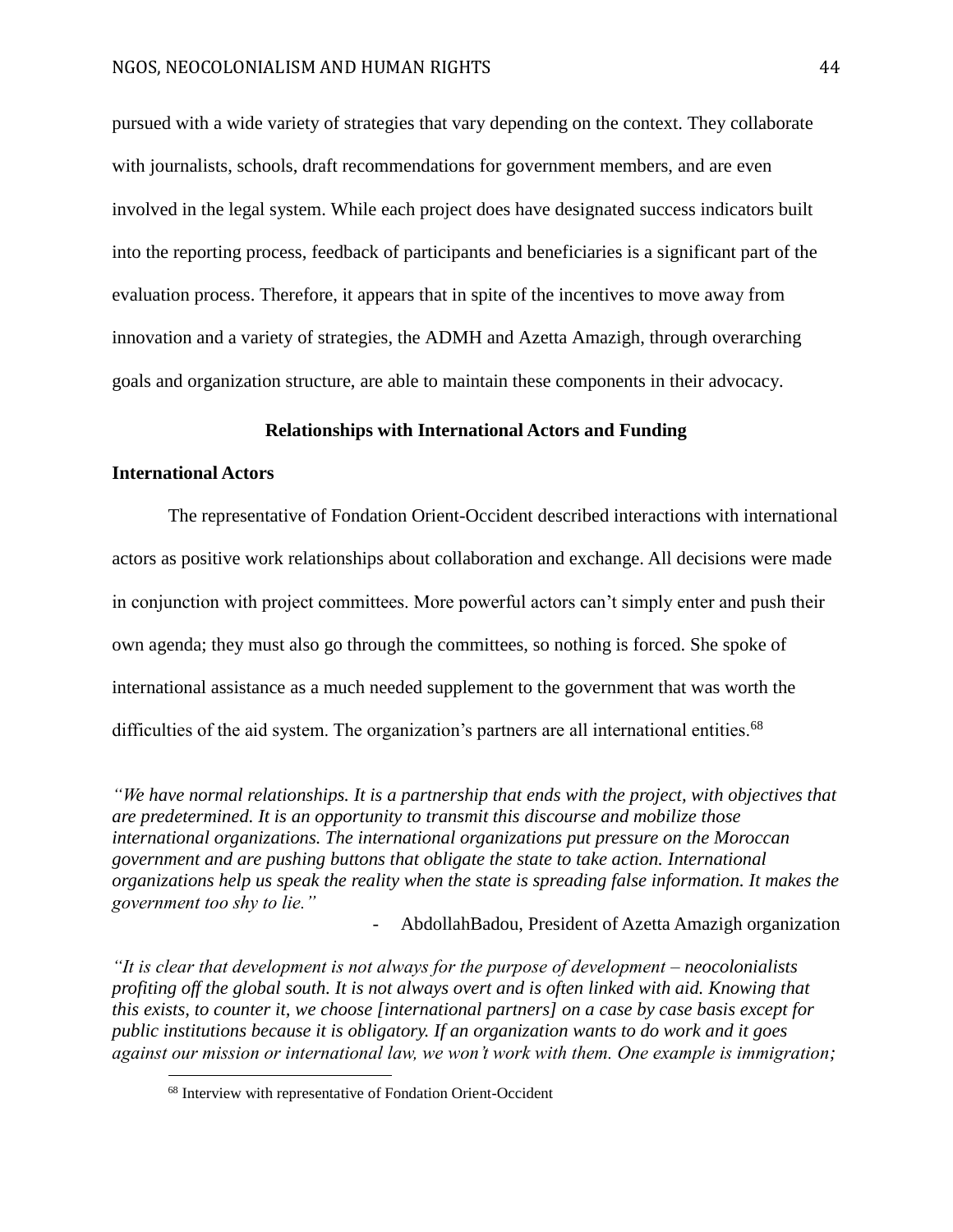pursued with a wide variety of strategies that vary depending on the context. They collaborate with journalists, schools, draft recommendations for government members, and are even involved in the legal system. While each project does have designated success indicators built into the reporting process, feedback of participants and beneficiaries is a significant part of the evaluation process. Therefore, it appears that in spite of the incentives to move away from innovation and a variety of strategies, the ADMH and Azetta Amazigh, through overarching goals and organization structure, are able to maintain these components in their advocacy.

## Relationships with International Actors and Funding

### International Actors

The representative of Fondation Orient-Occident described interactions with international actors as positive work relationships about collaboration and exchange. All decisions were made in conjunction with project committees. More powerful actors can't simply enter and push their own agenda; they must also go through the committees, so nothing is forced. She spoke of international assistance as a much needed supplement to the government that was worth the difficulties of the aid system. The organization's partners are all international entities.[68]

*"We have normal relationships. It is a partnership that ends with the project, with objectives that are predetermined. It is an opportunity to transmit this discourse and mobilize those international organizations. The international organizations put pressure on the Moroccan government and are pushing buttons that obligate the state to take action. International organizations help us speak the reality when the state is spreading false information. It makes the government too shy to lie."*

- AbdollahBadou, President of Azetta Amazigh organization

*"It is clear that development is not always for the purpose of development – neocolonialists profiting off the global south. It is not always overt and is often linked with aid. Knowing that this exists, to counter it, we choose [international partners] on a case by case basis except for public institutions because it is obligatory. If an organization wants to do work and it goes against our mission or international law, we won't work with them. One example is immigration;*

[68] Interview with representative of Fondation Orient-Occident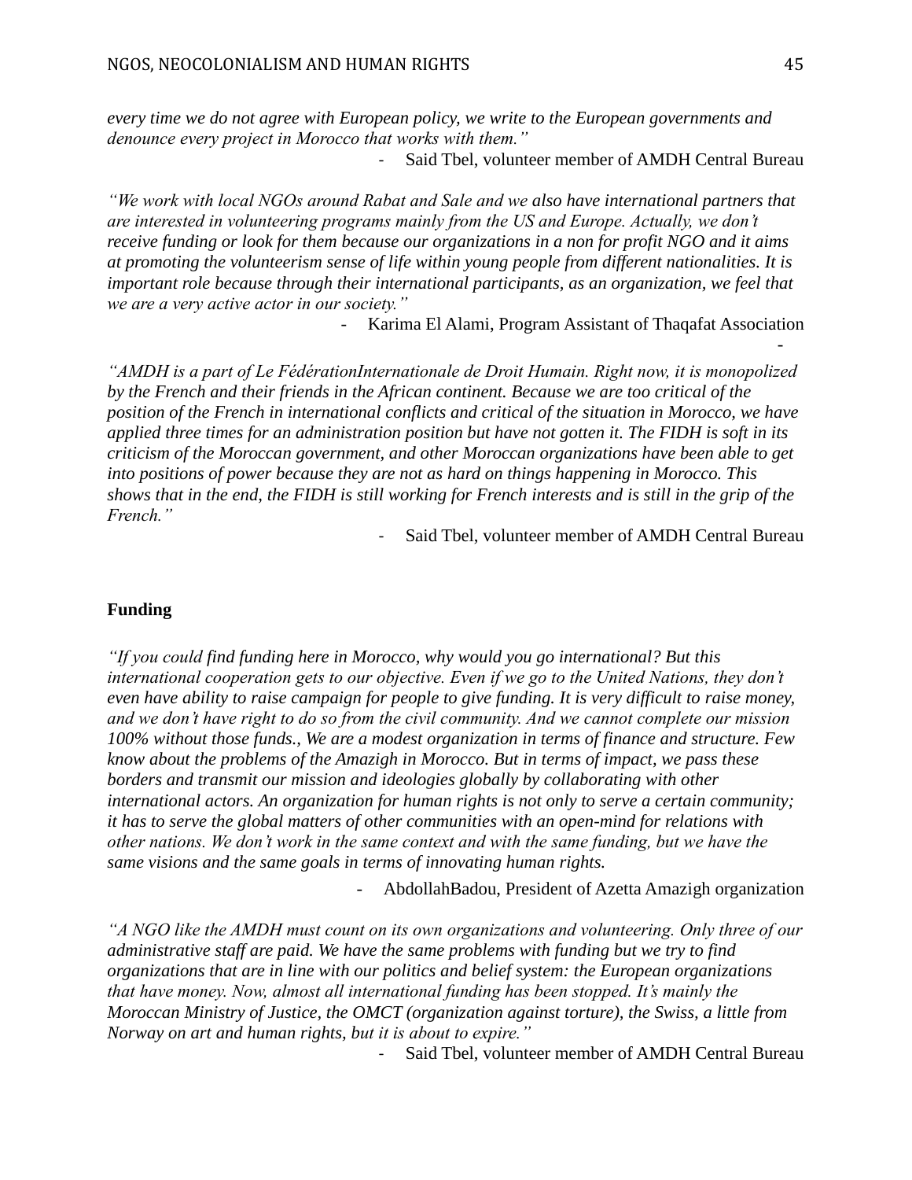*every time we do not agree with European policy, we write to the European governments and denounce every project in Morocco that works with them."*

- Said Tbel, volunteer member of AMDH Central Bureau

*"We work with local NGOs around Rabat and Sale and we also have international partners that are interested in volunteering programs mainly from the US and Europe. Actually, we don't receive funding or look for them because our organizations in a non for profit NGO and it aims at promoting the volunteerism sense of life within young people from different nationalities. It is important role because through their international participants, as an organization, we feel that we are a very active actor in our society."*

- Karima El Alami, Program Assistant of Thaqafat Association

*"AMDH is a part of Le FédérationInternationale de Droit Humain. Right now, it is monopolized by the French and their friends in the African continent. Because we are too critical of the position of the French in international conflicts and critical of the situation in Morocco, we have applied three times for an administration position but have not gotten it. The FIDH is soft in its criticism of the Moroccan government, and other Moroccan organizations have been able to get into positions of power because they are not as hard on things happening in Morocco. This shows that in the end, the FIDH is still working for French interests and is still in the grip of the French."*

- Said Tbel, volunteer member of AMDH Central Bureau

**Funding**

*"If you could find funding here in Morocco, why would you go international? But this international cooperation gets to our objective. Even if we go to the United Nations, they don't even have ability to raise campaign for people to give funding. It is very difficult to raise money, and we don't have right to do so from the civil community. And we cannot complete our mission 100% without those funds., We are a modest organization in terms of finance and structure. Few know about the problems of the Amazigh in Morocco. But in terms of impact, we pass these borders and transmit our mission and ideologies globally by collaborating with other international actors. An organization for human rights is not only to serve a certain community; it has to serve the global matters of other communities with an open-mind for relations with other nations. We don't work in the same context and with the same funding, but we have the same visions and the same goals in terms of innovating human rights.*

- AbdollahBadou, President of Azetta Amazigh organization

*"A NGO like the AMDH must count on its own organizations and volunteering. Only three of our administrative staff are paid. We have the same problems with funding but we try to find organizations that are in line with our politics and belief system: the European organizations that have money. Now, almost all international funding has been stopped. It's mainly the Moroccan Ministry of Justice, the OMCT (organization against torture), the Swiss, a little from Norway on art and human rights, but it is about to expire."*

- Said Tbel, volunteer member of AMDH Central Bureau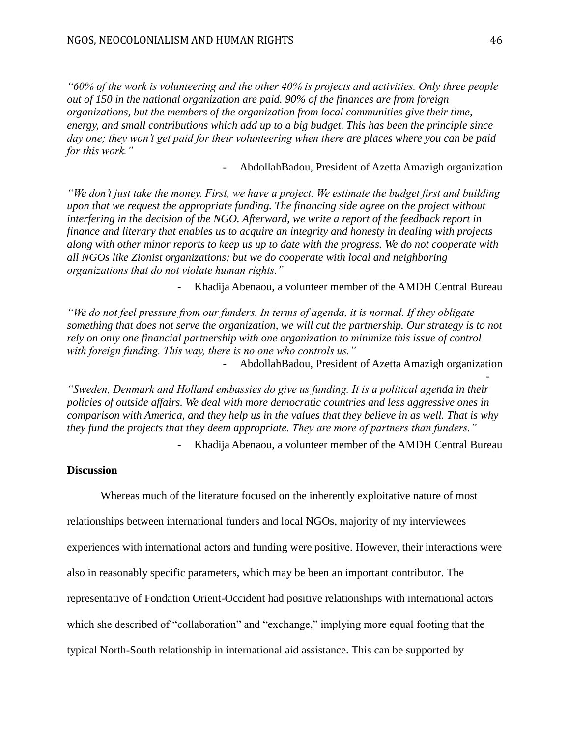*"60% of the work is volunteering and the other 40% is projects and activities. Only three people out of 150 in the national organization are paid. 90% of the finances are from foreign organizations, but the members of the organization from local communities give their time, energy, and small contributions which add up to a big budget. This has been the principle since day one; they won't get paid for their volunteering when there are places where you can be paid for this work."*

- AbdollahBadou, President of Azetta Amazigh organization

*"We don't just take the money. First, we have a project. We estimate the budget first and building upon that we request the appropriate funding. The financing side agree on the project without interfering in the decision of the NGO. Afterward, we write a report of the feedback report in finance and literary that enables us to acquire an integrity and honesty in dealing with projects along with other minor reports to keep us up to date with the progress. We do not cooperate with all NGOs like Zionist organizations; but we do cooperate with local and neighboring organizations that do not violate human rights."*

- Khadija Abenaou, a volunteer member of the AMDH Central Bureau

*"We do not feel pressure from our funders. In terms of agenda, it is normal. If they obligate something that does not serve the organization, we will cut the partnership. Our strategy is to not rely on only one financial partnership with one organization to minimize this issue of control with foreign funding. This way, there is no one who controls us."*

- AbdollahBadou, President of Azetta Amazigh organization

*"Sweden, Denmark and Holland embassies do give us funding. It is a political agenda in their policies of outside affairs. We deal with more democratic countries and less aggressive ones in comparison with America, and they help us in the values that they believe in as well. That is why they fund the projects that they deem appropriate. They are more of partners than funders."*

- Khadija Abenaou, a volunteer member of the AMDH Central Bureau

**Discussion**

Whereas much of the literature focused on the inherently exploitative nature of most relationships between international funders and local NGOs, majority of my interviewees experiences with international actors and funding were positive. However, their interactions were also in reasonably specific parameters, which may be been an important contributor. The representative of Fondation Orient-Occident had positive relationships with international actors which she described of "collaboration" and "exchange," implying more equal footing that the typical North-South relationship in international aid assistance. This can be supported by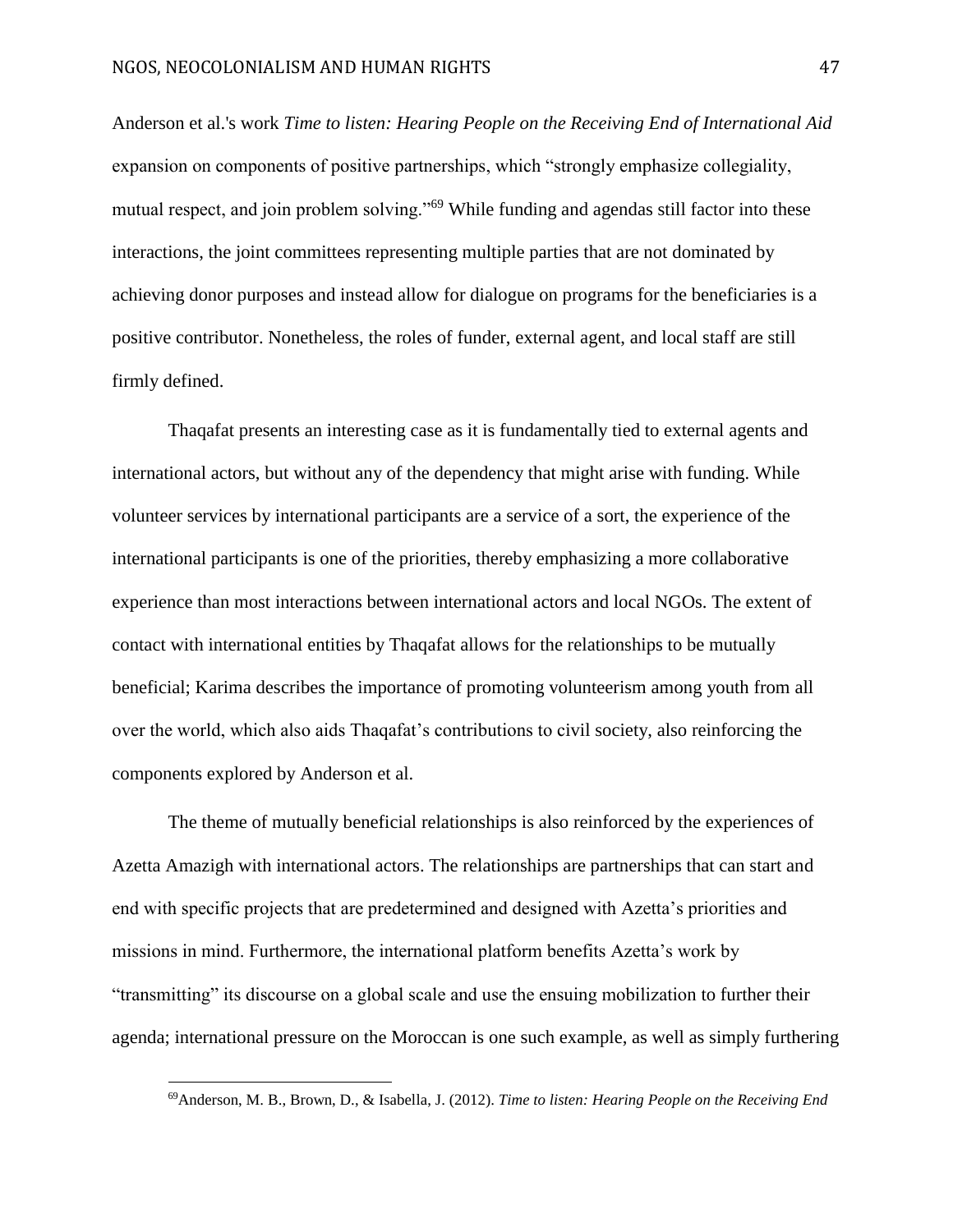Anderson et al.'s work *Time to listen: Hearing People on the Receiving End of International Aid* expansion on components of positive partnerships, which "strongly emphasize collegiality, mutual respect, and join problem solving."[69] While funding and agendas still factor into these interactions, the joint committees representing multiple parties that are not dominated by achieving donor purposes and instead allow for dialogue on programs for the beneficiaries is a positive contributor. Nonetheless, the roles of funder, external agent, and local staff are still firmly defined.

Thaqafat presents an interesting case as it is fundamentally tied to external agents and international actors, but without any of the dependency that might arise with funding. While volunteer services by international participants are a service of a sort, the experience of the international participants is one of the priorities, thereby emphasizing a more collaborative experience than most interactions between international actors and local NGOs. The extent of contact with international entities by Thaqafat allows for the relationships to be mutually beneficial; Karima describes the importance of promoting volunteerism among youth from all over the world, which also aids Thaqafat's contributions to civil society, also reinforcing the components explored by Anderson et al.

The theme of mutually beneficial relationships is also reinforced by the experiences of Azetta Amazigh with international actors. The relationships are partnerships that can start and end with specific projects that are predetermined and designed with Azetta's priorities and missions in mind. Furthermore, the international platform benefits Azetta's work by "transmitting" its discourse on a global scale and use the ensuing mobilization to further their agenda; international pressure on the Moroccan is one such example, as well as simply furthering

[69] Anderson, M. B., Brown, D., & Isabella, J. (2012). *Time to listen: Hearing People on the Receiving End*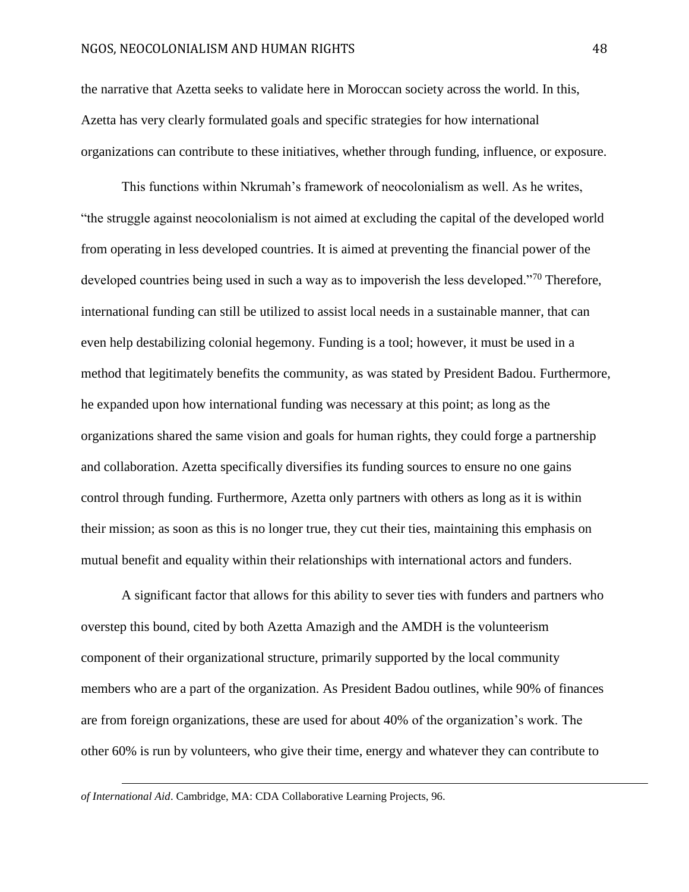the narrative that Azetta seeks to validate here in Moroccan society across the world. In this, Azetta has very clearly formulated goals and specific strategies for how international organizations can contribute to these initiatives, whether through funding, influence, or exposure.

This functions within Nkrumah's framework of neocolonialism as well. As he writes, "the struggle against neocolonialism is not aimed at excluding the capital of the developed world from operating in less developed countries. It is aimed at preventing the financial power of the developed countries being used in such a way as to impoverish the less developed."[70] Therefore, international funding can still be utilized to assist local needs in a sustainable manner, that can even help destabilizing colonial hegemony. Funding is a tool; however, it must be used in a method that legitimately benefits the community, as was stated by President Badou. Furthermore, he expanded upon how international funding was necessary at this point; as long as the organizations shared the same vision and goals for human rights, they could forge a partnership and collaboration. Azetta specifically diversifies its funding sources to ensure no one gains control through funding. Furthermore, Azetta only partners with others as long as it is within their mission; as soon as this is no longer true, they cut their ties, maintaining this emphasis on mutual benefit and equality within their relationships with international actors and funders.

A significant factor that allows for this ability to sever ties with funders and partners who overstep this bound, cited by both Azetta Amazigh and the AMDH is the volunteerism component of their organizational structure, primarily supported by the local community members who are a part of the organization. As President Badou outlines, while 90% of finances are from foreign organizations, these are used for about 40% of the organization's work. The other 60% is run by volunteers, who give their time, energy and whatever they can contribute to

---

*of International Aid*. Cambridge, MA: CDA Collaborative Learning Projects, 96.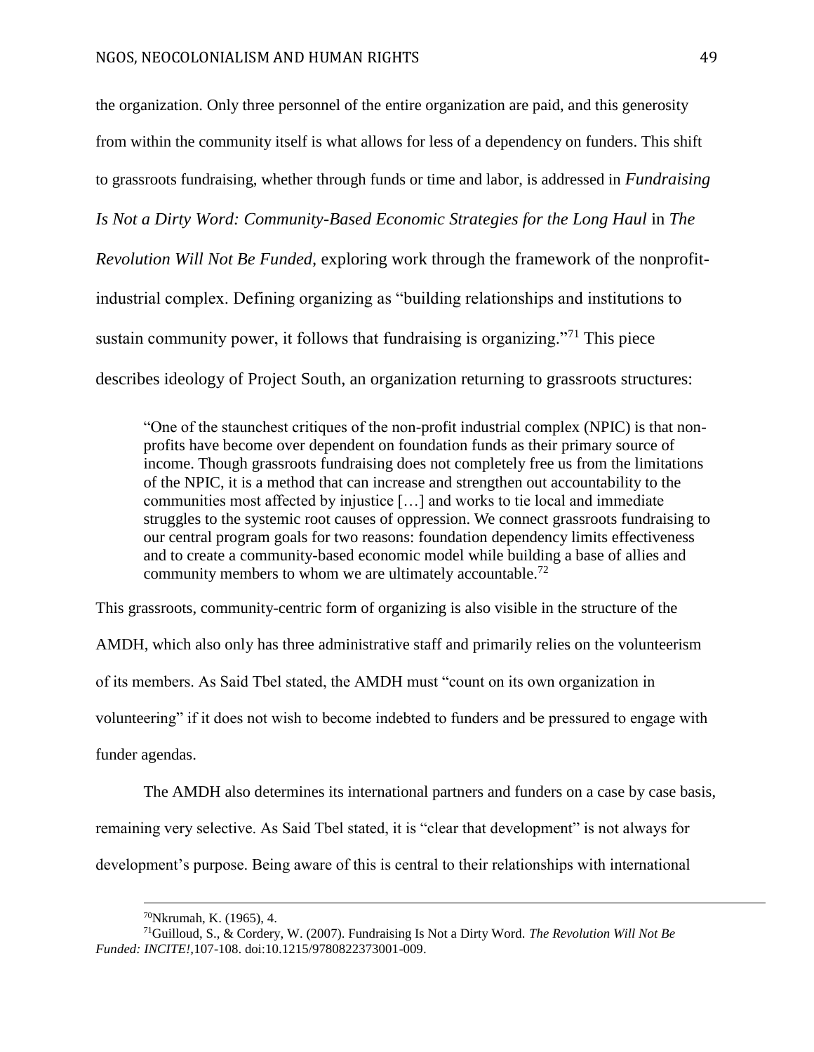the organization. Only three personnel of the entire organization are paid, and this generosity from within the community itself is what allows for less of a dependency on funders. This shift to grassroots fundraising, whether through funds or time and labor, is addressed in *Fundraising Is Not a Dirty Word: Community-Based Economic Strategies for the Long Haul* in *The Revolution Will Not Be Funded*, exploring work through the framework of the nonprofit-industrial complex. Defining organizing as "building relationships and institutions to sustain community power, it follows that fundraising is organizing."[71] This piece describes ideology of Project South, an organization returning to grassroots structures:

> "One of the staunchest critiques of the non-profit industrial complex (NPIC) is that non-profits have become over dependent on foundation funds as their primary source of income. Though grassroots fundraising does not completely free us from the limitations of the NPIC, it is a method that can increase and strengthen out accountability to the communities most affected by injustice […] and works to tie local and immediate struggles to the systemic root causes of oppression. We connect grassroots fundraising to our central program goals for two reasons: foundation dependency limits effectiveness and to create a community-based economic model while building a base of allies and community members to whom we are ultimately accountable.[72]

This grassroots, community-centric form of organizing is also visible in the structure of the AMDH, which also only has three administrative staff and primarily relies on the volunteerism of its members. As Said Tbel stated, the AMDH must "count on its own organization in volunteering" if it does not wish to become indebted to funders and be pressured to engage with funder agendas.

The AMDH also determines its international partners and funders on a case by case basis, remaining very selective. As Said Tbel stated, it is "clear that development" is not always for development's purpose. Being aware of this is central to their relationships with international

---

[70] Nkrumah, K. (1965), 4.

[71] Guilloud, S., & Cordery, W. (2007). Fundraising Is Not a Dirty Word. *The Revolution Will Not Be Funded: INCITE!*,107-108. doi:10.1215/9780822373001-009.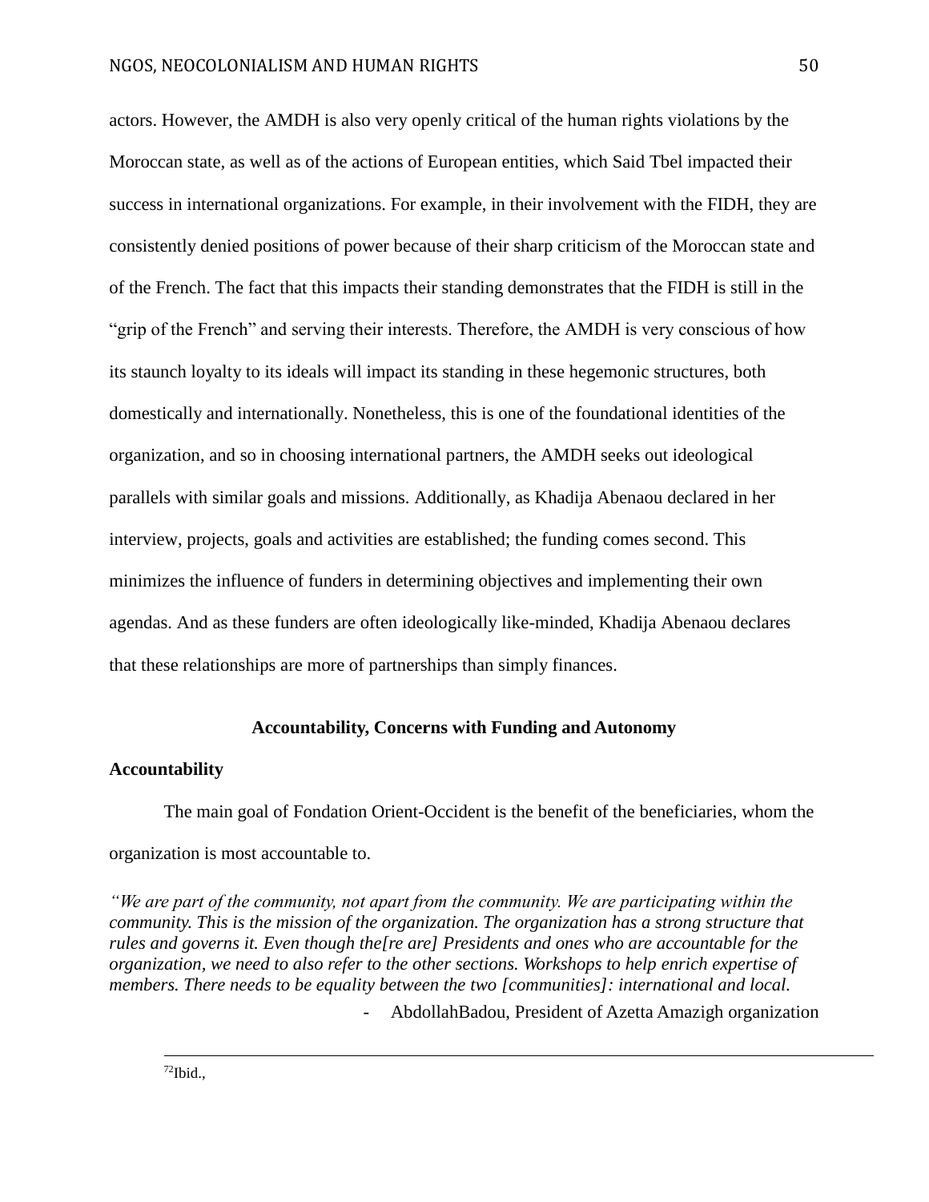actors. However, the AMDH is also very openly critical of the human rights violations by the Moroccan state, as well as of the actions of European entities, which Said Tbel impacted their success in international organizations. For example, in their involvement with the FIDH, they are consistently denied positions of power because of their sharp criticism of the Moroccan state and of the French. The fact that this impacts their standing demonstrates that the FIDH is still in the "grip of the French" and serving their interests. Therefore, the AMDH is very conscious of how its staunch loyalty to its ideals will impact its standing in these hegemonic structures, both domestically and internationally. Nonetheless, this is one of the foundational identities of the organization, and so in choosing international partners, the AMDH seeks out ideological parallels with similar goals and missions. Additionally, as Khadija Abenaou declared in her interview, projects, goals and activities are established; the funding comes second. This minimizes the influence of funders in determining objectives and implementing their own agendas. And as these funders are often ideologically like-minded, Khadija Abenaou declares that these relationships are more of partnerships than simply finances.

## Accountability, Concerns with Funding and Autonomy

### Accountability

The main goal of Fondation Orient-Occident is the benefit of the beneficiaries, whom the organization is most accountable to.

*"We are part of the community, not apart from the community. We are participating within the community. This is the mission of the organization. The organization has a strong structure that rules and governs it. Even though the[re are] Presidents and ones who are accountable for the organization, we need to also refer to the other sections. Workshops to help enrich expertise of members. There needs to be equality between the two [communities]: international and local.*

- AbdollahBadou, President of Azetta Amazigh organization

[72]Ibid.,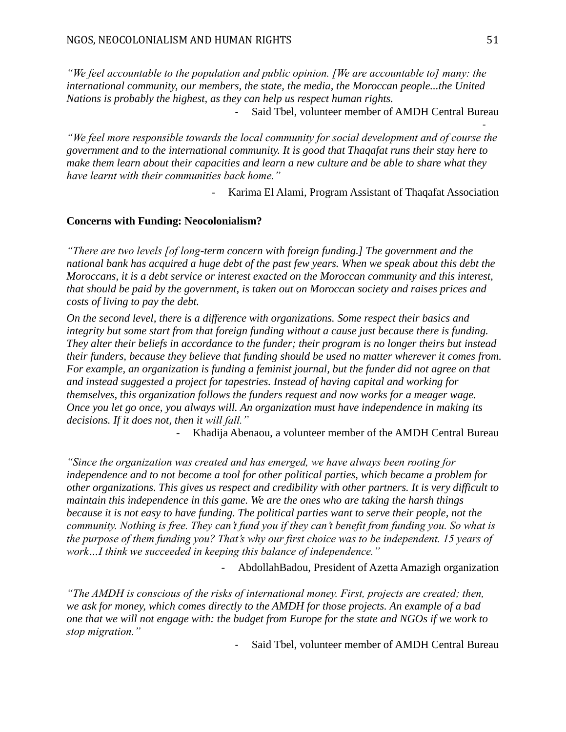*"We feel accountable to the population and public opinion. [We are accountable to] many: the international community, our members, the state, the media, the Moroccan people...the United Nations is probably the highest, as they can help us respect human rights.*

- Said Tbel, volunteer member of AMDH Central Bureau

*"We feel more responsible towards the local community for social development and of course the government and to the international community. It is good that Thaqafat runs their stay here to make them learn about their capacities and learn a new culture and be able to share what they have learnt with their communities back home."*

- Karima El Alami, Program Assistant of Thaqafat Association

**Concerns with Funding: Neocolonialism?**

*"There are two levels [of long-term concern with foreign funding.] The government and the national bank has acquired a huge debt of the past few years. When we speak about this debt the Moroccans, it is a debt service or interest exacted on the Moroccan community and this interest, that should be paid by the government, is taken out on Moroccan society and raises prices and costs of living to pay the debt.*

*On the second level, there is a difference with organizations. Some respect their basics and integrity but some start from that foreign funding without a cause just because there is funding. They alter their beliefs in accordance to the funder; their program is no longer theirs but instead their funders, because they believe that funding should be used no matter wherever it comes from. For example, an organization is funding a feminist journal, but the funder did not agree on that and instead suggested a project for tapestries. Instead of having capital and working for themselves, this organization follows the funders request and now works for a meager wage. Once you let go once, you always will. An organization must have independence in making its decisions. If it does not, then it will fall."*

- Khadija Abenaou, a volunteer member of the AMDH Central Bureau

*"Since the organization was created and has emerged, we have always been rooting for independence and to not become a tool for other political parties, which became a problem for other organizations. This gives us respect and credibility with other partners. It is very difficult to maintain this independence in this game. We are the ones who are taking the harsh things because it is not easy to have funding. The political parties want to serve their people, not the community. Nothing is free. They can't fund you if they can't benefit from funding you. So what is the purpose of them funding you? That's why our first choice was to be independent. 15 years of work…I think we succeeded in keeping this balance of independence."*

- AbdollahBadou, President of Azetta Amazigh organization

*"The AMDH is conscious of the risks of international money. First, projects are created; then, we ask for money, which comes directly to the AMDH for those projects. An example of a bad one that we will not engage with: the budget from Europe for the state and NGOs if we work to stop migration."*

- Said Tbel, volunteer member of AMDH Central Bureau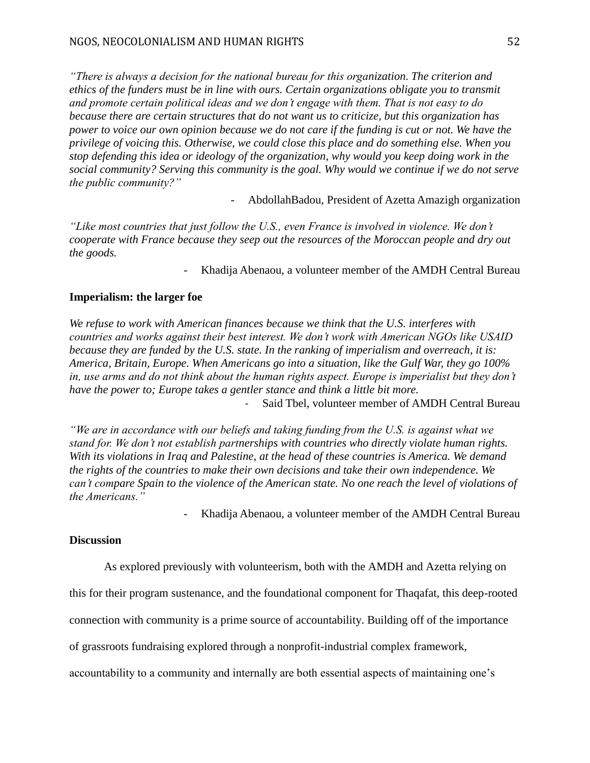*"There is always a decision for the national bureau for this organization. The criterion and ethics of the funders must be in line with ours. Certain organizations obligate you to transmit and promote certain political ideas and we don't engage with them. That is not easy to do because there are certain structures that do not want us to criticize, but this organization has power to voice our own opinion because we do not care if the funding is cut or not. We have the privilege of voicing this. Otherwise, we could close this place and do something else. When you stop defending this idea or ideology of the organization, why would you keep doing work in the social community? Serving this community is the goal. Why would we continue if we do not serve the public community?"*

- AbdollahBadou, President of Azetta Amazigh organization

*"Like most countries that just follow the U.S., even France is involved in violence. We don't cooperate with France because they seep out the resources of the Moroccan people and dry out the goods.*

- Khadija Abenaou, a volunteer member of the AMDH Central Bureau

**Imperialism: the larger foe**

*We refuse to work with American finances because we think that the U.S. interferes with countries and works against their best interest. We don't work with American NGOs like USAID because they are funded by the U.S. state. In the ranking of imperialism and overreach, it is: America, Britain, Europe. When Americans go into a situation, like the Gulf War, they go 100% in, use arms and do not think about the human rights aspect. Europe is imperialist but they don't have the power to; Europe takes a gentler stance and think a little bit more.*

- Said Tbel, volunteer member of AMDH Central Bureau

*"We are in accordance with our beliefs and taking funding from the U.S. is against what we stand for. We don't not establish partnerships with countries who directly violate human rights. With its violations in Iraq and Palestine, at the head of these countries is America. We demand the rights of the countries to make their own decisions and take their own independence. We can't compare Spain to the violence of the American state. No one reach the level of violations of the Americans."*

- Khadija Abenaou, a volunteer member of the AMDH Central Bureau

**Discussion**

As explored previously with volunteerism, both with the AMDH and Azetta relying on this for their program sustenance, and the foundational component for Thaqafat, this deep-rooted connection with community is a prime source of accountability. Building off of the importance of grassroots fundraising explored through a nonprofit-industrial complex framework, accountability to a community and internally are both essential aspects of maintaining one's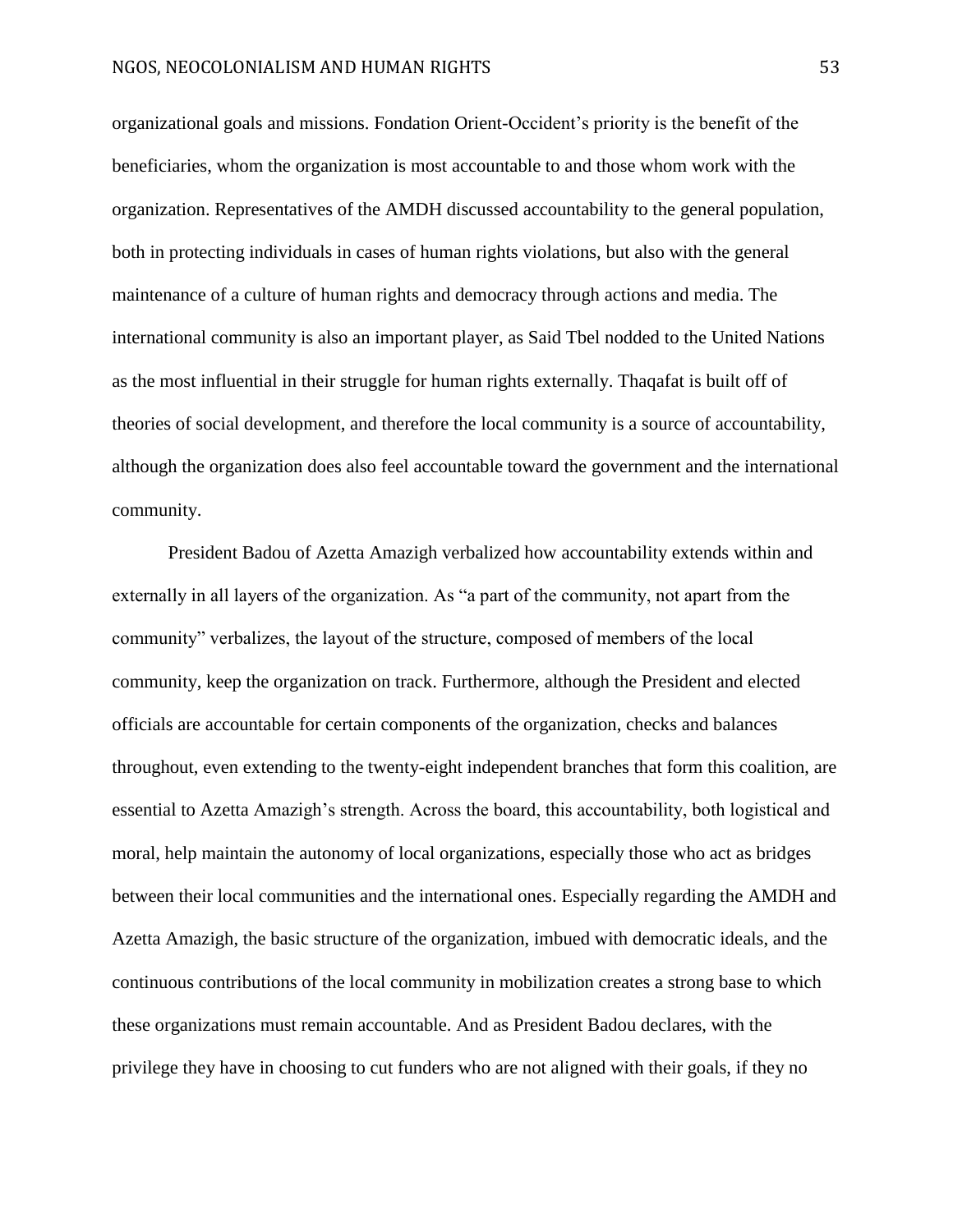organizational goals and missions. Fondation Orient-Occident's priority is the benefit of the beneficiaries, whom the organization is most accountable to and those whom work with the organization. Representatives of the AMDH discussed accountability to the general population, both in protecting individuals in cases of human rights violations, but also with the general maintenance of a culture of human rights and democracy through actions and media. The international community is also an important player, as Said Tbel nodded to the United Nations as the most influential in their struggle for human rights externally. Thaqafat is built off of theories of social development, and therefore the local community is a source of accountability, although the organization does also feel accountable toward the government and the international community.

President Badou of Azetta Amazigh verbalized how accountability extends within and externally in all layers of the organization. As "a part of the community, not apart from the community" verbalizes, the layout of the structure, composed of members of the local community, keep the organization on track. Furthermore, although the President and elected officials are accountable for certain components of the organization, checks and balances throughout, even extending to the twenty-eight independent branches that form this coalition, are essential to Azetta Amazigh's strength. Across the board, this accountability, both logistical and moral, help maintain the autonomy of local organizations, especially those who act as bridges between their local communities and the international ones. Especially regarding the AMDH and Azetta Amazigh, the basic structure of the organization, imbued with democratic ideals, and the continuous contributions of the local community in mobilization creates a strong base to which these organizations must remain accountable. And as President Badou declares, with the privilege they have in choosing to cut funders who are not aligned with their goals, if they no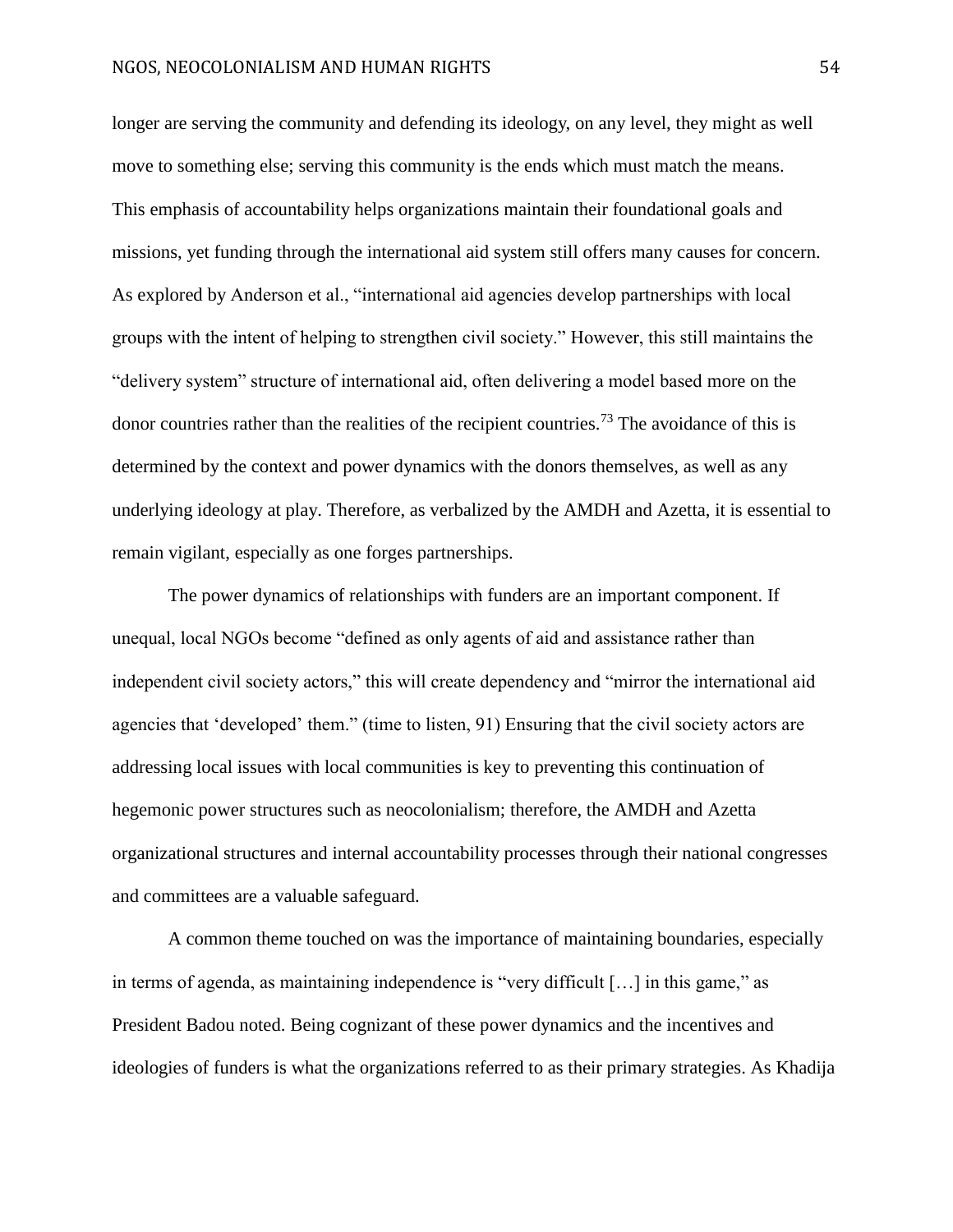longer are serving the community and defending its ideology, on any level, they might as well move to something else; serving this community is the ends which must match the means. This emphasis of accountability helps organizations maintain their foundational goals and missions, yet funding through the international aid system still offers many causes for concern. As explored by Anderson et al., "international aid agencies develop partnerships with local groups with the intent of helping to strengthen civil society." However, this still maintains the "delivery system" structure of international aid, often delivering a model based more on the donor countries rather than the realities of the recipient countries.[73] The avoidance of this is determined by the context and power dynamics with the donors themselves, as well as any underlying ideology at play. Therefore, as verbalized by the AMDH and Azetta, it is essential to remain vigilant, especially as one forges partnerships.

The power dynamics of relationships with funders are an important component. If unequal, local NGOs become "defined as only agents of aid and assistance rather than independent civil society actors," this will create dependency and "mirror the international aid agencies that 'developed' them." (time to listen, 91) Ensuring that the civil society actors are addressing local issues with local communities is key to preventing this continuation of hegemonic power structures such as neocolonialism; therefore, the AMDH and Azetta organizational structures and internal accountability processes through their national congresses and committees are a valuable safeguard.

A common theme touched on was the importance of maintaining boundaries, especially in terms of agenda, as maintaining independence is "very difficult […] in this game," as President Badou noted. Being cognizant of these power dynamics and the incentives and ideologies of funders is what the organizations referred to as their primary strategies. As Khadija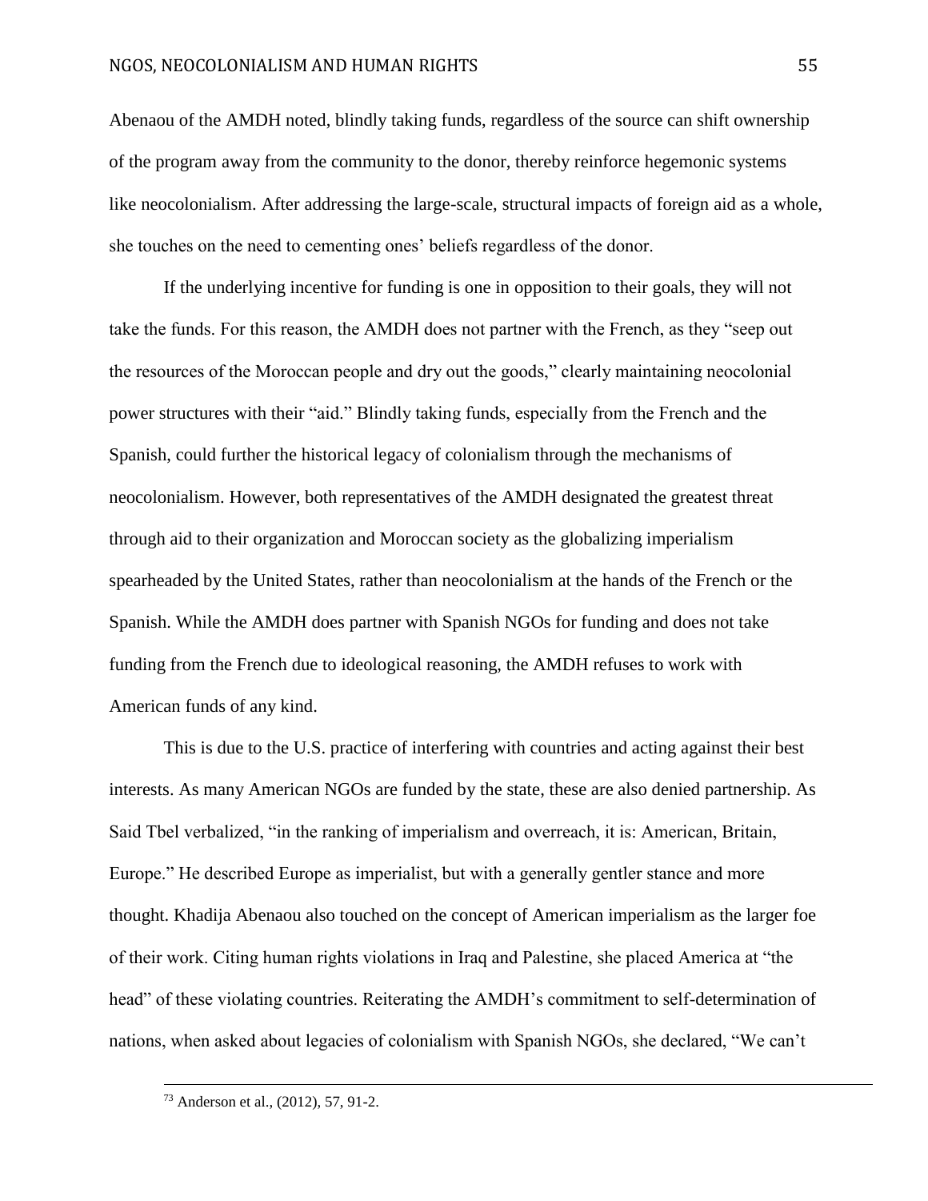Abenaou of the AMDH noted, blindly taking funds, regardless of the source can shift ownership of the program away from the community to the donor, thereby reinforce hegemonic systems like neocolonialism. After addressing the large-scale, structural impacts of foreign aid as a whole, she touches on the need to cementing ones' beliefs regardless of the donor.

If the underlying incentive for funding is one in opposition to their goals, they will not take the funds. For this reason, the AMDH does not partner with the French, as they "seep out the resources of the Moroccan people and dry out the goods," clearly maintaining neocolonial power structures with their "aid." Blindly taking funds, especially from the French and the Spanish, could further the historical legacy of colonialism through the mechanisms of neocolonialism. However, both representatives of the AMDH designated the greatest threat through aid to their organization and Moroccan society as the globalizing imperialism spearheaded by the United States, rather than neocolonialism at the hands of the French or the Spanish. While the AMDH does partner with Spanish NGOs for funding and does not take funding from the French due to ideological reasoning, the AMDH refuses to work with American funds of any kind.

This is due to the U.S. practice of interfering with countries and acting against their best interests. As many American NGOs are funded by the state, these are also denied partnership. As Said Tbel verbalized, "in the ranking of imperialism and overreach, it is: American, Britain, Europe." He described Europe as imperialist, but with a generally gentler stance and more thought. Khadija Abenaou also touched on the concept of American imperialism as the larger foe of their work. Citing human rights violations in Iraq and Palestine, she placed America at "the head" of these violating countries. Reiterating the AMDH's commitment to self-determination of nations, when asked about legacies of colonialism with Spanish NGOs, she declared, "We can't

[73] Anderson et al., (2012), 57, 91-2.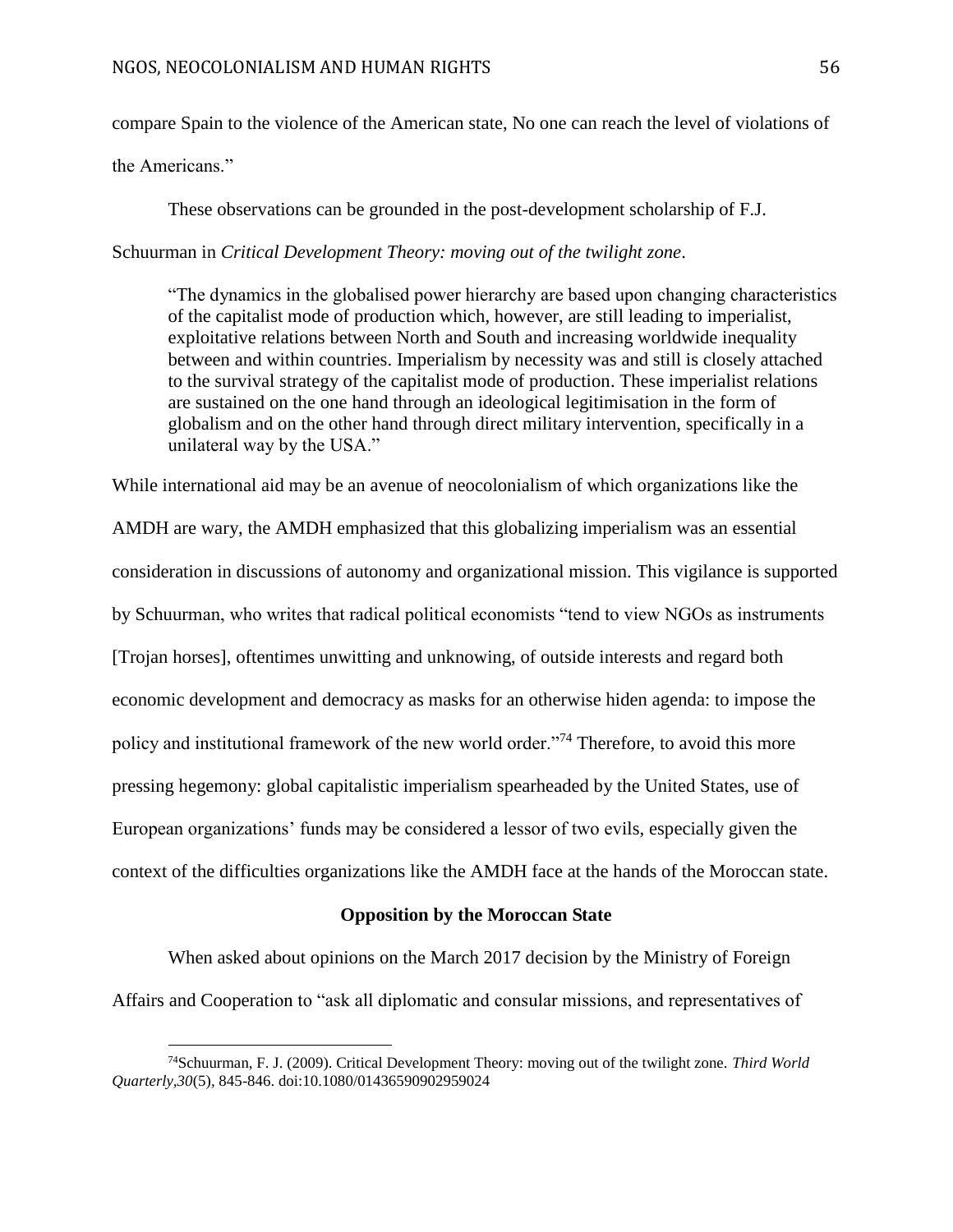compare Spain to the violence of the American state, No one can reach the level of violations of the Americans."

These observations can be grounded in the post-development scholarship of F.J. Schuurman in *Critical Development Theory: moving out of the twilight zone*.

> "The dynamics in the globalised power hierarchy are based upon changing characteristics of the capitalist mode of production which, however, are still leading to imperialist, exploitative relations between North and South and increasing worldwide inequality between and within countries. Imperialism by necessity was and still is closely attached to the survival strategy of the capitalist mode of production. These imperialist relations are sustained on the one hand through an ideological legitimisation in the form of globalism and on the other hand through direct military intervention, specifically in a unilateral way by the USA."

While international aid may be an avenue of neocolonialism of which organizations like the AMDH are wary, the AMDH emphasized that this globalizing imperialism was an essential consideration in discussions of autonomy and organizational mission. This vigilance is supported by Schuurman, who writes that radical political economists "tend to view NGOs as instruments [Trojan horses], oftentimes unwitting and unknowing, of outside interests and regard both economic development and democracy as masks for an otherwise hiden agenda: to impose the policy and institutional framework of the new world order."[74] Therefore, to avoid this more pressing hegemony: global capitalistic imperialism spearheaded by the United States, use of European organizations' funds may be considered a lessor of two evils, especially given the context of the difficulties organizations like the AMDH face at the hands of the Moroccan state.

**Opposition by the Moroccan State**

When asked about opinions on the March 2017 decision by the Ministry of Foreign Affairs and Cooperation to "ask all diplomatic and consular missions, and representatives of

---

[74] Schuurman, F. J. (2009). Critical Development Theory: moving out of the twilight zone. *Third World Quarterly*, *30*(5), 845-846. doi:10.1080/01436590902959024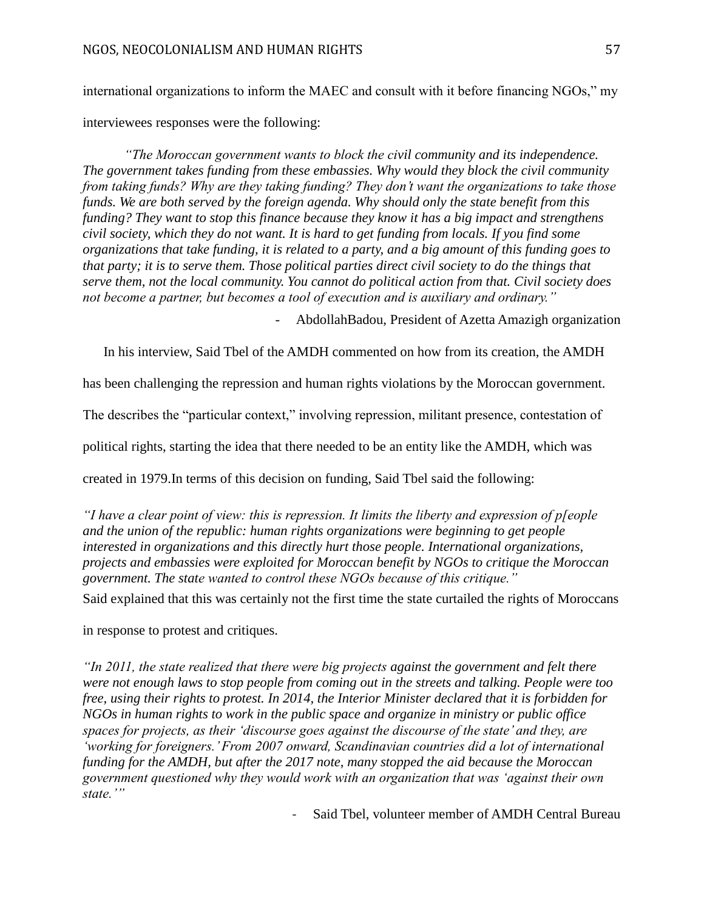international organizations to inform the MAEC and consult with it before financing NGOs," my interviewees responses were the following:

> *"The Moroccan government wants to block the civil community and its independence. The government takes funding from these embassies. Why would they block the civil community from taking funds? Why are they taking funding? They don't want the organizations to take those funds. We are both served by the foreign agenda. Why should only the state benefit from this funding? They want to stop this finance because they know it has a big impact and strengthens civil society, which they do not want. It is hard to get funding from locals. If you find some organizations that take funding, it is related to a party, and a big amount of this funding goes to that party; it is to serve them. Those political parties direct civil society to do the things that serve them, not the local community. You cannot do political action from that. Civil society does not become a partner, but becomes a tool of execution and is auxiliary and ordinary."*
>
> - AbdollahBadou, President of Azetta Amazigh organization

In his interview, Said Tbel of the AMDH commented on how from its creation, the AMDH has been challenging the repression and human rights violations by the Moroccan government. The describes the "particular context," involving repression, militant presence, contestation of political rights, starting the idea that there needed to be an entity like the AMDH, which was created in 1979.In terms of this decision on funding, Said Tbel said the following:

> *"I have a clear point of view: this is repression. It limits the liberty and expression of p[eople and the union of the republic: human rights organizations were beginning to get people interested in organizations and this directly hurt those people. International organizations, projects and embassies were exploited for Moroccan benefit by NGOs to critique the Moroccan government. The state wanted to control these NGOs because of this critique."*

Said explained that this was certainly not the first time the state curtailed the rights of Moroccans in response to protest and critiques.

> *"In 2011, the state realized that there were big projects against the government and felt there were not enough laws to stop people from coming out in the streets and talking. People were too free, using their rights to protest. In 2014, the Interior Minister declared that it is forbidden for NGOs in human rights to work in the public space and organize in ministry or public office spaces for projects, as their 'discourse goes against the discourse of the state' and they, are 'working for foreigners.' From 2007 onward, Scandinavian countries did a lot of international funding for the AMDH, but after the 2017 note, many stopped the aid because the Moroccan government questioned why they would work with an organization that was 'against their own state.'"*
>
> - Said Tbel, volunteer member of AMDH Central Bureau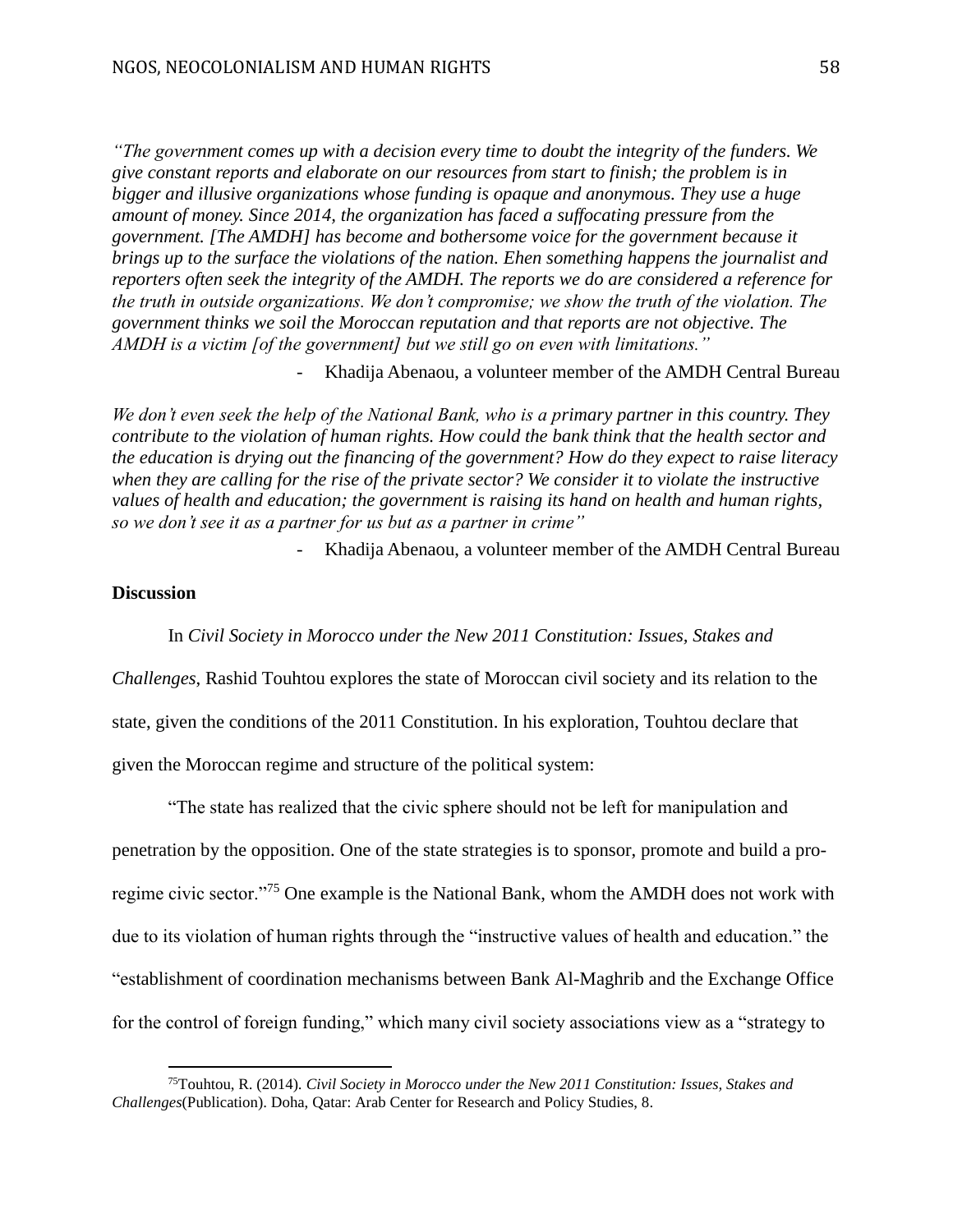*"The government comes up with a decision every time to doubt the integrity of the funders. We give constant reports and elaborate on our resources from start to finish; the problem is in bigger and illusive organizations whose funding is opaque and anonymous. They use a huge amount of money. Since 2014, the organization has faced a suffocating pressure from the government. [The AMDH] has become and bothersome voice for the government because it brings up to the surface the violations of the nation. Ehen something happens the journalist and reporters often seek the integrity of the AMDH. The reports we do are considered a reference for the truth in outside organizations. We don't compromise; we show the truth of the violation. The government thinks we soil the Moroccan reputation and that reports are not objective. The AMDH is a victim [of the government] but we still go on even with limitations."*

- Khadija Abenaou, a volunteer member of the AMDH Central Bureau

*We don't even seek the help of the National Bank, who is a primary partner in this country. They contribute to the violation of human rights. How could the bank think that the health sector and the education is drying out the financing of the government? How do they expect to raise literacy when they are calling for the rise of the private sector? We consider it to violate the instructive values of health and education; the government is raising its hand on health and human rights, so we don't see it as a partner for us but as a partner in crime"*

- Khadija Abenaou, a volunteer member of the AMDH Central Bureau

**Discussion**

In *Civil Society in Morocco under the New 2011 Constitution: Issues, Stakes and Challenges*, Rashid Touhtou explores the state of Moroccan civil society and its relation to the state, given the conditions of the 2011 Constitution. In his exploration, Touhtou declare that given the Moroccan regime and structure of the political system:

"The state has realized that the civic sphere should not be left for manipulation and penetration by the opposition. One of the state strategies is to sponsor, promote and build a pro-regime civic sector."[75] One example is the National Bank, whom the AMDH does not work with due to its violation of human rights through the "instructive values of health and education." the "establishment of coordination mechanisms between Bank Al-Maghrib and the Exchange Office for the control of foreign funding," which many civil society associations view as a "strategy to

[75]Touhtou, R. (2014). *Civil Society in Morocco under the New 2011 Constitution: Issues, Stakes and Challenges*(Publication). Doha, Qatar: Arab Center for Research and Policy Studies, 8.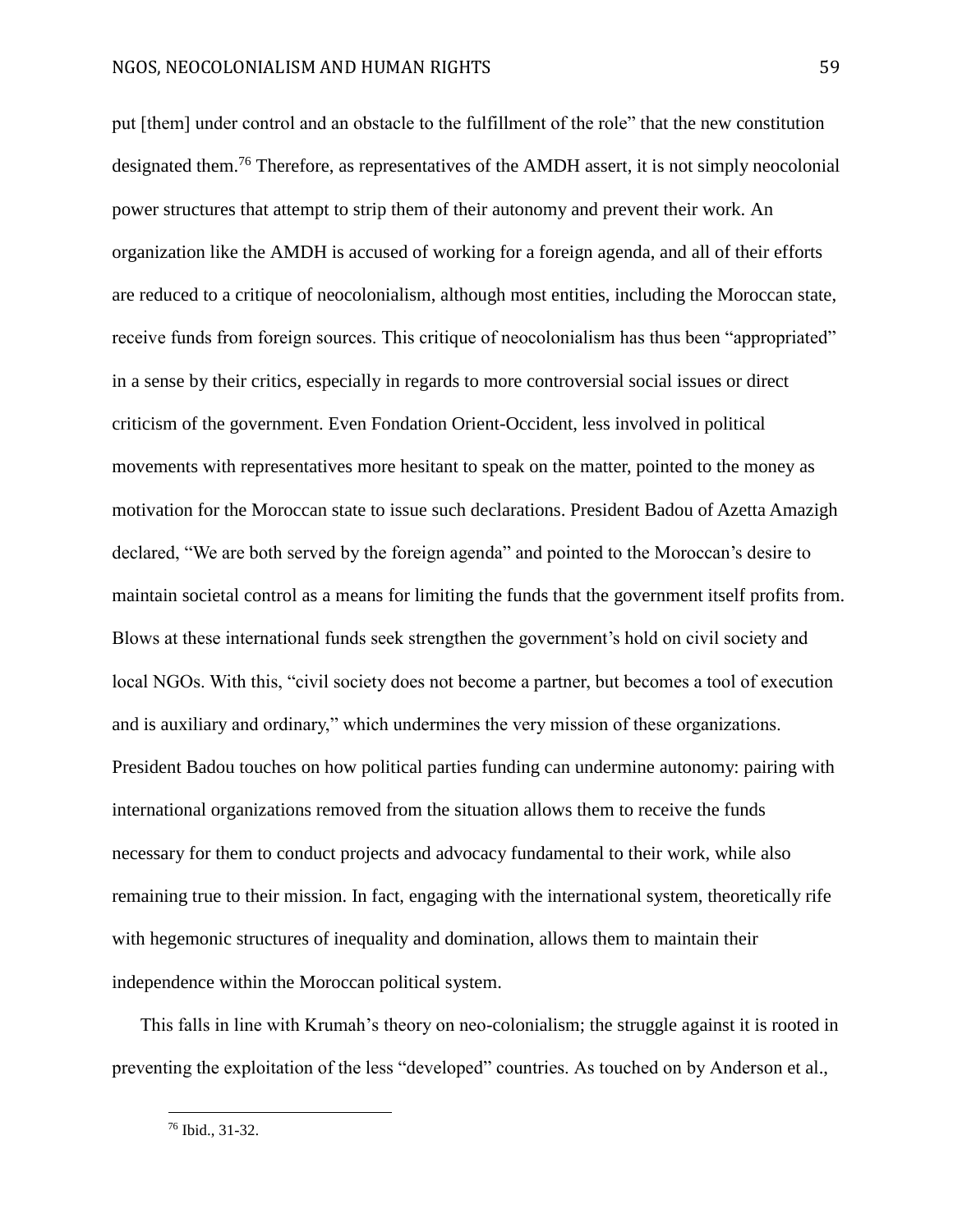put [them] under control and an obstacle to the fulfillment of the role" that the new constitution designated them.[76] Therefore, as representatives of the AMDH assert, it is not simply neocolonial power structures that attempt to strip them of their autonomy and prevent their work. An organization like the AMDH is accused of working for a foreign agenda, and all of their efforts are reduced to a critique of neocolonialism, although most entities, including the Moroccan state, receive funds from foreign sources. This critique of neocolonialism has thus been "appropriated" in a sense by their critics, especially in regards to more controversial social issues or direct criticism of the government. Even Fondation Orient-Occident, less involved in political movements with representatives more hesitant to speak on the matter, pointed to the money as motivation for the Moroccan state to issue such declarations. President Badou of Azetta Amazigh declared, "We are both served by the foreign agenda" and pointed to the Moroccan's desire to maintain societal control as a means for limiting the funds that the government itself profits from. Blows at these international funds seek strengthen the government's hold on civil society and local NGOs. With this, "civil society does not become a partner, but becomes a tool of execution and is auxiliary and ordinary," which undermines the very mission of these organizations. President Badou touches on how political parties funding can undermine autonomy: pairing with international organizations removed from the situation allows them to receive the funds necessary for them to conduct projects and advocacy fundamental to their work, while also remaining true to their mission. In fact, engaging with the international system, theoretically rife with hegemonic structures of inequality and domination, allows them to maintain their independence within the Moroccan political system.

This falls in line with Krumah's theory on neo-colonialism; the struggle against it is rooted in preventing the exploitation of the less "developed" countries. As touched on by Anderson et al.,

[76] Ibid., 31-32.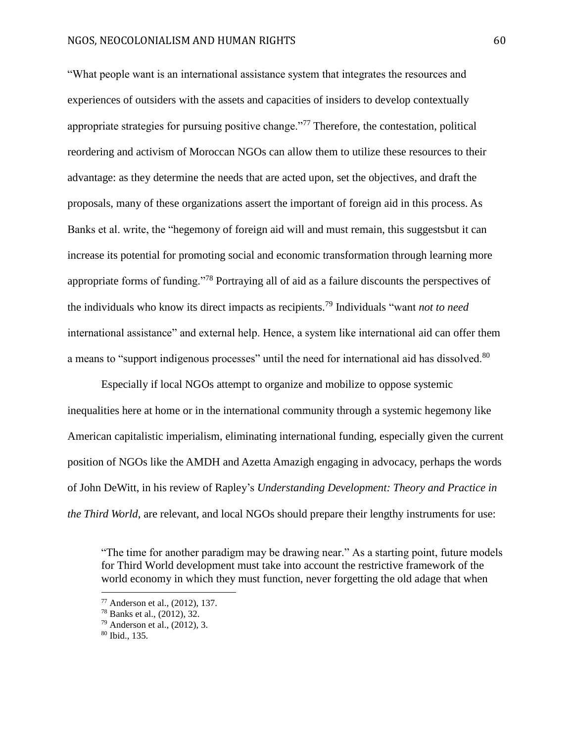"What people want is an international assistance system that integrates the resources and experiences of outsiders with the assets and capacities of insiders to develop contextually appropriate strategies for pursuing positive change."[77] Therefore, the contestation, political reordering and activism of Moroccan NGOs can allow them to utilize these resources to their advantage: as they determine the needs that are acted upon, set the objectives, and draft the proposals, many of these organizations assert the important of foreign aid in this process. As Banks et al. write, the "hegemony of foreign aid will and must remain, this suggestsbut it can increase its potential for promoting social and economic transformation through learning more appropriate forms of funding."[78] Portraying all of aid as a failure discounts the perspectives of the individuals who know its direct impacts as recipients.[79] Individuals "want *not to need* international assistance" and external help. Hence, a system like international aid can offer them a means to "support indigenous processes" until the need for international aid has dissolved.[80]

Especially if local NGOs attempt to organize and mobilize to oppose systemic inequalities here at home or in the international community through a systemic hegemony like American capitalistic imperialism, eliminating international funding, especially given the current position of NGOs like the AMDH and Azetta Amazigh engaging in advocacy, perhaps the words of John DeWitt, in his review of Rapley's *Understanding Development: Theory and Practice in the Third World*, are relevant, and local NGOs should prepare their lengthy instruments for use:

> "The time for another paradigm may be drawing near." As a starting point, future models for Third World development must take into account the restrictive framework of the world economy in which they must function, never forgetting the old adage that when

---

[77] Anderson et al., (2012), 137.

[78] Banks et al., (2012), 32.

[79] Anderson et al., (2012), 3.

[80] Ibid., 135.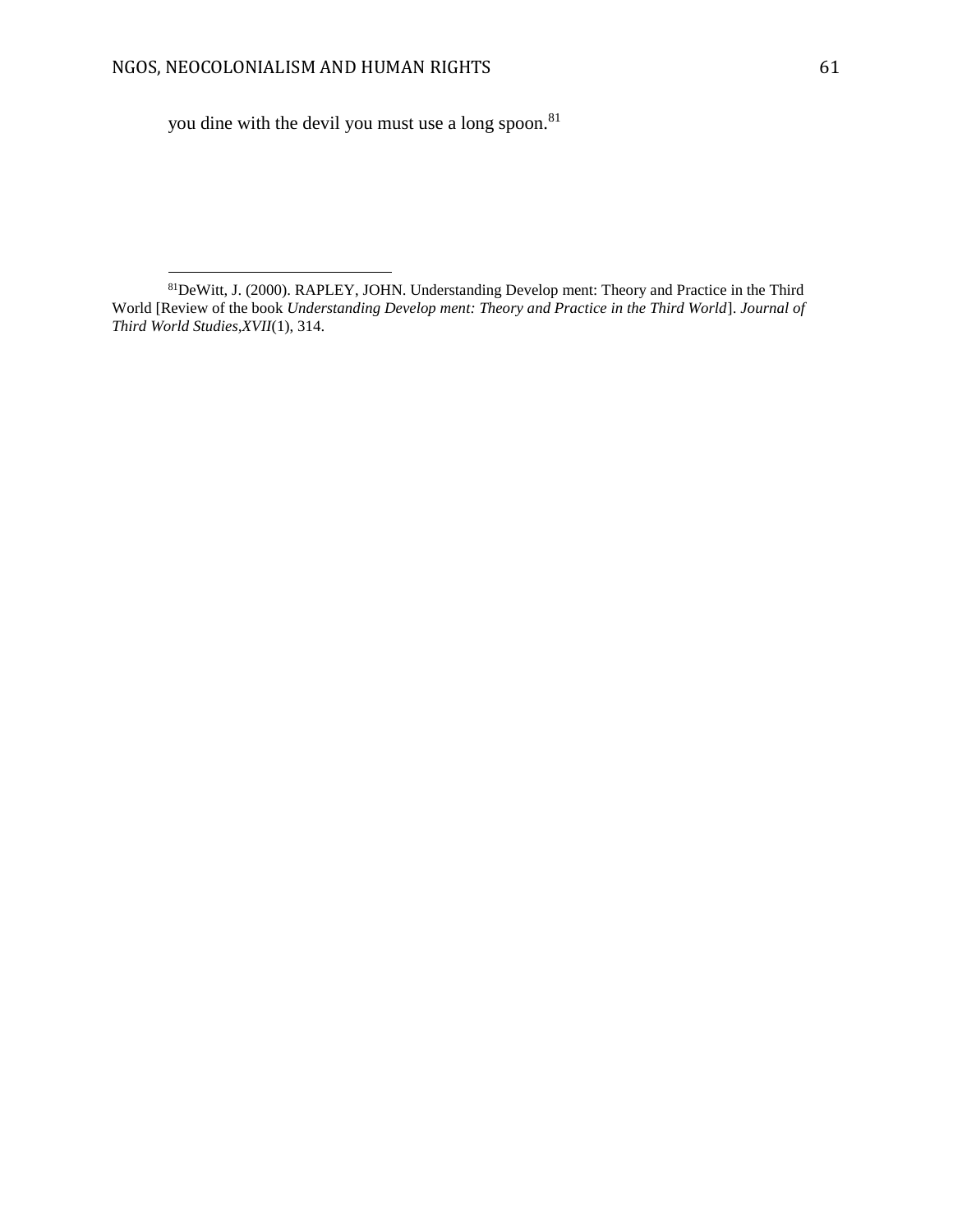you dine with the devil you must use a long spoon.[81]

---

[81]DeWitt, J. (2000). RAPLEY, JOHN. Understanding Develop ment: Theory and Practice in the Third World [Review of the book *Understanding Develop ment: Theory and Practice in the Third World*]. *Journal of Third World Studies,XVII*(1), 314.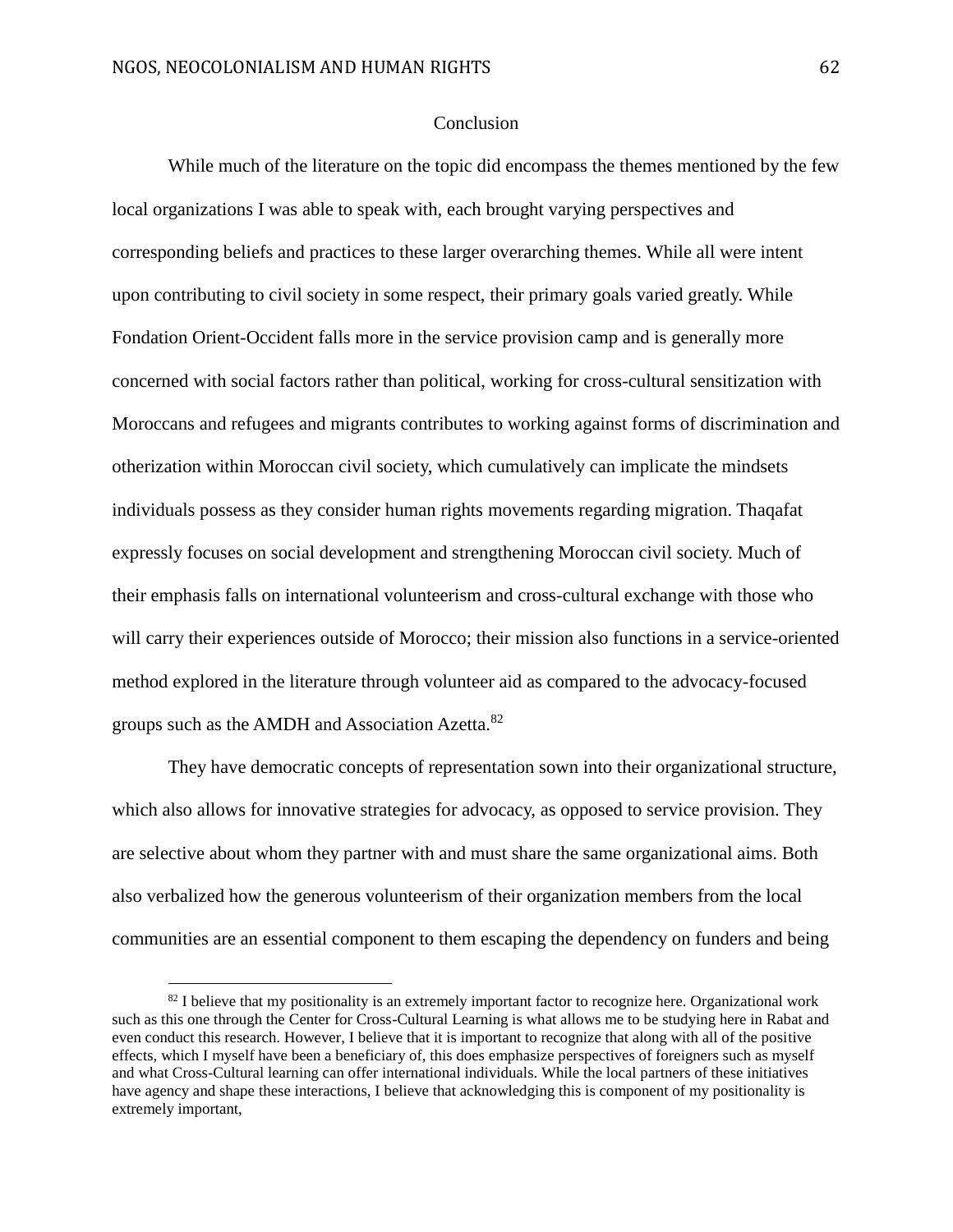## Conclusion

While much of the literature on the topic did encompass the themes mentioned by the few local organizations I was able to speak with, each brought varying perspectives and corresponding beliefs and practices to these larger overarching themes. While all were intent upon contributing to civil society in some respect, their primary goals varied greatly. While Fondation Orient-Occident falls more in the service provision camp and is generally more concerned with social factors rather than political, working for cross-cultural sensitization with Moroccans and refugees and migrants contributes to working against forms of discrimination and otherization within Moroccan civil society, which cumulatively can implicate the mindsets individuals possess as they consider human rights movements regarding migration. Thaqafat expressly focuses on social development and strengthening Moroccan civil society. Much of their emphasis falls on international volunteerism and cross-cultural exchange with those who will carry their experiences outside of Morocco; their mission also functions in a service-oriented method explored in the literature through volunteer aid as compared to the advocacy-focused groups such as the AMDH and Association Azetta.[82]

They have democratic concepts of representation sown into their organizational structure, which also allows for innovative strategies for advocacy, as opposed to service provision. They are selective about whom they partner with and must share the same organizational aims. Both also verbalized how the generous volunteerism of their organization members from the local communities are an essential component to them escaping the dependency on funders and being

[82] I believe that my positionality is an extremely important factor to recognize here. Organizational work such as this one through the Center for Cross-Cultural Learning is what allows me to be studying here in Rabat and even conduct this research. However, I believe that it is important to recognize that along with all of the positive effects, which I myself have been a beneficiary of, this does emphasize perspectives of foreigners such as myself and what Cross-Cultural learning can offer international individuals. While the local partners of these initiatives have agency and shape these interactions, I believe that acknowledging this is component of my positionality is extremely important,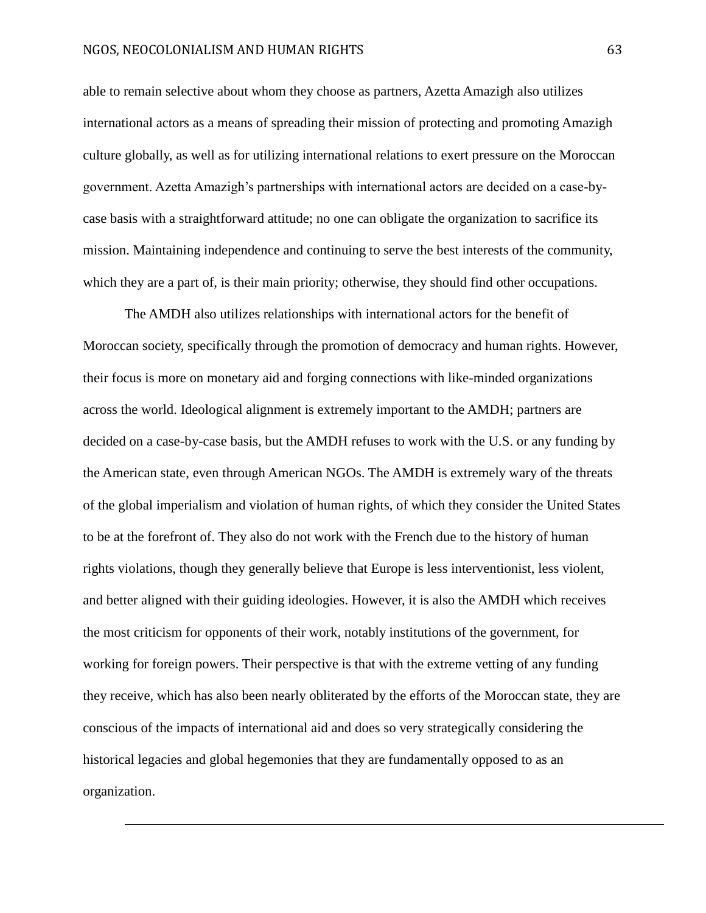able to remain selective about whom they choose as partners, Azetta Amazigh also utilizes international actors as a means of spreading their mission of protecting and promoting Amazigh culture globally, as well as for utilizing international relations to exert pressure on the Moroccan government. Azetta Amazigh's partnerships with international actors are decided on a case-by-case basis with a straightforward attitude; no one can obligate the organization to sacrifice its mission. Maintaining independence and continuing to serve the best interests of the community, which they are a part of, is their main priority; otherwise, they should find other occupations.

The AMDH also utilizes relationships with international actors for the benefit of Moroccan society, specifically through the promotion of democracy and human rights. However, their focus is more on monetary aid and forging connections with like-minded organizations across the world. Ideological alignment is extremely important to the AMDH; partners are decided on a case-by-case basis, but the AMDH refuses to work with the U.S. or any funding by the American state, even through American NGOs. The AMDH is extremely wary of the threats of the global imperialism and violation of human rights, of which they consider the United States to be at the forefront of. They also do not work with the French due to the history of human rights violations, though they generally believe that Europe is less interventionist, less violent, and better aligned with their guiding ideologies. However, it is also the AMDH which receives the most criticism for opponents of their work, notably institutions of the government, for working for foreign powers. Their perspective is that with the extreme vetting of any funding they receive, which has also been nearly obliterated by the efforts of the Moroccan state, they are conscious of the impacts of international aid and does so very strategically considering the historical legacies and global hegemonies that they are fundamentally opposed to as an organization.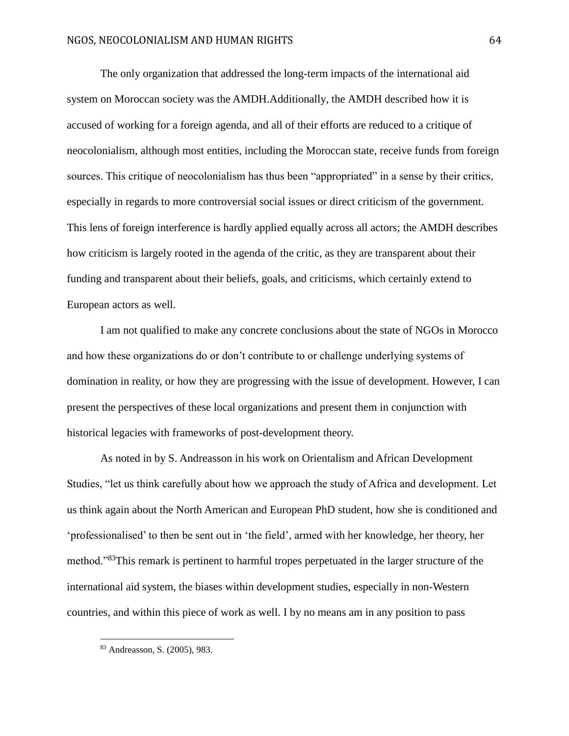The only organization that addressed the long-term impacts of the international aid system on Moroccan society was the AMDH.Additionally, the AMDH described how it is accused of working for a foreign agenda, and all of their efforts are reduced to a critique of neocolonialism, although most entities, including the Moroccan state, receive funds from foreign sources. This critique of neocolonialism has thus been "appropriated" in a sense by their critics, especially in regards to more controversial social issues or direct criticism of the government. This lens of foreign interference is hardly applied equally across all actors; the AMDH describes how criticism is largely rooted in the agenda of the critic, as they are transparent about their funding and transparent about their beliefs, goals, and criticisms, which certainly extend to European actors as well.

I am not qualified to make any concrete conclusions about the state of NGOs in Morocco and how these organizations do or don't contribute to or challenge underlying systems of domination in reality, or how they are progressing with the issue of development. However, I can present the perspectives of these local organizations and present them in conjunction with historical legacies with frameworks of post-development theory.

As noted in by S. Andreasson in his work on Orientalism and African Development Studies, "let us think carefully about how we approach the study of Africa and development. Let us think again about the North American and European PhD student, how she is conditioned and 'professionalised' to then be sent out in 'the field', armed with her knowledge, her theory, her method."[83]This remark is pertinent to harmful tropes perpetuated in the larger structure of the international aid system, the biases within development studies, especially in non-Western countries, and within this piece of work as well. I by no means am in any position to pass

[83] Andreasson, S. (2005), 983.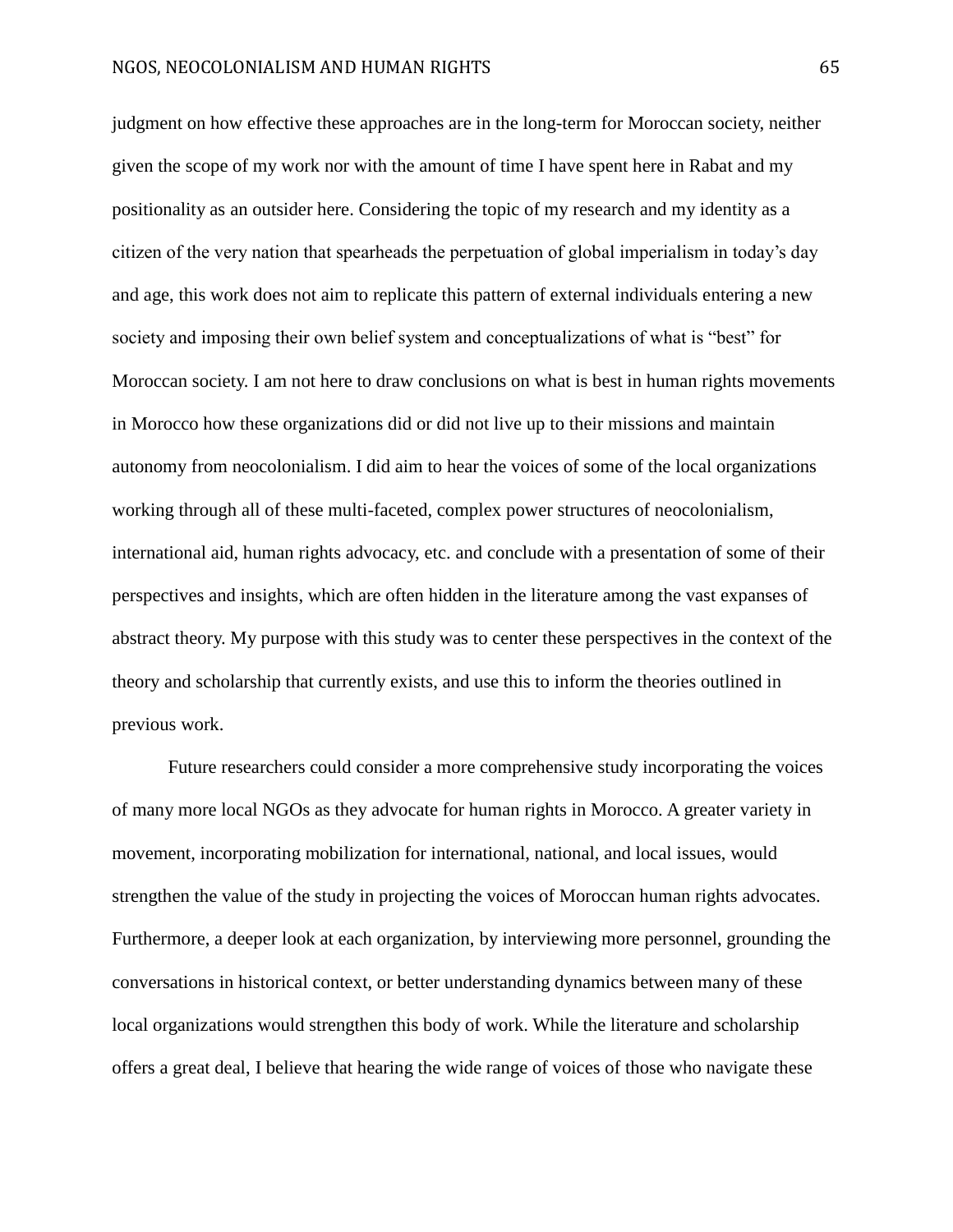judgment on how effective these approaches are in the long-term for Moroccan society, neither given the scope of my work nor with the amount of time I have spent here in Rabat and my positionality as an outsider here. Considering the topic of my research and my identity as a citizen of the very nation that spearheads the perpetuation of global imperialism in today's day and age, this work does not aim to replicate this pattern of external individuals entering a new society and imposing their own belief system and conceptualizations of what is "best" for Moroccan society. I am not here to draw conclusions on what is best in human rights movements in Morocco how these organizations did or did not live up to their missions and maintain autonomy from neocolonialism. I did aim to hear the voices of some of the local organizations working through all of these multi-faceted, complex power structures of neocolonialism, international aid, human rights advocacy, etc. and conclude with a presentation of some of their perspectives and insights, which are often hidden in the literature among the vast expanses of abstract theory. My purpose with this study was to center these perspectives in the context of the theory and scholarship that currently exists, and use this to inform the theories outlined in previous work.

Future researchers could consider a more comprehensive study incorporating the voices of many more local NGOs as they advocate for human rights in Morocco. A greater variety in movement, incorporating mobilization for international, national, and local issues, would strengthen the value of the study in projecting the voices of Moroccan human rights advocates. Furthermore, a deeper look at each organization, by interviewing more personnel, grounding the conversations in historical context, or better understanding dynamics between many of these local organizations would strengthen this body of work. While the literature and scholarship offers a great deal, I believe that hearing the wide range of voices of those who navigate these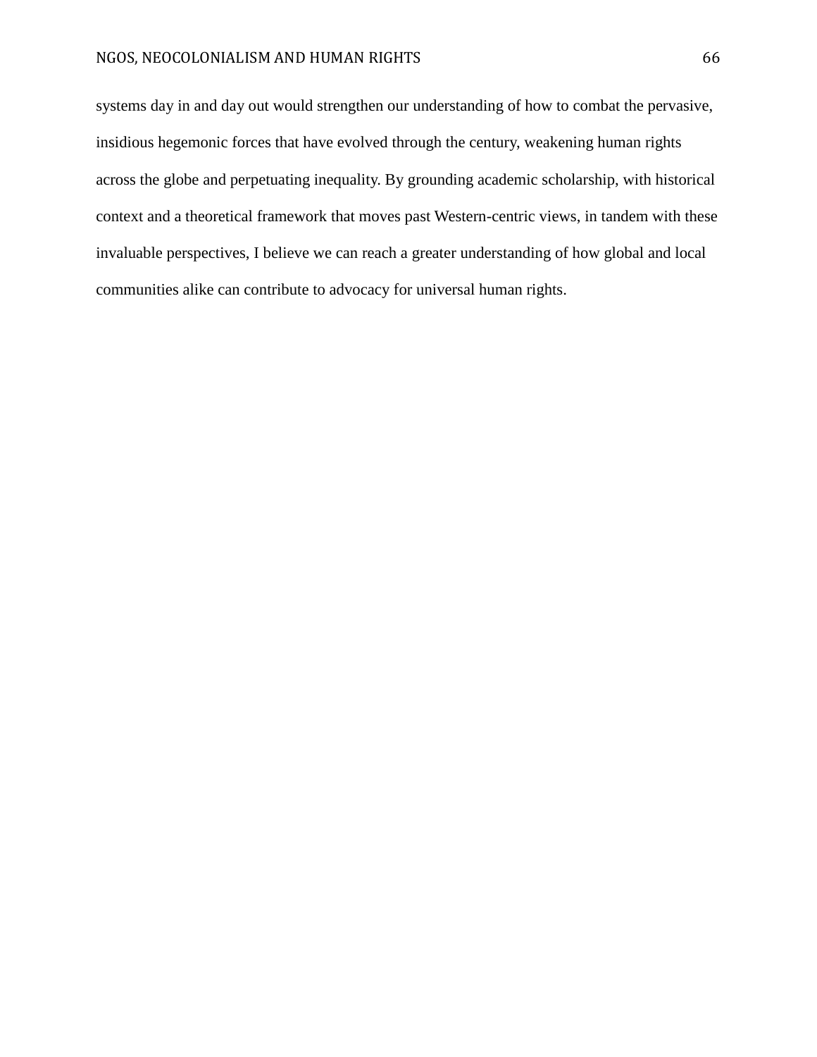systems day in and day out would strengthen our understanding of how to combat the pervasive, insidious hegemonic forces that have evolved through the century, weakening human rights across the globe and perpetuating inequality. By grounding academic scholarship, with historical context and a theoretical framework that moves past Western-centric views, in tandem with these invaluable perspectives, I believe we can reach a greater understanding of how global and local communities alike can contribute to advocacy for universal human rights.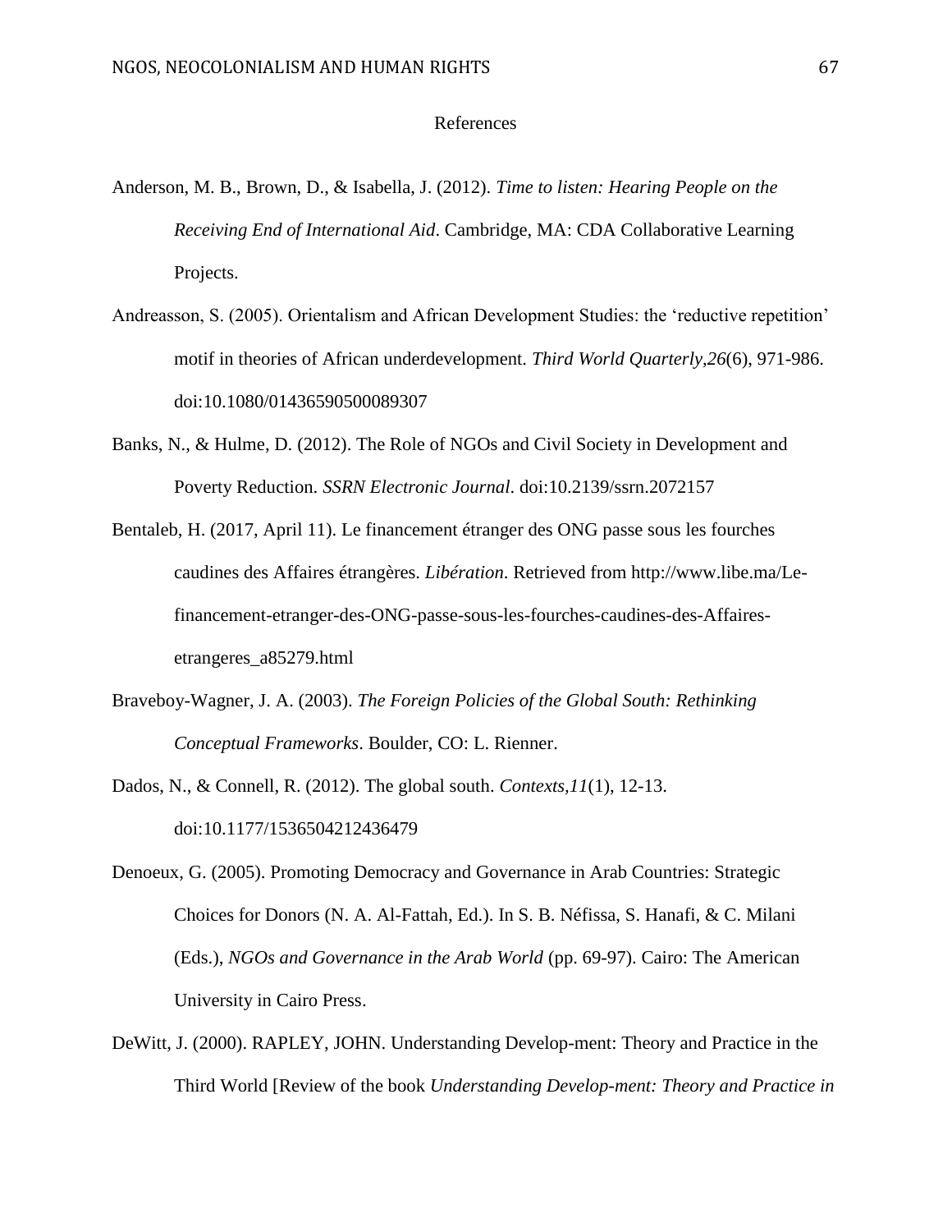References

Anderson, M. B., Brown, D., & Isabella, J. (2012). *Time to listen: Hearing People on the Receiving End of International Aid*. Cambridge, MA: CDA Collaborative Learning Projects.

Andreasson, S. (2005). Orientalism and African Development Studies: the 'reductive repetition' motif in theories of African underdevelopment. *Third World Quarterly*,*26*(6), 971-986. doi:10.1080/01436590500089307

Banks, N., & Hulme, D. (2012). The Role of NGOs and Civil Society in Development and Poverty Reduction. *SSRN Electronic Journal*. doi:10.2139/ssrn.2072157

Bentaleb, H. (2017, April 11). Le financement étranger des ONG passe sous les fourches caudines des Affaires étrangères. *Libération*. Retrieved from http://www.libe.ma/Le-financement-etranger-des-ONG-passe-sous-les-fourches-caudines-des-Affaires-etrangeres_a85279.html

Braveboy-Wagner, J. A. (2003). *The Foreign Policies of the Global South: Rethinking Conceptual Frameworks*. Boulder, CO: L. Rienner.

Dados, N., & Connell, R. (2012). The global south. *Contexts*,*11*(1), 12-13. doi:10.1177/1536504212436479

Denoeux, G. (2005). Promoting Democracy and Governance in Arab Countries: Strategic Choices for Donors (N. A. Al-Fattah, Ed.). In S. B. Néfissa, S. Hanafi, & C. Milani (Eds.), *NGOs and Governance in the Arab World* (pp. 69-97). Cairo: The American University in Cairo Press.

DeWitt, J. (2000). RAPLEY, JOHN. Understanding Develop-ment: Theory and Practice in the Third World [Review of the book *Understanding Develop-ment: Theory and Practice in*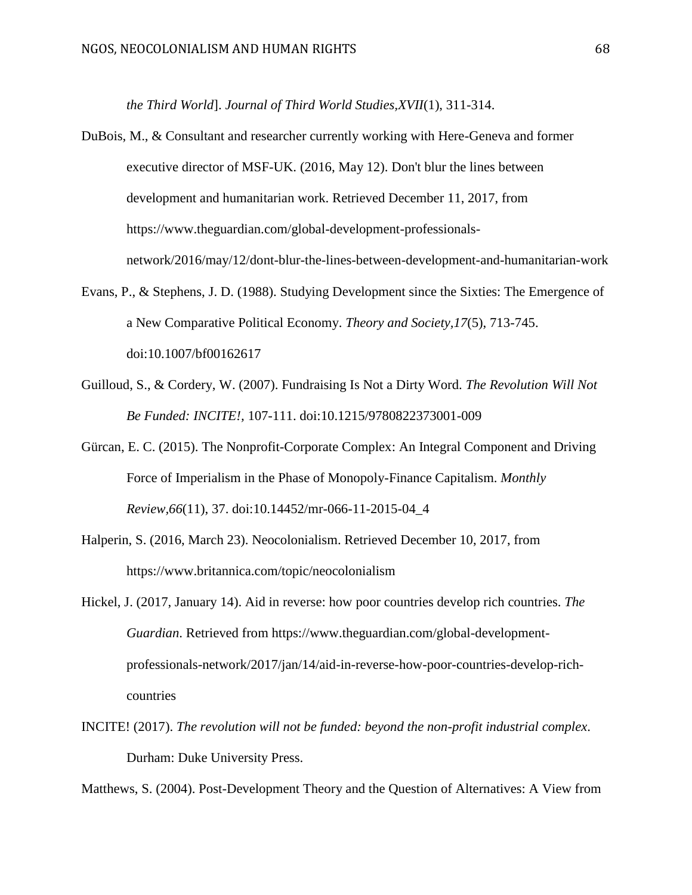*the Third World*]. *Journal of Third World Studies,XVII*(1), 311-314.

DuBois, M., & Consultant and researcher currently working with Here-Geneva and former executive director of MSF-UK. (2016, May 12). Don't blur the lines between development and humanitarian work. Retrieved December 11, 2017, from https://www.theguardian.com/global-development-professionals-network/2016/may/12/dont-blur-the-lines-between-development-and-humanitarian-work

Evans, P., & Stephens, J. D. (1988). Studying Development since the Sixties: The Emergence of a New Comparative Political Economy. *Theory and Society,17*(5), 713-745. doi:10.1007/bf00162617

Guilloud, S., & Cordery, W. (2007). Fundraising Is Not a Dirty Word. *The Revolution Will Not Be Funded: INCITE!,* 107-111. doi:10.1215/9780822373001-009

Gürcan, E. C. (2015). The Nonprofit-Corporate Complex: An Integral Component and Driving Force of Imperialism in the Phase of Monopoly-Finance Capitalism. *Monthly Review,66*(11), 37. doi:10.14452/mr-066-11-2015-04_4

Halperin, S. (2016, March 23). Neocolonialism. Retrieved December 10, 2017, from https://www.britannica.com/topic/neocolonialism

Hickel, J. (2017, January 14). Aid in reverse: how poor countries develop rich countries. *The Guardian*. Retrieved from https://www.theguardian.com/global-development-professionals-network/2017/jan/14/aid-in-reverse-how-poor-countries-develop-rich-countries

INCITE! (2017). *The revolution will not be funded: beyond the non-profit industrial complex.* Durham: Duke University Press.

Matthews, S. (2004). Post-Development Theory and the Question of Alternatives: A View from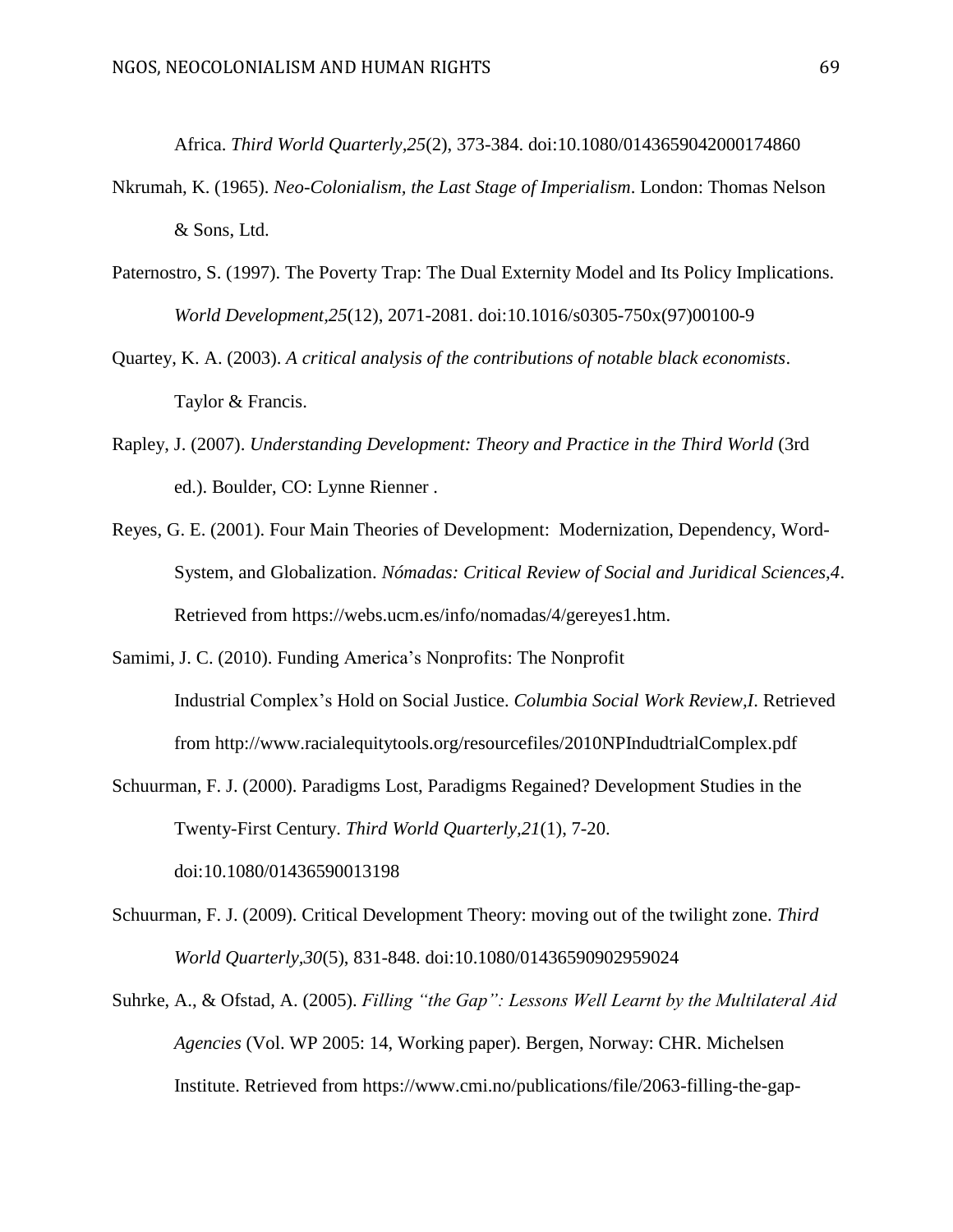Africa. *Third World Quarterly*,*25*(2), 373-384. doi:10.1080/0143659042000174860

Nkrumah, K. (1965). *Neo-Colonialism, the Last Stage of Imperialism*. London: Thomas Nelson & Sons, Ltd.

Paternostro, S. (1997). The Poverty Trap: The Dual Externity Model and Its Policy Implications. *World Development*,*25*(12), 2071-2081. doi:10.1016/s0305-750x(97)00100-9

Quartey, K. A. (2003). *A critical analysis of the contributions of notable black economists*. Taylor & Francis.

Rapley, J. (2007). *Understanding Development: Theory and Practice in the Third World* (3rd ed.). Boulder, CO: Lynne Rienner .

Reyes, G. E. (2001). Four Main Theories of Development: Modernization, Dependency, Word-System, and Globalization. *Nómadas: Critical Review of Social and Juridical Sciences,4*. Retrieved from https://webs.ucm.es/info/nomadas/4/gereyes1.htm.

Samimi, J. C. (2010). Funding America's Nonprofits: The Nonprofit Industrial Complex's Hold on Social Justice. *Columbia Social Work Review,I*. Retrieved from http://www.racialequitytools.org/resourcefiles/2010NPIndudtrialComplex.pdf

Schuurman, F. J. (2000). Paradigms Lost, Paradigms Regained? Development Studies in the Twenty-First Century. *Third World Quarterly*,*21*(1), 7-20. doi:10.1080/01436590013198

Schuurman, F. J. (2009). Critical Development Theory: moving out of the twilight zone. *Third World Quarterly*,*30*(5), 831-848. doi:10.1080/01436590902959024

Suhrke, A., & Ofstad, A. (2005). *Filling "the Gap": Lessons Well Learnt by the Multilateral Aid Agencies* (Vol. WP 2005: 14, Working paper). Bergen, Norway: CHR. Michelsen Institute. Retrieved from https://www.cmi.no/publications/file/2063-filling-the-gap-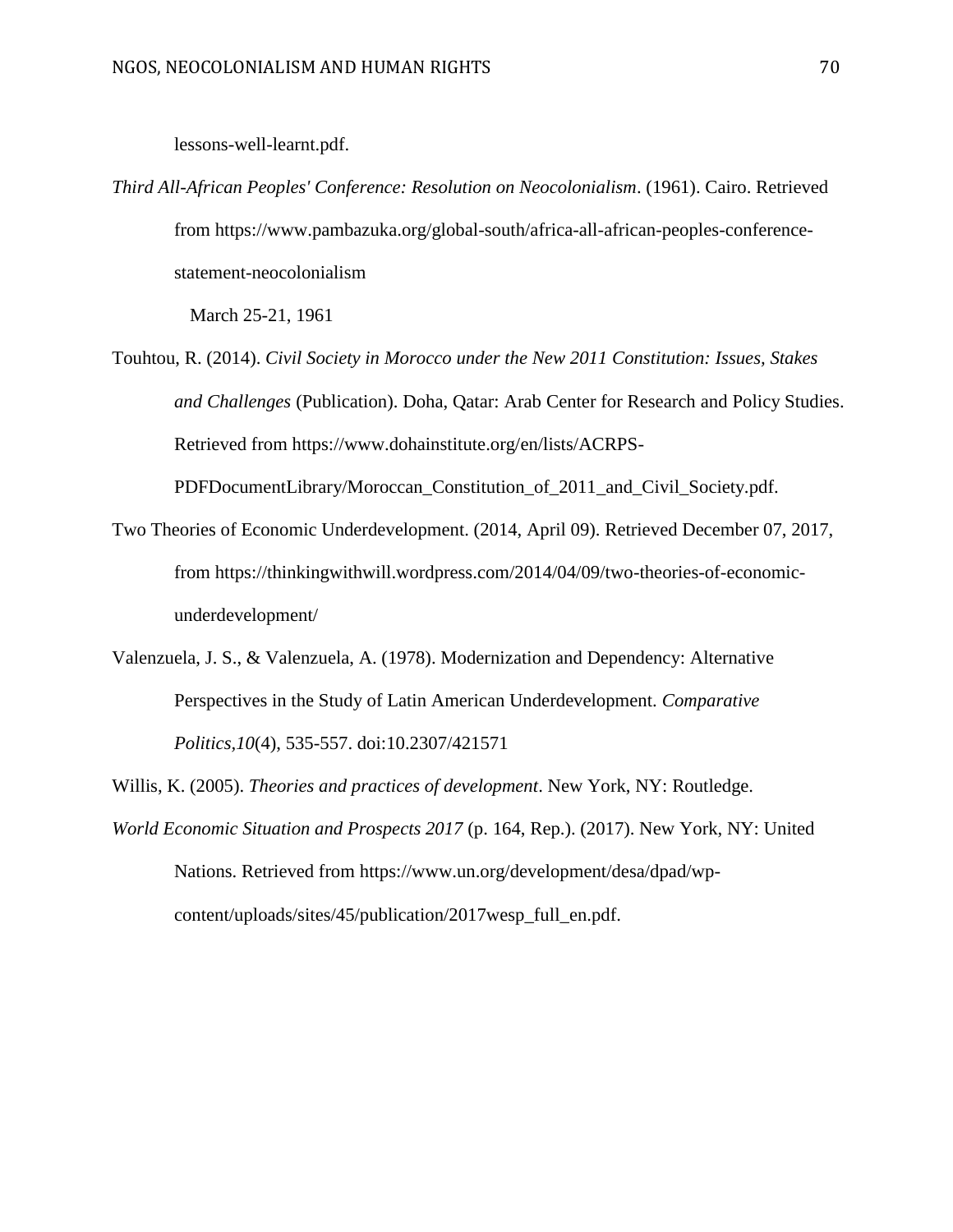lessons-well-learnt.pdf.

*Third All-African Peoples' Conference: Resolution on Neocolonialism*. (1961). Cairo. Retrieved from https://www.pambazuka.org/global-south/africa-all-african-peoples-conference-statement-neocolonialism

March 25-21, 1961

Touhtou, R. (2014). *Civil Society in Morocco under the New 2011 Constitution: Issues, Stakes and Challenges* (Publication). Doha, Qatar: Arab Center for Research and Policy Studies. Retrieved from https://www.dohainstitute.org/en/lists/ACRPS-PDFDocumentLibrary/Moroccan_Constitution_of_2011_and_Civil_Society.pdf.

Two Theories of Economic Underdevelopment. (2014, April 09). Retrieved December 07, 2017, from https://thinkingwithwill.wordpress.com/2014/04/09/two-theories-of-economic-underdevelopment/

Valenzuela, J. S., & Valenzuela, A. (1978). Modernization and Dependency: Alternative Perspectives in the Study of Latin American Underdevelopment. *Comparative Politics,10*(4), 535-557. doi:10.2307/421571

Willis, K. (2005). *Theories and practices of development*. New York, NY: Routledge.

*World Economic Situation and Prospects 2017* (p. 164, Rep.). (2017). New York, NY: United Nations. Retrieved from https://www.un.org/development/desa/dpad/wp-content/uploads/sites/45/publication/2017wesp_full_en.pdf.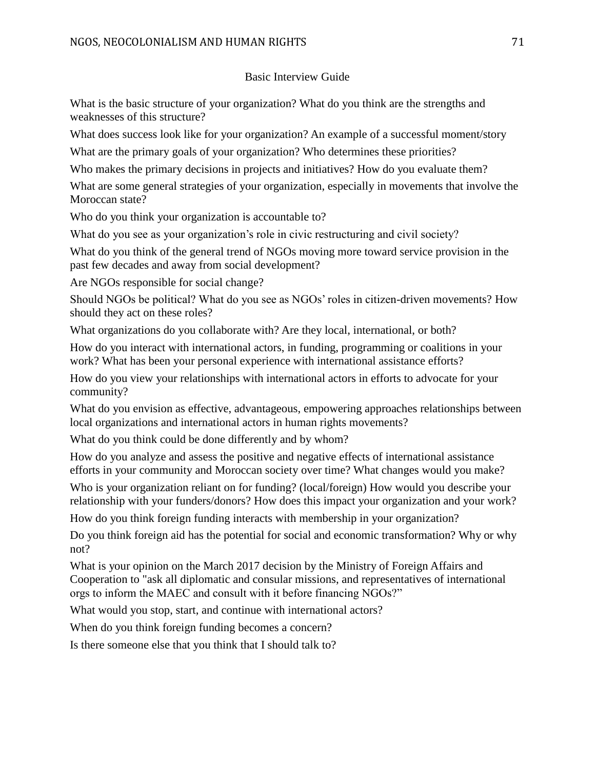## Basic Interview Guide

What is the basic structure of your organization? What do you think are the strengths and weaknesses of this structure?

What does success look like for your organization? An example of a successful moment/story

What are the primary goals of your organization? Who determines these priorities?

Who makes the primary decisions in projects and initiatives? How do you evaluate them?

What are some general strategies of your organization, especially in movements that involve the Moroccan state?

Who do you think your organization is accountable to?

What do you see as your organization's role in civic restructuring and civil society?

What do you think of the general trend of NGOs moving more toward service provision in the past few decades and away from social development?

Are NGOs responsible for social change?

Should NGOs be political? What do you see as NGOs' roles in citizen-driven movements? How should they act on these roles?

What organizations do you collaborate with? Are they local, international, or both?

How do you interact with international actors, in funding, programming or coalitions in your work? What has been your personal experience with international assistance efforts?

How do you view your relationships with international actors in efforts to advocate for your community?

What do you envision as effective, advantageous, empowering approaches relationships between local organizations and international actors in human rights movements?

What do you think could be done differently and by whom?

How do you analyze and assess the positive and negative effects of international assistance efforts in your community and Moroccan society over time? What changes would you make?

Who is your organization reliant on for funding? (local/foreign) How would you describe your relationship with your funders/donors? How does this impact your organization and your work?

How do you think foreign funding interacts with membership in your organization?

Do you think foreign aid has the potential for social and economic transformation? Why or why not?

What is your opinion on the March 2017 decision by the Ministry of Foreign Affairs and Cooperation to "ask all diplomatic and consular missions, and representatives of international orgs to inform the MAEC and consult with it before financing NGOs?"

What would you stop, start, and continue with international actors?

When do you think foreign funding becomes a concern?

Is there someone else that you think that I should talk to?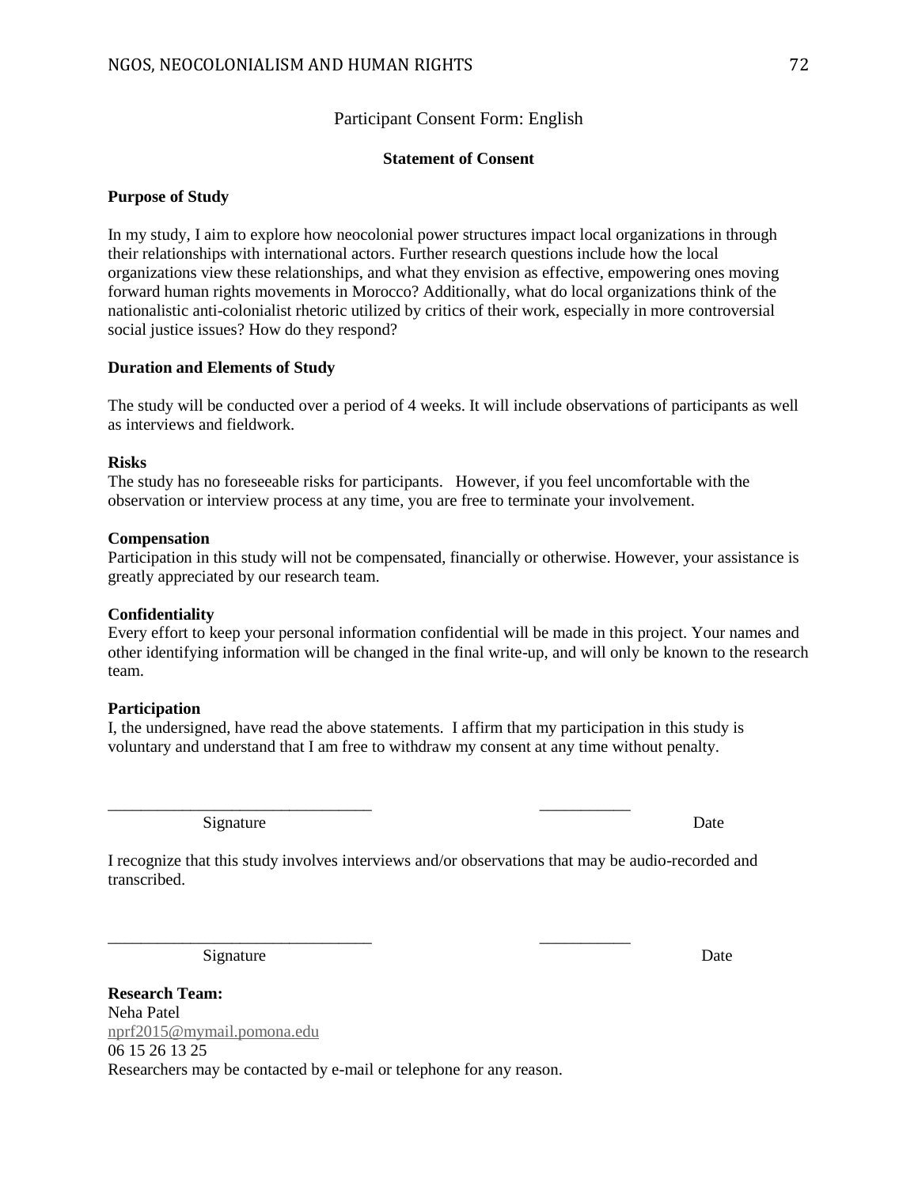Participant Consent Form: English

**Statement of Consent**

**Purpose of Study**

In my study, I aim to explore how neocolonial power structures impact local organizations in through their relationships with international actors. Further research questions include how the local organizations view these relationships, and what they envision as effective, empowering ones moving forward human rights movements in Morocco? Additionally, what do local organizations think of the nationalistic anti-colonialist rhetoric utilized by critics of their work, especially in more controversial social justice issues? How do they respond?

**Duration and Elements of Study**

The study will be conducted over a period of 4 weeks. It will include observations of participants as well as interviews and fieldwork.

**Risks**

The study has no foreseeable risks for participants. However, if you feel uncomfortable with the observation or interview process at any time, you are free to terminate your involvement.

**Compensation**

Participation in this study will not be compensated, financially or otherwise. However, your assistance is greatly appreciated by our research team.

**Confidentiality**

Every effort to keep your personal information confidential will be made in this project. Your names and other identifying information will be changed in the final write-up, and will only be known to the research team.

**Participation**

I, the undersigned, have read the above statements. I affirm that my participation in this study is voluntary and understand that I am free to withdraw my consent at any time without penalty.

_______________________________ ___________

Signature Date

I recognize that this study involves interviews and/or observations that may be audio-recorded and transcribed.

_______________________________ ___________

Signature Date

**Research Team:**

Neha Patel

nprf2015@mymail.pomona.edu

06 15 26 13 25

Researchers may be contacted by e-mail or telephone for any reason.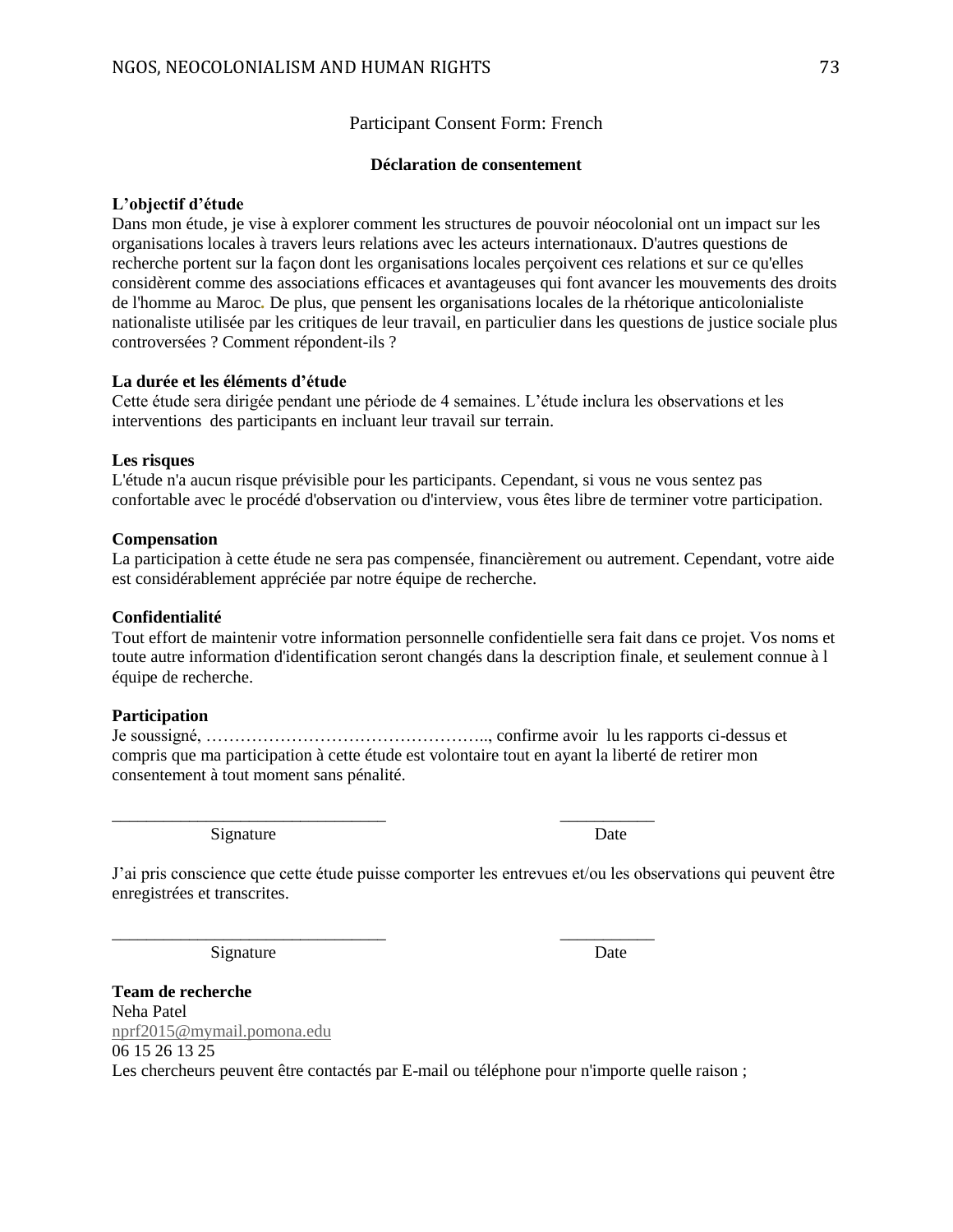Participant Consent Form: French

**Déclaration de consentement**

**L'objectif d'étude**
Dans mon étude, je vise à explorer comment les structures de pouvoir néocolonial ont un impact sur les organisations locales à travers leurs relations avec les acteurs internationaux. D'autres questions de recherche portent sur la façon dont les organisations locales perçoivent ces relations et sur ce qu'elles considèrent comme des associations efficaces et avantageuses qui font avancer les mouvements des droits de l'homme au Maroc. De plus, que pensent les organisations locales de la rhétorique anticolonialiste nationaliste utilisée par les critiques de leur travail, en particulier dans les questions de justice sociale plus controversées ? Comment répondent-ils ?

**La durée et les éléments d'étude**
Cette étude sera dirigée pendant une période de 4 semaines. L'étude inclura les observations et les interventions des participants en incluant leur travail sur terrain.

**Les risques**
L'étude n'a aucun risque prévisible pour les participants. Cependant, si vous ne vous sentez pas confortable avec le procédé d'observation ou d'interview, vous êtes libre de terminer votre participation.

**Compensation**
La participation à cette étude ne sera pas compensée, financièrement ou autrement. Cependant, votre aide est considérablement appréciée par notre équipe de recherche.

**Confidentialité**
Tout effort de maintenir votre information personnelle confidentielle sera fait dans ce projet. Vos noms et toute autre information d'identification seront changés dans la description finale, et seulement connue à l équipe de recherche.

**Participation**
Je soussigné, ………………………………………….., confirme avoir lu les rapports ci-dessus et compris que ma participation à cette étude est volontaire tout en ayant la liberté de retirer mon consentement à tout moment sans pénalité.

_______________________________ ___________
Signature Date

J'ai pris conscience que cette étude puisse comporter les entrevues et/ou les observations qui peuvent être enregistrées et transcrites.

_______________________________ ___________
Signature Date

**Team de recherche**
Neha Patel
nprf2015@mymail.pomona.edu
06 15 26 13 25
Les chercheurs peuvent être contactés par E-mail ou téléphone pour n'importe quelle raison ;